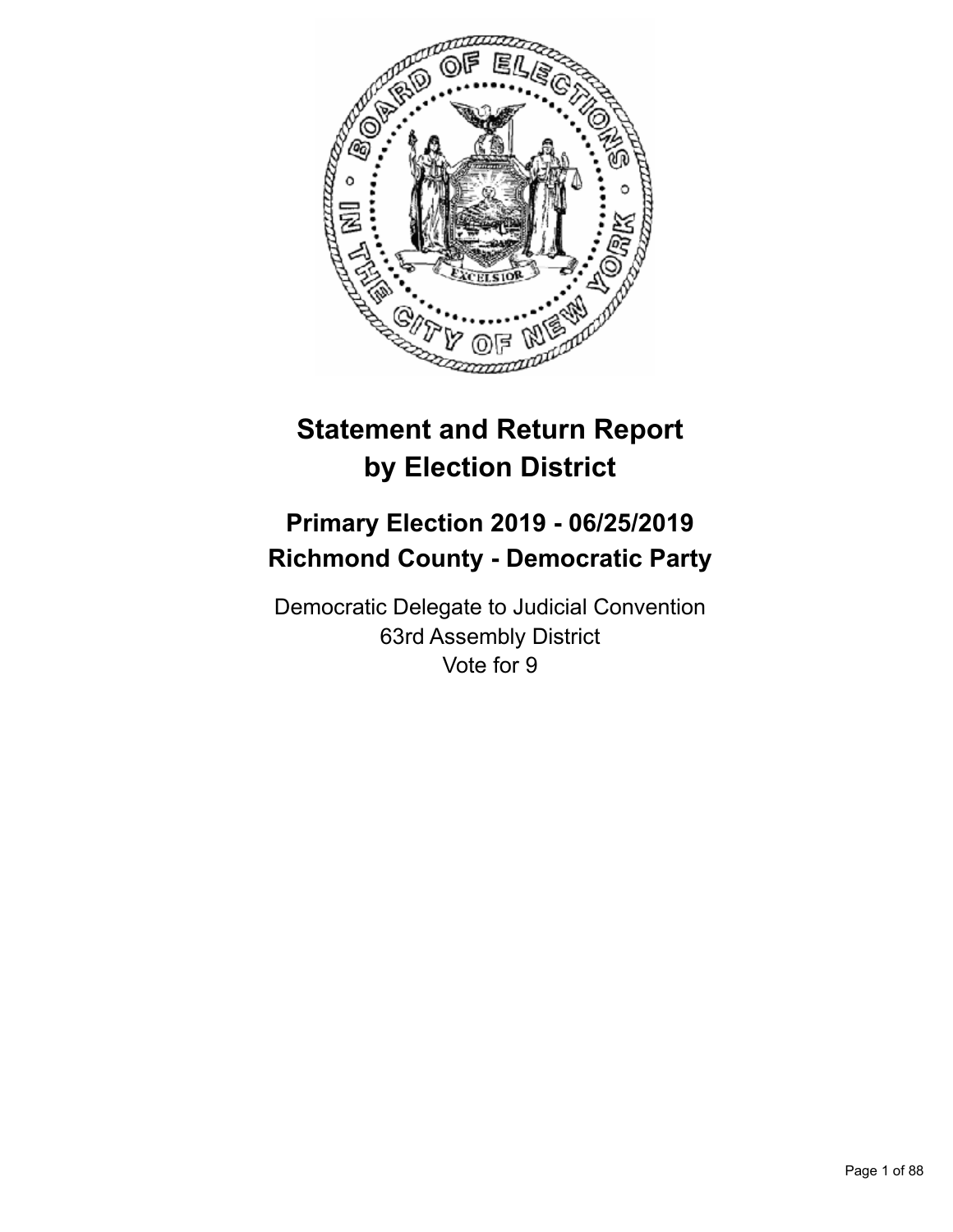# Statement and Return Report by Election District

## Primary Election 2019 - 06/25/2019
## Richmond County - Democratic Party

Democratic Delegate to Judicial Convention
63rd Assembly District
Vote for 9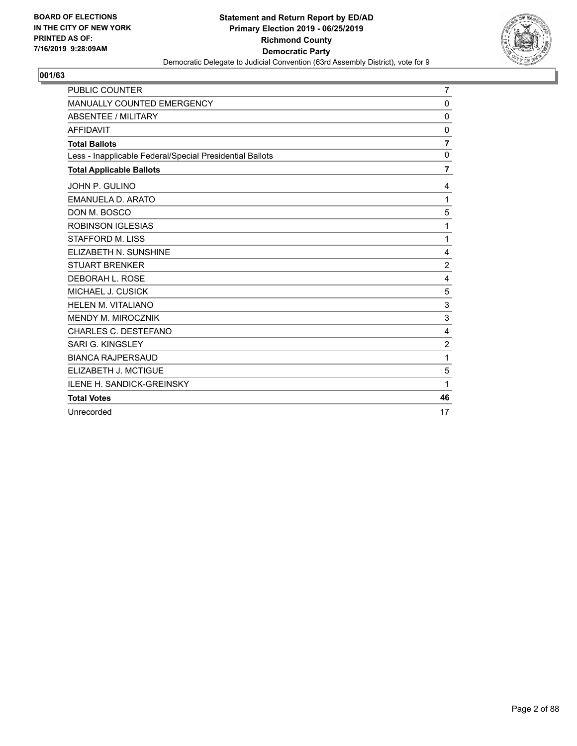**BOARD OF ELECTIONS IN THE CITY OF NEW YORK PRINTED AS OF: 7/16/2019 9:28:09AM**

**Statement and Return Report by ED/AD**
**Primary Election 2019 - 06/25/2019**
**Richmond County**
**Democratic Party**
Democratic Delegate to Judicial Convention (63rd Assembly District), vote for 9

**001/63**

| | |
|---|---|
| PUBLIC COUNTER | 7 |
| MANUALLY COUNTED EMERGENCY | 0 |
| ABSENTEE / MILITARY | 0 |
| AFFIDAVIT | 0 |
| **Total Ballots** | **7** |
| Less - Inapplicable Federal/Special Presidential Ballots | 0 |
| **Total Applicable Ballots** | **7** |
| JOHN P. GULINO | 4 |
| EMANUELA D. ARATO | 1 |
| DON M. BOSCO | 5 |
| ROBINSON IGLESIAS | 1 |
| STAFFORD M. LISS | 1 |
| ELIZABETH N. SUNSHINE | 4 |
| STUART BRENKER | 2 |
| DEBORAH L. ROSE | 4 |
| MICHAEL J. CUSICK | 5 |
| HELEN M. VITALIANO | 3 |
| MENDY M. MIROCZNIK | 3 |
| CHARLES C. DESTEFANO | 4 |
| SARI G. KINGSLEY | 2 |
| BIANCA RAJPERSAUD | 1 |
| ELIZABETH J. MCTIGUE | 5 |
| ILENE H. SANDICK-GREINSKY | 1 |
| **Total Votes** | **46** |
| Unrecorded | 17 |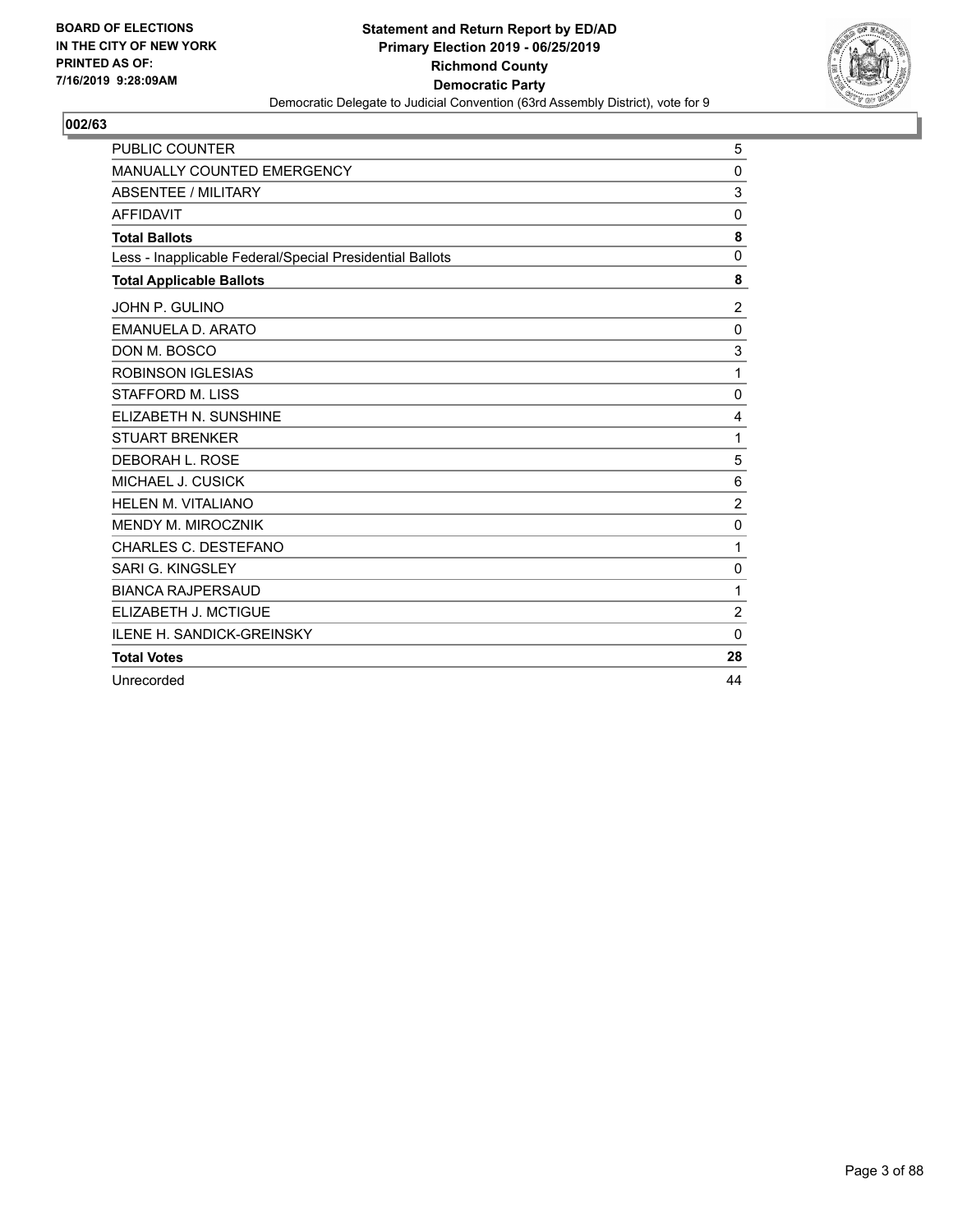BOARD OF ELECTIONS
IN THE CITY OF NEW YORK
PRINTED AS OF:
7/16/2019 9:28:09AM

**Statement and Return Report by ED/AD**
**Primary Election 2019 - 06/25/2019**
**Richmond County**
**Democratic Party**
Democratic Delegate to Judicial Convention (63rd Assembly District), vote for 9

## 002/63

| | |
|---|---|
| PUBLIC COUNTER | 5 |
| MANUALLY COUNTED EMERGENCY | 0 |
| ABSENTEE / MILITARY | 3 |
| AFFIDAVIT | 0 |
| **Total Ballots** | **8** |
| Less - Inapplicable Federal/Special Presidential Ballots | 0 |
| **Total Applicable Ballots** | **8** |
| JOHN P. GULINO | 2 |
| EMANUELA D. ARATO | 0 |
| DON M. BOSCO | 3 |
| ROBINSON IGLESIAS | 1 |
| STAFFORD M. LISS | 0 |
| ELIZABETH N. SUNSHINE | 4 |
| STUART BRENKER | 1 |
| DEBORAH L. ROSE | 5 |
| MICHAEL J. CUSICK | 6 |
| HELEN M. VITALIANO | 2 |
| MENDY M. MIROCZNIK | 0 |
| CHARLES C. DESTEFANO | 1 |
| SARI G. KINGSLEY | 0 |
| BIANCA RAJPERSAUD | 1 |
| ELIZABETH J. MCTIGUE | 2 |
| ILENE H. SANDICK-GREINSKY | 0 |
| **Total Votes** | **28** |
| Unrecorded | 44 |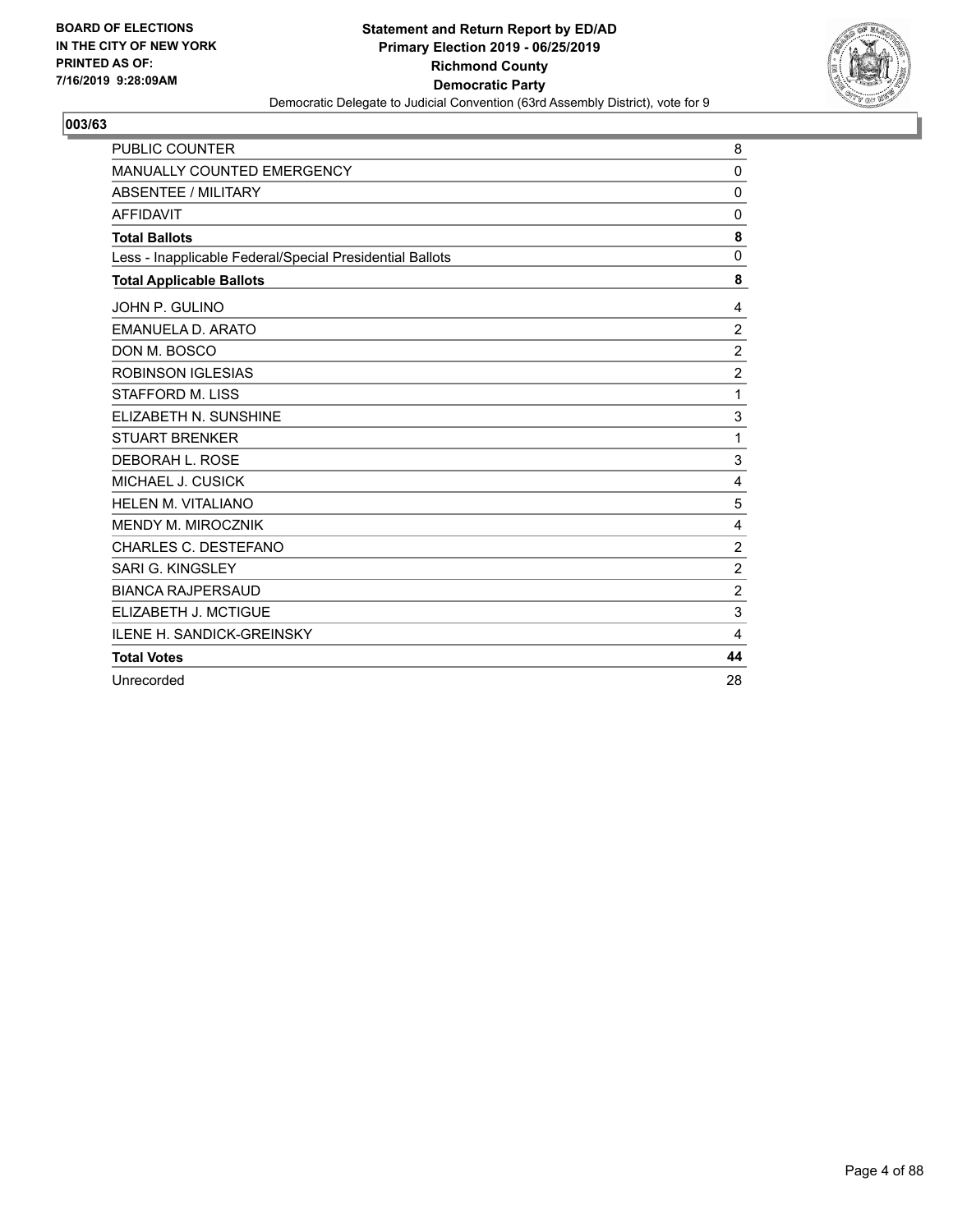BOARD OF ELECTIONS
IN THE CITY OF NEW YORK
PRINTED AS OF:
7/16/2019 9:28:09AM

**Statement and Return Report by ED/AD**
**Primary Election 2019 - 06/25/2019**
**Richmond County**
**Democratic Party**
Democratic Delegate to Judicial Convention (63rd Assembly District), vote for 9

## 003/63

| | |
|---|---|
| PUBLIC COUNTER | 8 |
| MANUALLY COUNTED EMERGENCY | 0 |
| ABSENTEE / MILITARY | 0 |
| AFFIDAVIT | 0 |
| **Total Ballots** | **8** |
| Less - Inapplicable Federal/Special Presidential Ballots | 0 |
| **Total Applicable Ballots** | **8** |
| JOHN P. GULINO | 4 |
| EMANUELA D. ARATO | 2 |
| DON M. BOSCO | 2 |
| ROBINSON IGLESIAS | 2 |
| STAFFORD M. LISS | 1 |
| ELIZABETH N. SUNSHINE | 3 |
| STUART BRENKER | 1 |
| DEBORAH L. ROSE | 3 |
| MICHAEL J. CUSICK | 4 |
| HELEN M. VITALIANO | 5 |
| MENDY M. MIROCZNIK | 4 |
| CHARLES C. DESTEFANO | 2 |
| SARI G. KINGSLEY | 2 |
| BIANCA RAJPERSAUD | 2 |
| ELIZABETH J. MCTIGUE | 3 |
| ILENE H. SANDICK-GREINSKY | 4 |
| **Total Votes** | **44** |
| Unrecorded | 28 |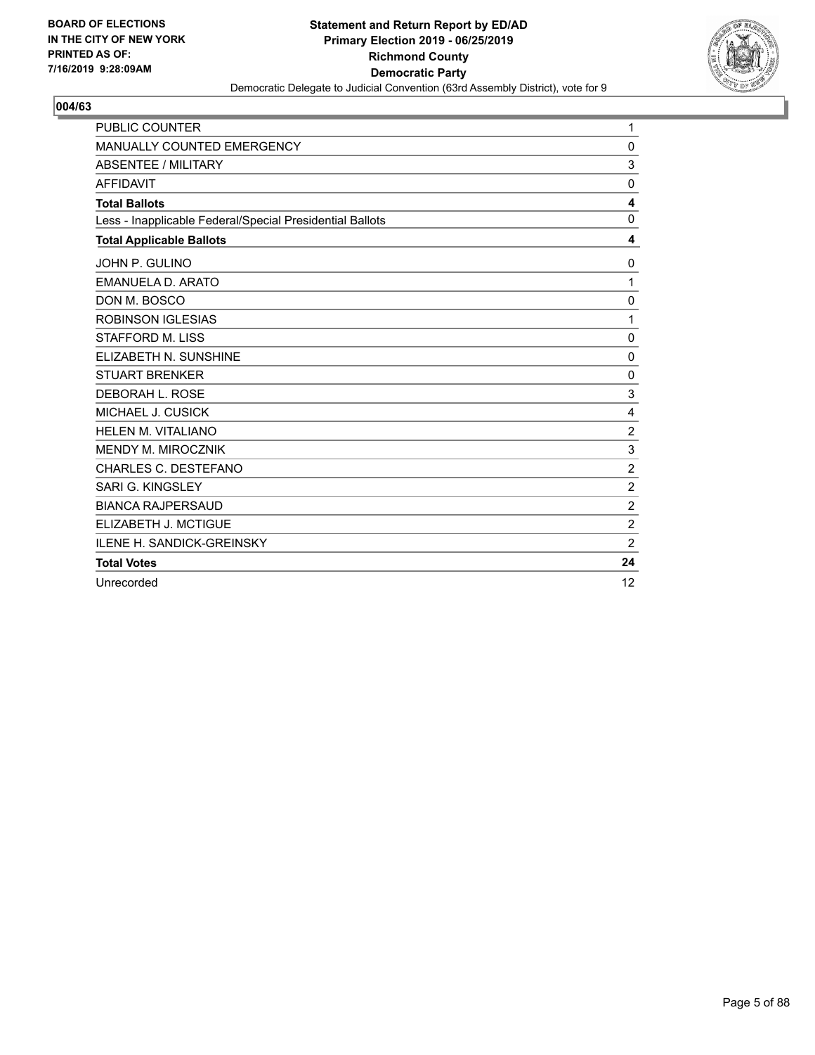BOARD OF ELECTIONS
IN THE CITY OF NEW YORK
PRINTED AS OF:
7/16/2019 9:28:09AM

**Statement and Return Report by ED/AD**
**Primary Election 2019 - 06/25/2019**
**Richmond County**
**Democratic Party**
Democratic Delegate to Judicial Convention (63rd Assembly District), vote for 9

**004/63**

| | |
|---|---|
| PUBLIC COUNTER | 1 |
| MANUALLY COUNTED EMERGENCY | 0 |
| ABSENTEE / MILITARY | 3 |
| AFFIDAVIT | 0 |
| **Total Ballots** | **4** |
| Less - Inapplicable Federal/Special Presidential Ballots | 0 |
| **Total Applicable Ballots** | **4** |
| JOHN P. GULINO | 0 |
| EMANUELA D. ARATO | 1 |
| DON M. BOSCO | 0 |
| ROBINSON IGLESIAS | 1 |
| STAFFORD M. LISS | 0 |
| ELIZABETH N. SUNSHINE | 0 |
| STUART BRENKER | 0 |
| DEBORAH L. ROSE | 3 |
| MICHAEL J. CUSICK | 4 |
| HELEN M. VITALIANO | 2 |
| MENDY M. MIROCZNIK | 3 |
| CHARLES C. DESTEFANO | 2 |
| SARI G. KINGSLEY | 2 |
| BIANCA RAJPERSAUD | 2 |
| ELIZABETH J. MCTIGUE | 2 |
| ILENE H. SANDICK-GREINSKY | 2 |
| **Total Votes** | **24** |
| Unrecorded | 12 |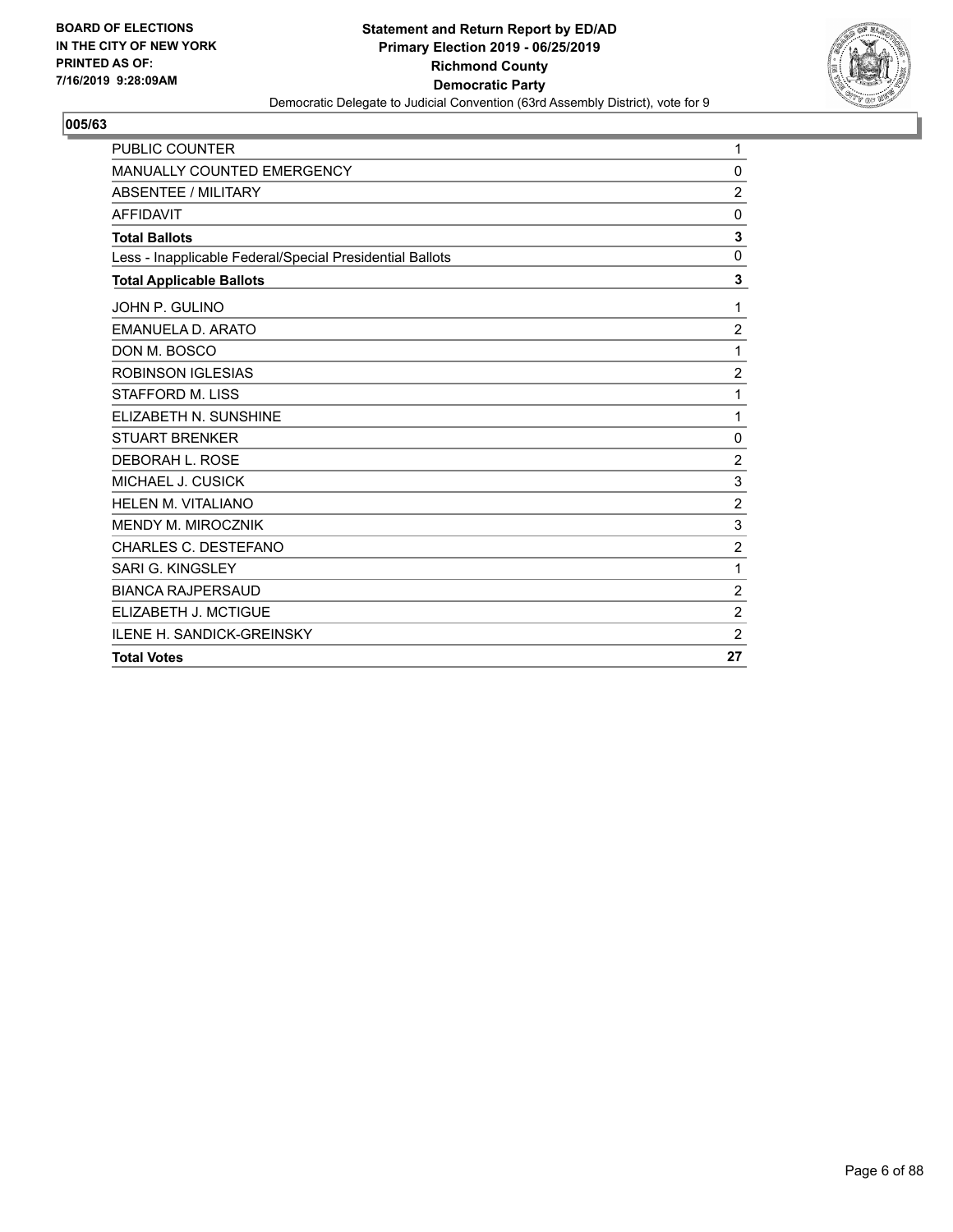**BOARD OF ELECTIONS IN THE CITY OF NEW YORK PRINTED AS OF: 7/16/2019 9:28:09AM**

**Statement and Return Report by ED/AD**
**Primary Election 2019 - 06/25/2019**
**Richmond County**
**Democratic Party**
Democratic Delegate to Judicial Convention (63rd Assembly District), vote for 9

**005/63**

| | |
|---|---|
| PUBLIC COUNTER | 1 |
| MANUALLY COUNTED EMERGENCY | 0 |
| ABSENTEE / MILITARY | 2 |
| AFFIDAVIT | 0 |
| **Total Ballots** | **3** |
| Less - Inapplicable Federal/Special Presidential Ballots | 0 |
| **Total Applicable Ballots** | **3** |
| JOHN P. GULINO | 1 |
| EMANUELA D. ARATO | 2 |
| DON M. BOSCO | 1 |
| ROBINSON IGLESIAS | 2 |
| STAFFORD M. LISS | 1 |
| ELIZABETH N. SUNSHINE | 1 |
| STUART BRENKER | 0 |
| DEBORAH L. ROSE | 2 |
| MICHAEL J. CUSICK | 3 |
| HELEN M. VITALIANO | 2 |
| MENDY M. MIROCZNIK | 3 |
| CHARLES C. DESTEFANO | 2 |
| SARI G. KINGSLEY | 1 |
| BIANCA RAJPERSAUD | 2 |
| ELIZABETH J. MCTIGUE | 2 |
| ILENE H. SANDICK-GREINSKY | 2 |
| **Total Votes** | **27** |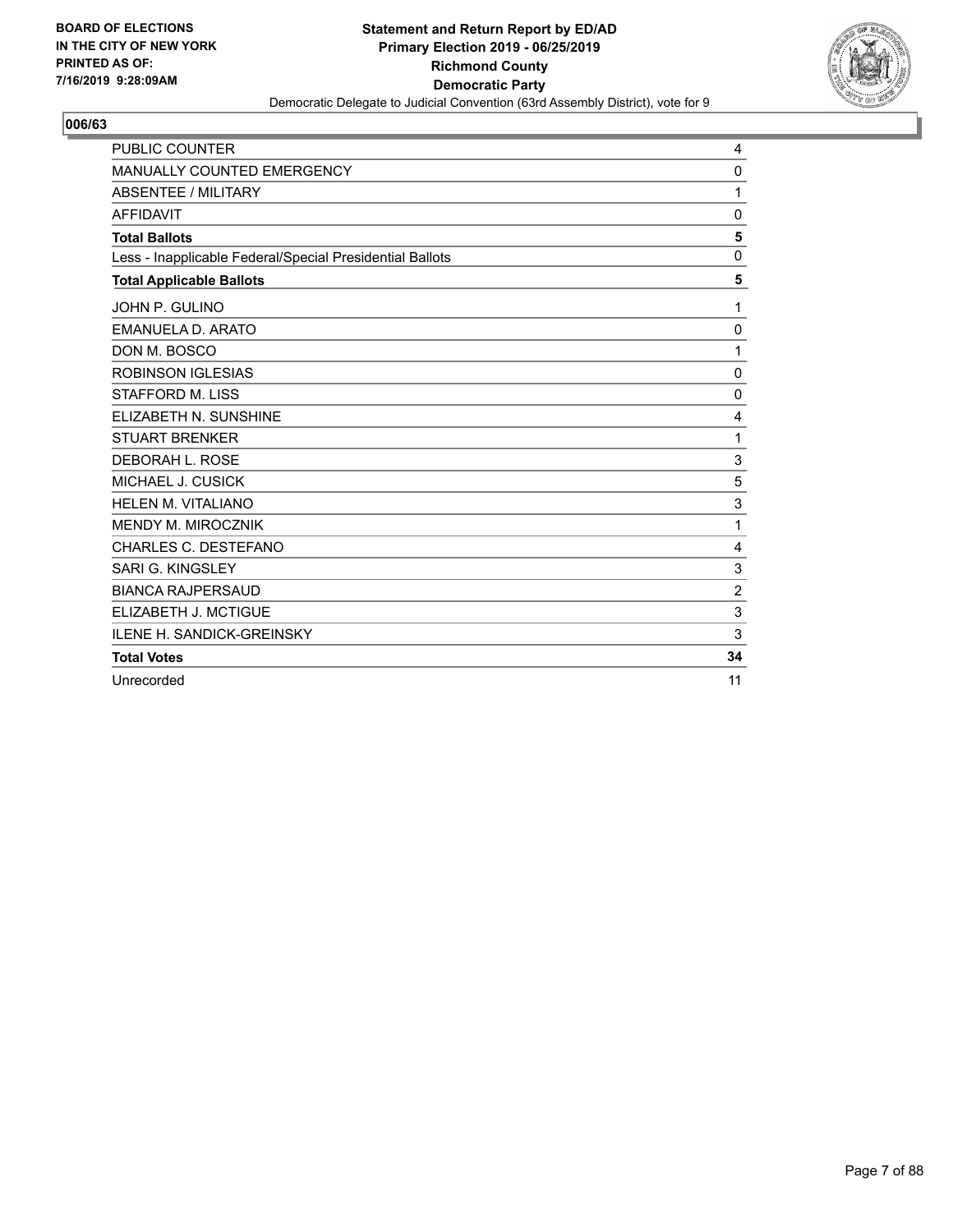**BOARD OF ELECTIONS IN THE CITY OF NEW YORK PRINTED AS OF: 7/16/2019 9:28:09AM**

**Statement and Return Report by ED/AD**
**Primary Election 2019 - 06/25/2019**
**Richmond County**
**Democratic Party**
Democratic Delegate to Judicial Convention (63rd Assembly District), vote for 9

**006/63**

| | |
|---|---|
| PUBLIC COUNTER | 4 |
| MANUALLY COUNTED EMERGENCY | 0 |
| ABSENTEE / MILITARY | 1 |
| AFFIDAVIT | 0 |
| **Total Ballots** | **5** |
| Less - Inapplicable Federal/Special Presidential Ballots | 0 |
| **Total Applicable Ballots** | **5** |
| JOHN P. GULINO | 1 |
| EMANUELA D. ARATO | 0 |
| DON M. BOSCO | 1 |
| ROBINSON IGLESIAS | 0 |
| STAFFORD M. LISS | 0 |
| ELIZABETH N. SUNSHINE | 4 |
| STUART BRENKER | 1 |
| DEBORAH L. ROSE | 3 |
| MICHAEL J. CUSICK | 5 |
| HELEN M. VITALIANO | 3 |
| MENDY M. MIROCZNIK | 1 |
| CHARLES C. DESTEFANO | 4 |
| SARI G. KINGSLEY | 3 |
| BIANCA RAJPERSAUD | 2 |
| ELIZABETH J. MCTIGUE | 3 |
| ILENE H. SANDICK-GREINSKY | 3 |
| **Total Votes** | **34** |
| Unrecorded | 11 |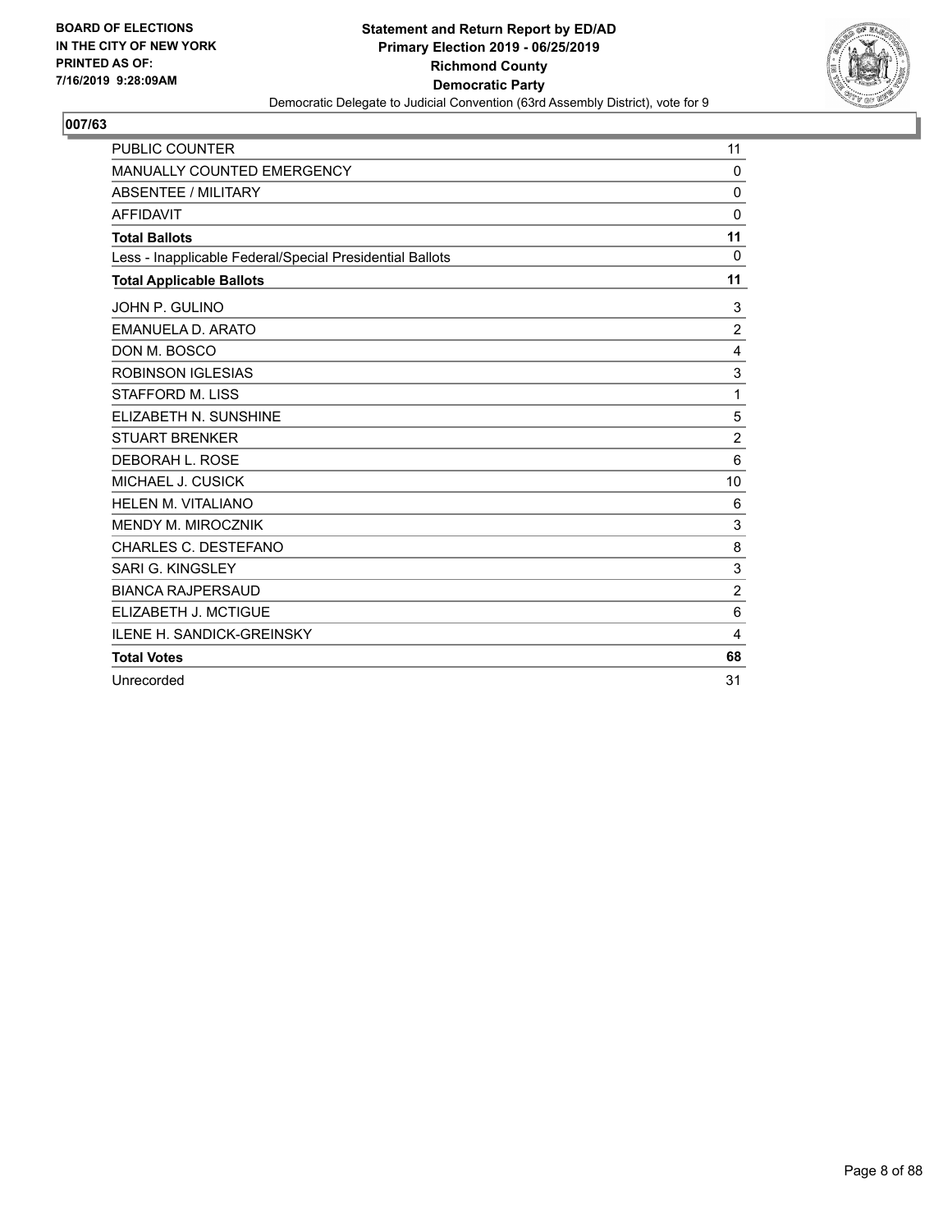BOARD OF ELECTIONS
IN THE CITY OF NEW YORK
PRINTED AS OF:
7/16/2019 9:28:09AM

**Statement and Return Report by ED/AD**
**Primary Election 2019 - 06/25/2019**
**Richmond County**
**Democratic Party**
Democratic Delegate to Judicial Convention (63rd Assembly District), vote for 9

## 007/63

| | |
|---|---|
| PUBLIC COUNTER | 11 |
| MANUALLY COUNTED EMERGENCY | 0 |
| ABSENTEE / MILITARY | 0 |
| AFFIDAVIT | 0 |
| **Total Ballots** | **11** |
| Less - Inapplicable Federal/Special Presidential Ballots | 0 |
| **Total Applicable Ballots** | **11** |
| JOHN P. GULINO | 3 |
| EMANUELA D. ARATO | 2 |
| DON M. BOSCO | 4 |
| ROBINSON IGLESIAS | 3 |
| STAFFORD M. LISS | 1 |
| ELIZABETH N. SUNSHINE | 5 |
| STUART BRENKER | 2 |
| DEBORAH L. ROSE | 6 |
| MICHAEL J. CUSICK | 10 |
| HELEN M. VITALIANO | 6 |
| MENDY M. MIROCZNIK | 3 |
| CHARLES C. DESTEFANO | 8 |
| SARI G. KINGSLEY | 3 |
| BIANCA RAJPERSAUD | 2 |
| ELIZABETH J. MCTIGUE | 6 |
| ILENE H. SANDICK-GREINSKY | 4 |
| **Total Votes** | **68** |
| Unrecorded | 31 |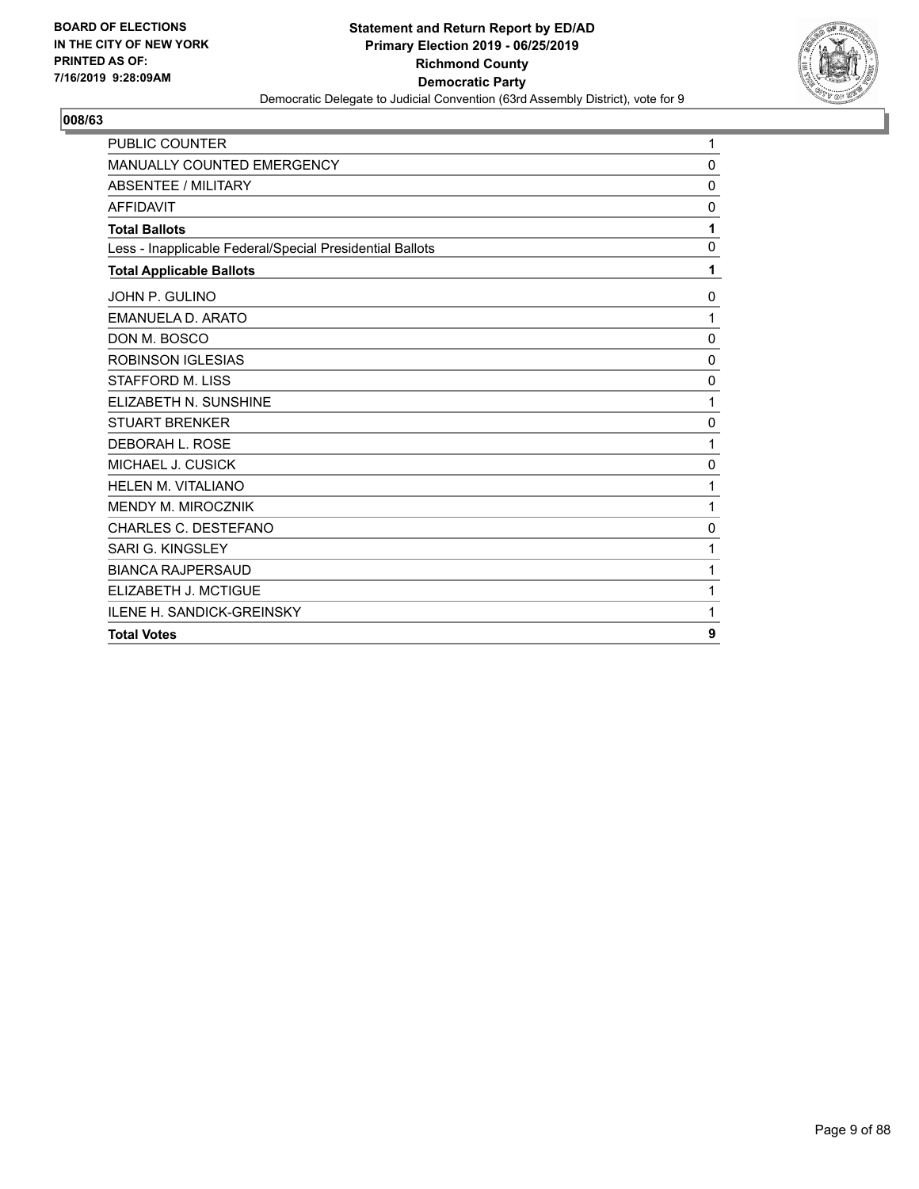**BOARD OF ELECTIONS IN THE CITY OF NEW YORK PRINTED AS OF: 7/16/2019 9:28:09AM**

**Statement and Return Report by ED/AD**
**Primary Election 2019 - 06/25/2019**
**Richmond County**
**Democratic Party**
Democratic Delegate to Judicial Convention (63rd Assembly District), vote for 9

**008/63**

| | |
|---|---|
| PUBLIC COUNTER | 1 |
| MANUALLY COUNTED EMERGENCY | 0 |
| ABSENTEE / MILITARY | 0 |
| AFFIDAVIT | 0 |
| **Total Ballots** | **1** |
| Less - Inapplicable Federal/Special Presidential Ballots | 0 |
| **Total Applicable Ballots** | **1** |
| JOHN P. GULINO | 0 |
| EMANUELA D. ARATO | 1 |
| DON M. BOSCO | 0 |
| ROBINSON IGLESIAS | 0 |
| STAFFORD M. LISS | 0 |
| ELIZABETH N. SUNSHINE | 1 |
| STUART BRENKER | 0 |
| DEBORAH L. ROSE | 1 |
| MICHAEL J. CUSICK | 0 |
| HELEN M. VITALIANO | 1 |
| MENDY M. MIROCZNIK | 1 |
| CHARLES C. DESTEFANO | 0 |
| SARI G. KINGSLEY | 1 |
| BIANCA RAJPERSAUD | 1 |
| ELIZABETH J. MCTIGUE | 1 |
| ILENE H. SANDICK-GREINSKY | 1 |
| **Total Votes** | **9** |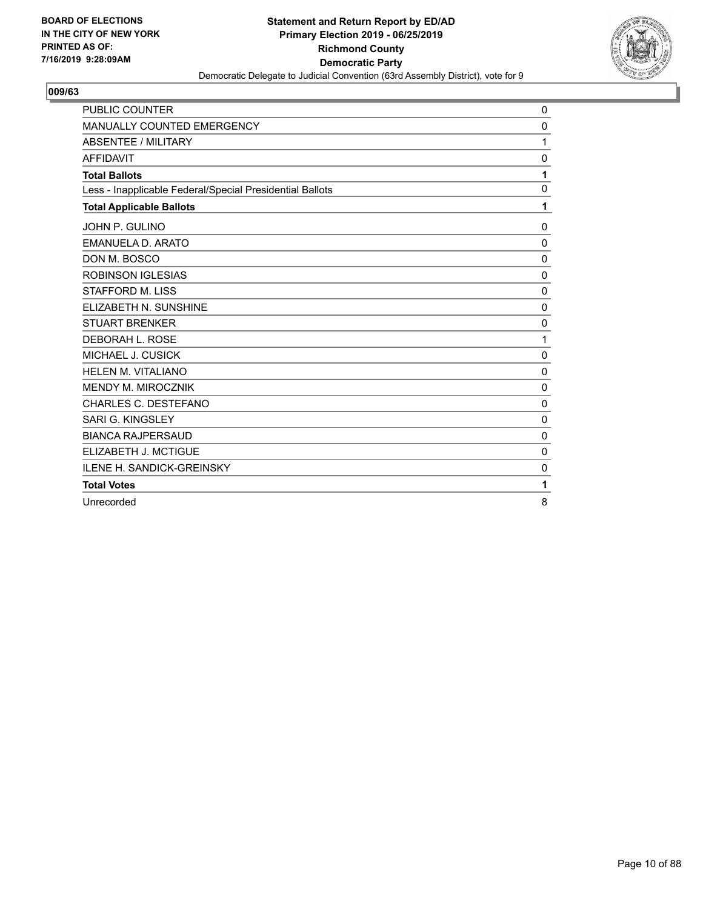**BOARD OF ELECTIONS IN THE CITY OF NEW YORK PRINTED AS OF: 7/16/2019 9:28:09AM**

**Statement and Return Report by ED/AD**
**Primary Election 2019 - 06/25/2019**
**Richmond County**
**Democratic Party**
Democratic Delegate to Judicial Convention (63rd Assembly District), vote for 9

**009/63**

| | |
|---|---|
| PUBLIC COUNTER | 0 |
| MANUALLY COUNTED EMERGENCY | 0 |
| ABSENTEE / MILITARY | 1 |
| AFFIDAVIT | 0 |
| **Total Ballots** | **1** |
| Less - Inapplicable Federal/Special Presidential Ballots | 0 |
| **Total Applicable Ballots** | **1** |
| JOHN P. GULINO | 0 |
| EMANUELA D. ARATO | 0 |
| DON M. BOSCO | 0 |
| ROBINSON IGLESIAS | 0 |
| STAFFORD M. LISS | 0 |
| ELIZABETH N. SUNSHINE | 0 |
| STUART BRENKER | 0 |
| DEBORAH L. ROSE | 1 |
| MICHAEL J. CUSICK | 0 |
| HELEN M. VITALIANO | 0 |
| MENDY M. MIROCZNIK | 0 |
| CHARLES C. DESTEFANO | 0 |
| SARI G. KINGSLEY | 0 |
| BIANCA RAJPERSAUD | 0 |
| ELIZABETH J. MCTIGUE | 0 |
| ILENE H. SANDICK-GREINSKY | 0 |
| **Total Votes** | **1** |
| Unrecorded | 8 |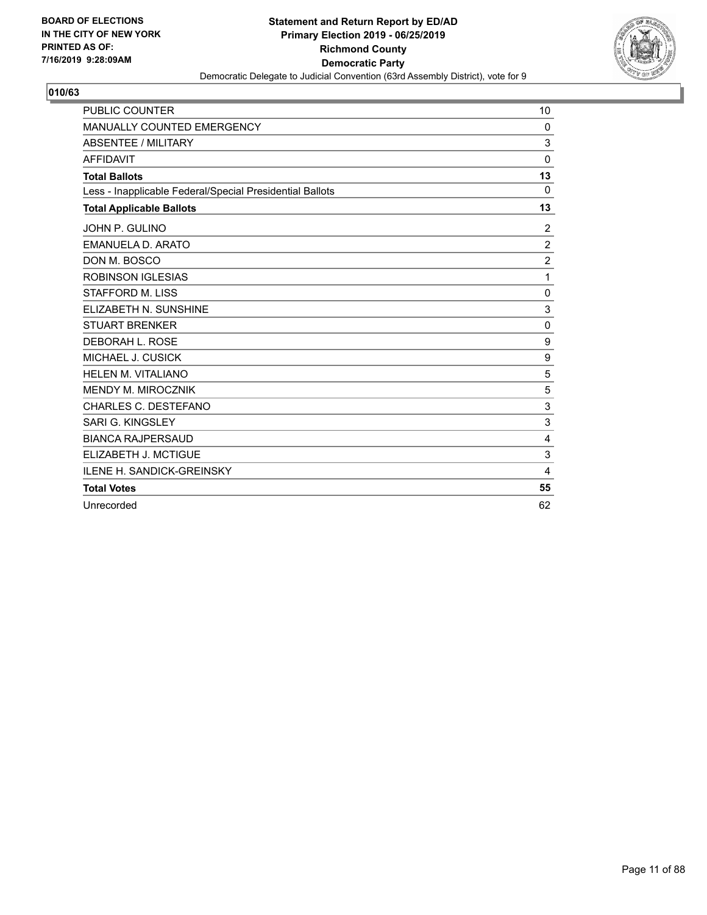**BOARD OF ELECTIONS IN THE CITY OF NEW YORK PRINTED AS OF: 7/16/2019 9:28:09AM**

**Statement and Return Report by ED/AD**
**Primary Election 2019 - 06/25/2019**
**Richmond County**
**Democratic Party**
Democratic Delegate to Judicial Convention (63rd Assembly District), vote for 9

**010/63**

| | |
|---|---|
| PUBLIC COUNTER | 10 |
| MANUALLY COUNTED EMERGENCY | 0 |
| ABSENTEE / MILITARY | 3 |
| AFFIDAVIT | 0 |
| **Total Ballots** | **13** |
| Less - Inapplicable Federal/Special Presidential Ballots | 0 |
| **Total Applicable Ballots** | **13** |
| JOHN P. GULINO | 2 |
| EMANUELA D. ARATO | 2 |
| DON M. BOSCO | 2 |
| ROBINSON IGLESIAS | 1 |
| STAFFORD M. LISS | 0 |
| ELIZABETH N. SUNSHINE | 3 |
| STUART BRENKER | 0 |
| DEBORAH L. ROSE | 9 |
| MICHAEL J. CUSICK | 9 |
| HELEN M. VITALIANO | 5 |
| MENDY M. MIROCZNIK | 5 |
| CHARLES C. DESTEFANO | 3 |
| SARI G. KINGSLEY | 3 |
| BIANCA RAJPERSAUD | 4 |
| ELIZABETH J. MCTIGUE | 3 |
| ILENE H. SANDICK-GREINSKY | 4 |
| **Total Votes** | **55** |
| Unrecorded | 62 |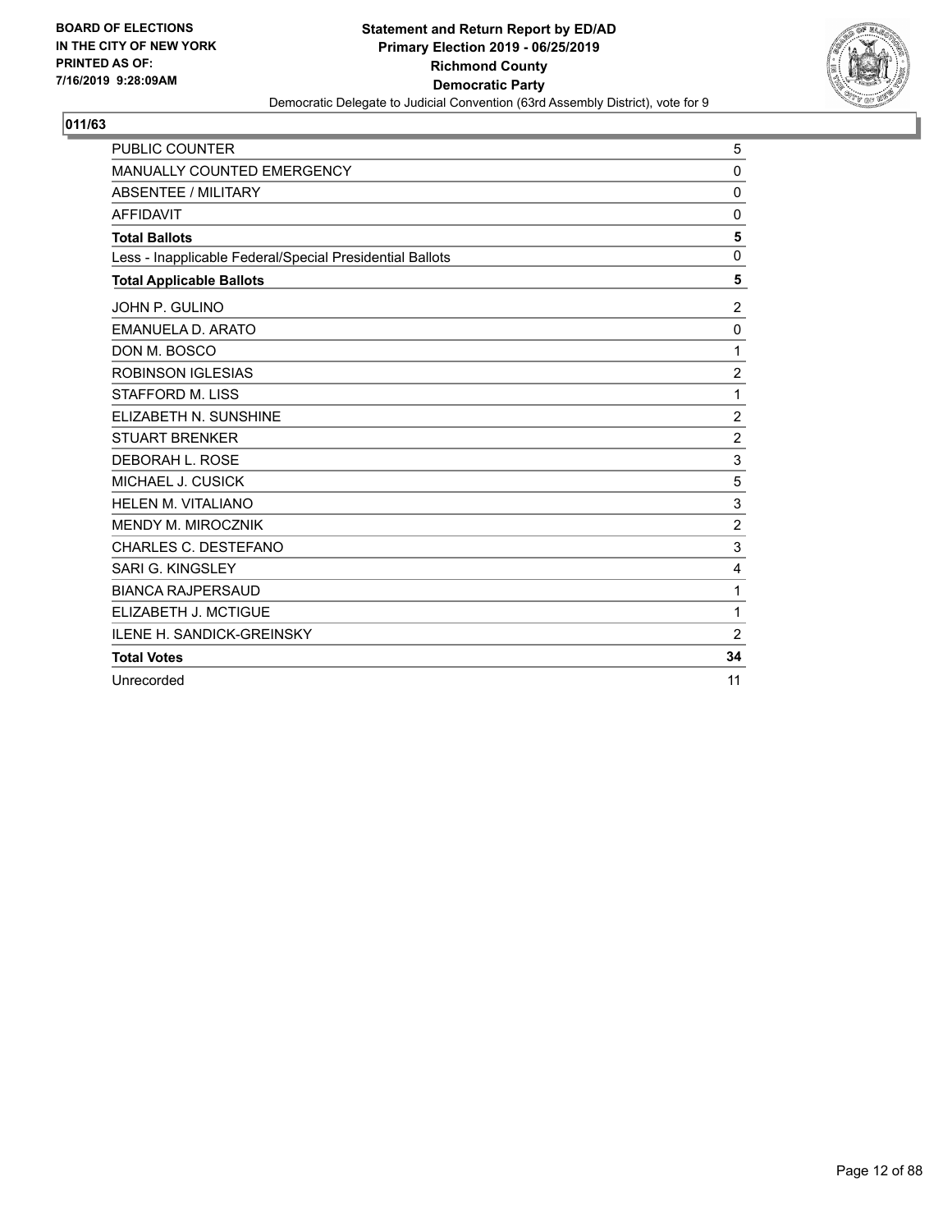**BOARD OF ELECTIONS IN THE CITY OF NEW YORK PRINTED AS OF: 7/16/2019 9:28:09AM**

**Statement and Return Report by ED/AD**
**Primary Election 2019 - 06/25/2019**
**Richmond County**
**Democratic Party**
Democratic Delegate to Judicial Convention (63rd Assembly District), vote for 9

## 011/63

| | |
|---|---|
| PUBLIC COUNTER | 5 |
| MANUALLY COUNTED EMERGENCY | 0 |
| ABSENTEE / MILITARY | 0 |
| AFFIDAVIT | 0 |
| **Total Ballots** | **5** |
| Less - Inapplicable Federal/Special Presidential Ballots | 0 |
| **Total Applicable Ballots** | **5** |
| JOHN P. GULINO | 2 |
| EMANUELA D. ARATO | 0 |
| DON M. BOSCO | 1 |
| ROBINSON IGLESIAS | 2 |
| STAFFORD M. LISS | 1 |
| ELIZABETH N. SUNSHINE | 2 |
| STUART BRENKER | 2 |
| DEBORAH L. ROSE | 3 |
| MICHAEL J. CUSICK | 5 |
| HELEN M. VITALIANO | 3 |
| MENDY M. MIROCZNIK | 2 |
| CHARLES C. DESTEFANO | 3 |
| SARI G. KINGSLEY | 4 |
| BIANCA RAJPERSAUD | 1 |
| ELIZABETH J. MCTIGUE | 1 |
| ILENE H. SANDICK-GREINSKY | 2 |
| **Total Votes** | **34** |
| Unrecorded | 11 |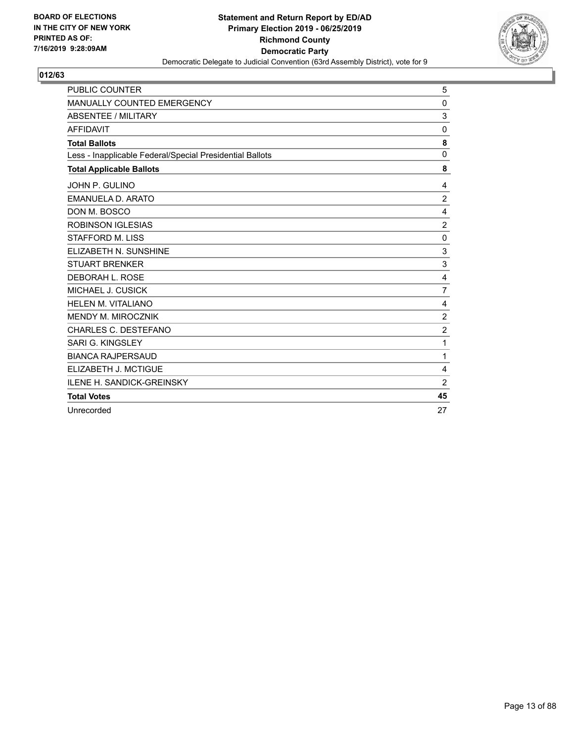BOARD OF ELECTIONS
IN THE CITY OF NEW YORK
PRINTED AS OF:
7/16/2019 9:28:09AM

**Statement and Return Report by ED/AD**
**Primary Election 2019 - 06/25/2019**
**Richmond County**
**Democratic Party**
Democratic Delegate to Judicial Convention (63rd Assembly District), vote for 9

## 012/63

| | |
|---|---|
| PUBLIC COUNTER | 5 |
| MANUALLY COUNTED EMERGENCY | 0 |
| ABSENTEE / MILITARY | 3 |
| AFFIDAVIT | 0 |
| **Total Ballots** | **8** |
| Less - Inapplicable Federal/Special Presidential Ballots | 0 |
| **Total Applicable Ballots** | **8** |
| JOHN P. GULINO | 4 |
| EMANUELA D. ARATO | 2 |
| DON M. BOSCO | 4 |
| ROBINSON IGLESIAS | 2 |
| STAFFORD M. LISS | 0 |
| ELIZABETH N. SUNSHINE | 3 |
| STUART BRENKER | 3 |
| DEBORAH L. ROSE | 4 |
| MICHAEL J. CUSICK | 7 |
| HELEN M. VITALIANO | 4 |
| MENDY M. MIROCZNIK | 2 |
| CHARLES C. DESTEFANO | 2 |
| SARI G. KINGSLEY | 1 |
| BIANCA RAJPERSAUD | 1 |
| ELIZABETH J. MCTIGUE | 4 |
| ILENE H. SANDICK-GREINSKY | 2 |
| **Total Votes** | **45** |
| Unrecorded | 27 |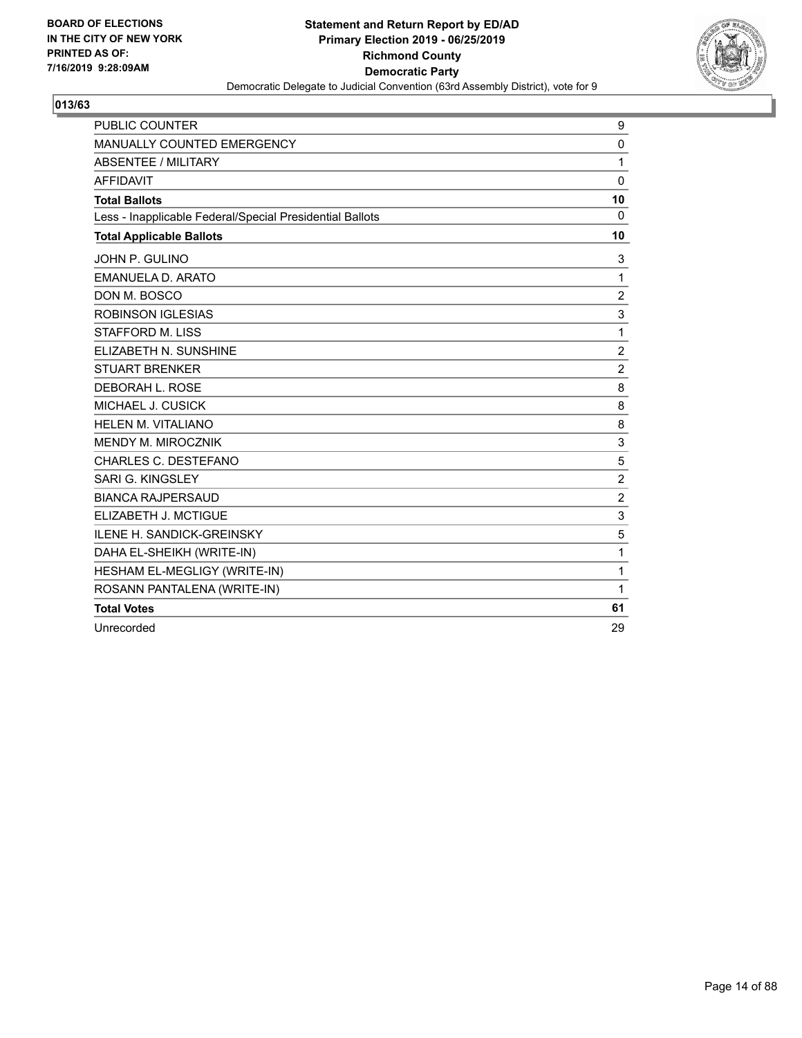BOARD OF ELECTIONS
IN THE CITY OF NEW YORK
PRINTED AS OF:
7/16/2019 9:28:09AM

**Statement and Return Report by ED/AD**
**Primary Election 2019 - 06/25/2019**
**Richmond County**
**Democratic Party**
Democratic Delegate to Judicial Convention (63rd Assembly District), vote for 9

## 013/63

| | |
|---|---|
| PUBLIC COUNTER | 9 |
| MANUALLY COUNTED EMERGENCY | 0 |
| ABSENTEE / MILITARY | 1 |
| AFFIDAVIT | 0 |
| **Total Ballots** | **10** |
| Less - Inapplicable Federal/Special Presidential Ballots | 0 |
| **Total Applicable Ballots** | **10** |
| JOHN P. GULINO | 3 |
| EMANUELA D. ARATO | 1 |
| DON M. BOSCO | 2 |
| ROBINSON IGLESIAS | 3 |
| STAFFORD M. LISS | 1 |
| ELIZABETH N. SUNSHINE | 2 |
| STUART BRENKER | 2 |
| DEBORAH L. ROSE | 8 |
| MICHAEL J. CUSICK | 8 |
| HELEN M. VITALIANO | 8 |
| MENDY M. MIROCZNIK | 3 |
| CHARLES C. DESTEFANO | 5 |
| SARI G. KINGSLEY | 2 |
| BIANCA RAJPERSAUD | 2 |
| ELIZABETH J. MCTIGUE | 3 |
| ILENE H. SANDICK-GREINSKY | 5 |
| DAHA EL-SHEIKH (WRITE-IN) | 1 |
| HESHAM EL-MEGLIGY (WRITE-IN) | 1 |
| ROSANN PANTALENA (WRITE-IN) | 1 |
| **Total Votes** | **61** |
| Unrecorded | 29 |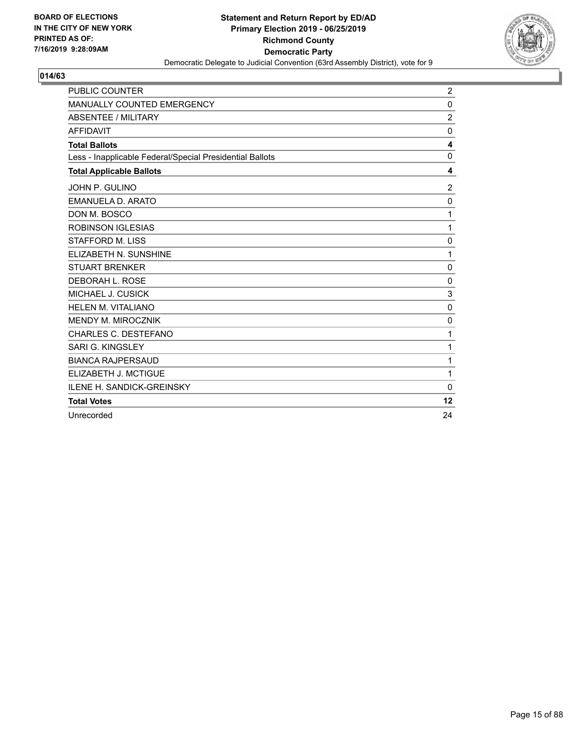BOARD OF ELECTIONS
IN THE CITY OF NEW YORK
PRINTED AS OF:
7/16/2019 9:28:09AM

**Statement and Return Report by ED/AD**
**Primary Election 2019 - 06/25/2019**
**Richmond County**
**Democratic Party**
Democratic Delegate to Judicial Convention (63rd Assembly District), vote for 9

## 014/63

| | |
|---|---|
| PUBLIC COUNTER | 2 |
| MANUALLY COUNTED EMERGENCY | 0 |
| ABSENTEE / MILITARY | 2 |
| AFFIDAVIT | 0 |
| **Total Ballots** | **4** |
| Less - Inapplicable Federal/Special Presidential Ballots | 0 |
| **Total Applicable Ballots** | **4** |
| JOHN P. GULINO | 2 |
| EMANUELA D. ARATO | 0 |
| DON M. BOSCO | 1 |
| ROBINSON IGLESIAS | 1 |
| STAFFORD M. LISS | 0 |
| ELIZABETH N. SUNSHINE | 1 |
| STUART BRENKER | 0 |
| DEBORAH L. ROSE | 0 |
| MICHAEL J. CUSICK | 3 |
| HELEN M. VITALIANO | 0 |
| MENDY M. MIROCZNIK | 0 |
| CHARLES C. DESTEFANO | 1 |
| SARI G. KINGSLEY | 1 |
| BIANCA RAJPERSAUD | 1 |
| ELIZABETH J. MCTIGUE | 1 |
| ILENE H. SANDICK-GREINSKY | 0 |
| **Total Votes** | **12** |
| Unrecorded | 24 |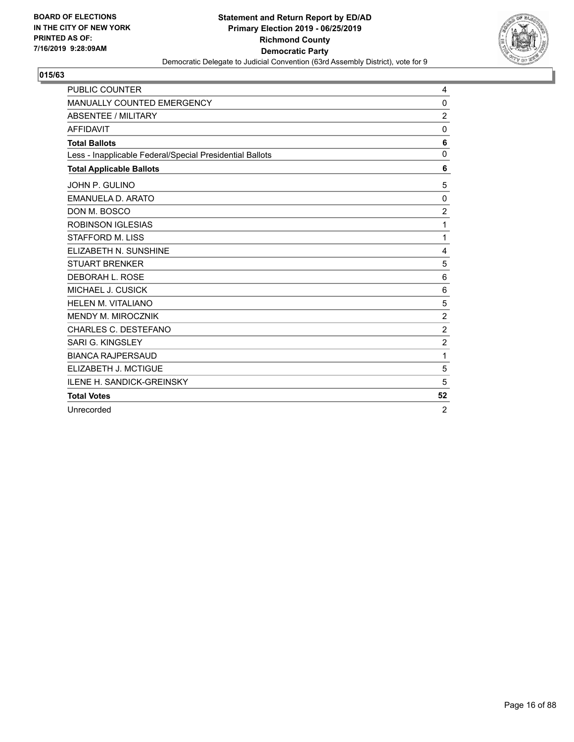BOARD OF ELECTIONS
IN THE CITY OF NEW YORK
PRINTED AS OF:
7/16/2019 9:28:09AM

**Statement and Return Report by ED/AD**
**Primary Election 2019 - 06/25/2019**
**Richmond County**
**Democratic Party**
Democratic Delegate to Judicial Convention (63rd Assembly District), vote for 9

## 015/63

| | |
|---|---|
| PUBLIC COUNTER | 4 |
| MANUALLY COUNTED EMERGENCY | 0 |
| ABSENTEE / MILITARY | 2 |
| AFFIDAVIT | 0 |
| **Total Ballots** | **6** |
| Less - Inapplicable Federal/Special Presidential Ballots | 0 |
| **Total Applicable Ballots** | **6** |
| JOHN P. GULINO | 5 |
| EMANUELA D. ARATO | 0 |
| DON M. BOSCO | 2 |
| ROBINSON IGLESIAS | 1 |
| STAFFORD M. LISS | 1 |
| ELIZABETH N. SUNSHINE | 4 |
| STUART BRENKER | 5 |
| DEBORAH L. ROSE | 6 |
| MICHAEL J. CUSICK | 6 |
| HELEN M. VITALIANO | 5 |
| MENDY M. MIROCZNIK | 2 |
| CHARLES C. DESTEFANO | 2 |
| SARI G. KINGSLEY | 2 |
| BIANCA RAJPERSAUD | 1 |
| ELIZABETH J. MCTIGUE | 5 |
| ILENE H. SANDICK-GREINSKY | 5 |
| **Total Votes** | **52** |
| Unrecorded | 2 |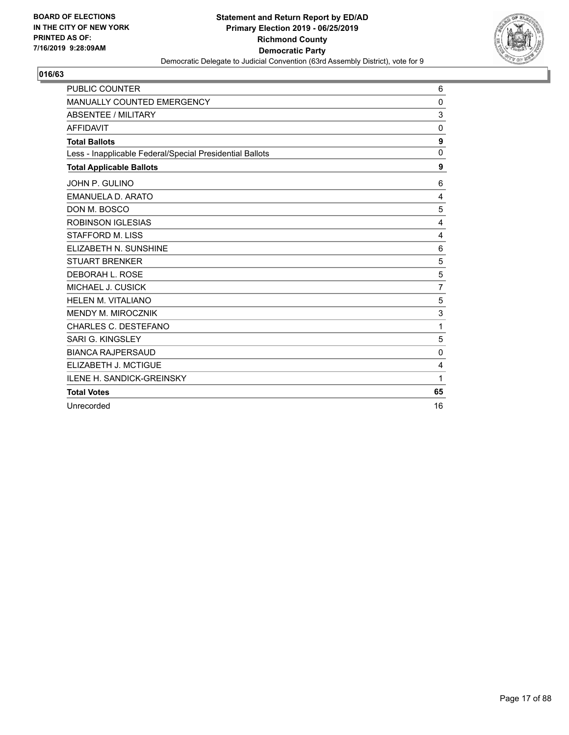BOARD OF ELECTIONS
IN THE CITY OF NEW YORK
PRINTED AS OF:
7/16/2019 9:28:09AM

**Statement and Return Report by ED/AD**
**Primary Election 2019 - 06/25/2019**
**Richmond County**
**Democratic Party**
Democratic Delegate to Judicial Convention (63rd Assembly District), vote for 9

**016/63**

| | |
|---|---|
| PUBLIC COUNTER | 6 |
| MANUALLY COUNTED EMERGENCY | 0 |
| ABSENTEE / MILITARY | 3 |
| AFFIDAVIT | 0 |
| **Total Ballots** | **9** |
| Less - Inapplicable Federal/Special Presidential Ballots | 0 |
| **Total Applicable Ballots** | **9** |
| JOHN P. GULINO | 6 |
| EMANUELA D. ARATO | 4 |
| DON M. BOSCO | 5 |
| ROBINSON IGLESIAS | 4 |
| STAFFORD M. LISS | 4 |
| ELIZABETH N. SUNSHINE | 6 |
| STUART BRENKER | 5 |
| DEBORAH L. ROSE | 5 |
| MICHAEL J. CUSICK | 7 |
| HELEN M. VITALIANO | 5 |
| MENDY M. MIROCZNIK | 3 |
| CHARLES C. DESTEFANO | 1 |
| SARI G. KINGSLEY | 5 |
| BIANCA RAJPERSAUD | 0 |
| ELIZABETH J. MCTIGUE | 4 |
| ILENE H. SANDICK-GREINSKY | 1 |
| **Total Votes** | **65** |
| Unrecorded | 16 |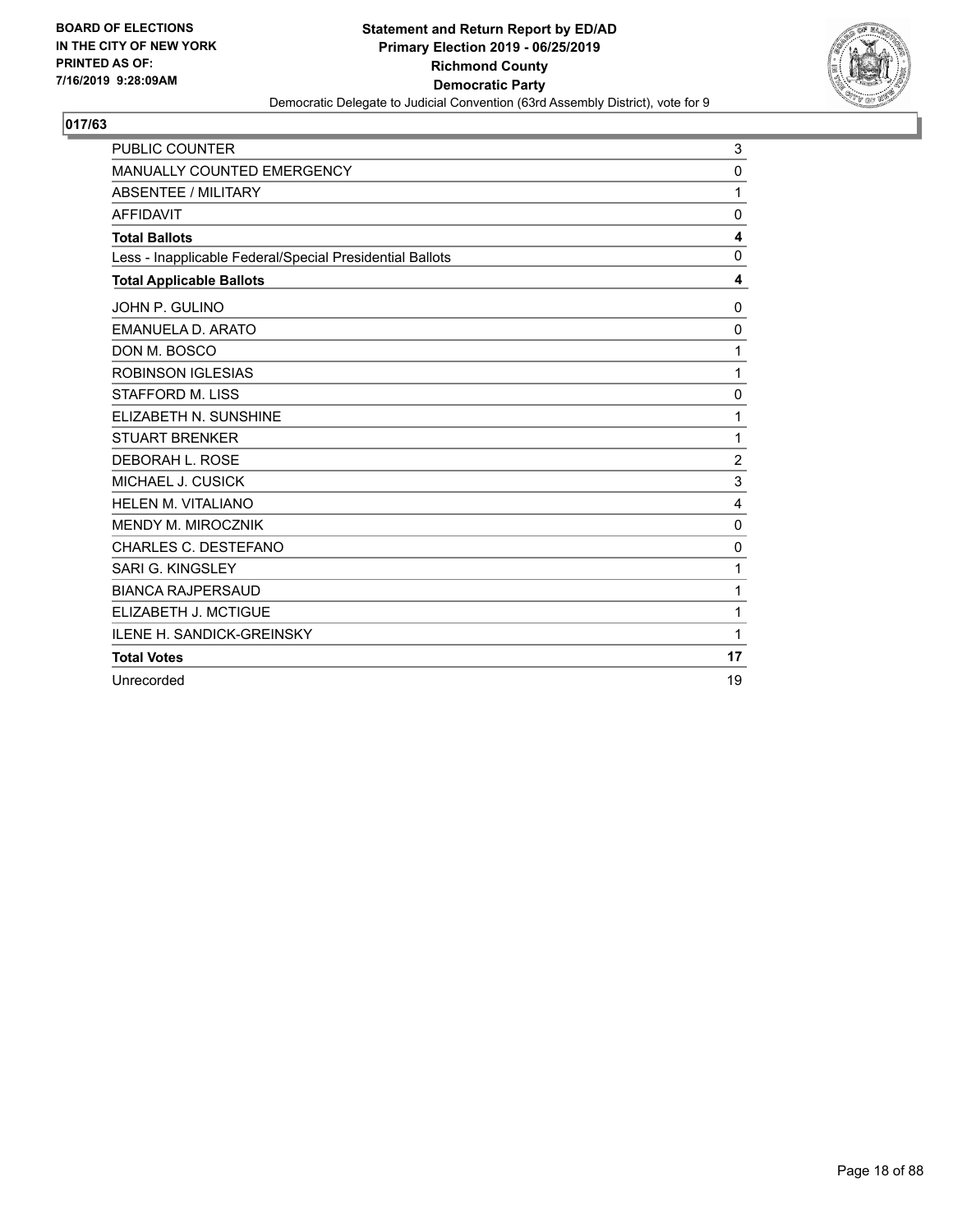**BOARD OF ELECTIONS IN THE CITY OF NEW YORK PRINTED AS OF: 7/16/2019 9:28:09AM**

**Statement and Return Report by ED/AD Primary Election 2019 - 06/25/2019 Richmond County Democratic Party**

Democratic Delegate to Judicial Convention (63rd Assembly District), vote for 9

## 017/63

| | |
|---|---|
| PUBLIC COUNTER | 3 |
| MANUALLY COUNTED EMERGENCY | 0 |
| ABSENTEE / MILITARY | 1 |
| AFFIDAVIT | 0 |
| **Total Ballots** | **4** |
| Less - Inapplicable Federal/Special Presidential Ballots | 0 |
| **Total Applicable Ballots** | **4** |
| JOHN P. GULINO | 0 |
| EMANUELA D. ARATO | 0 |
| DON M. BOSCO | 1 |
| ROBINSON IGLESIAS | 1 |
| STAFFORD M. LISS | 0 |
| ELIZABETH N. SUNSHINE | 1 |
| STUART BRENKER | 1 |
| DEBORAH L. ROSE | 2 |
| MICHAEL J. CUSICK | 3 |
| HELEN M. VITALIANO | 4 |
| MENDY M. MIROCZNIK | 0 |
| CHARLES C. DESTEFANO | 0 |
| SARI G. KINGSLEY | 1 |
| BIANCA RAJPERSAUD | 1 |
| ELIZABETH J. MCTIGUE | 1 |
| ILENE H. SANDICK-GREINSKY | 1 |
| **Total Votes** | **17** |
| Unrecorded | 19 |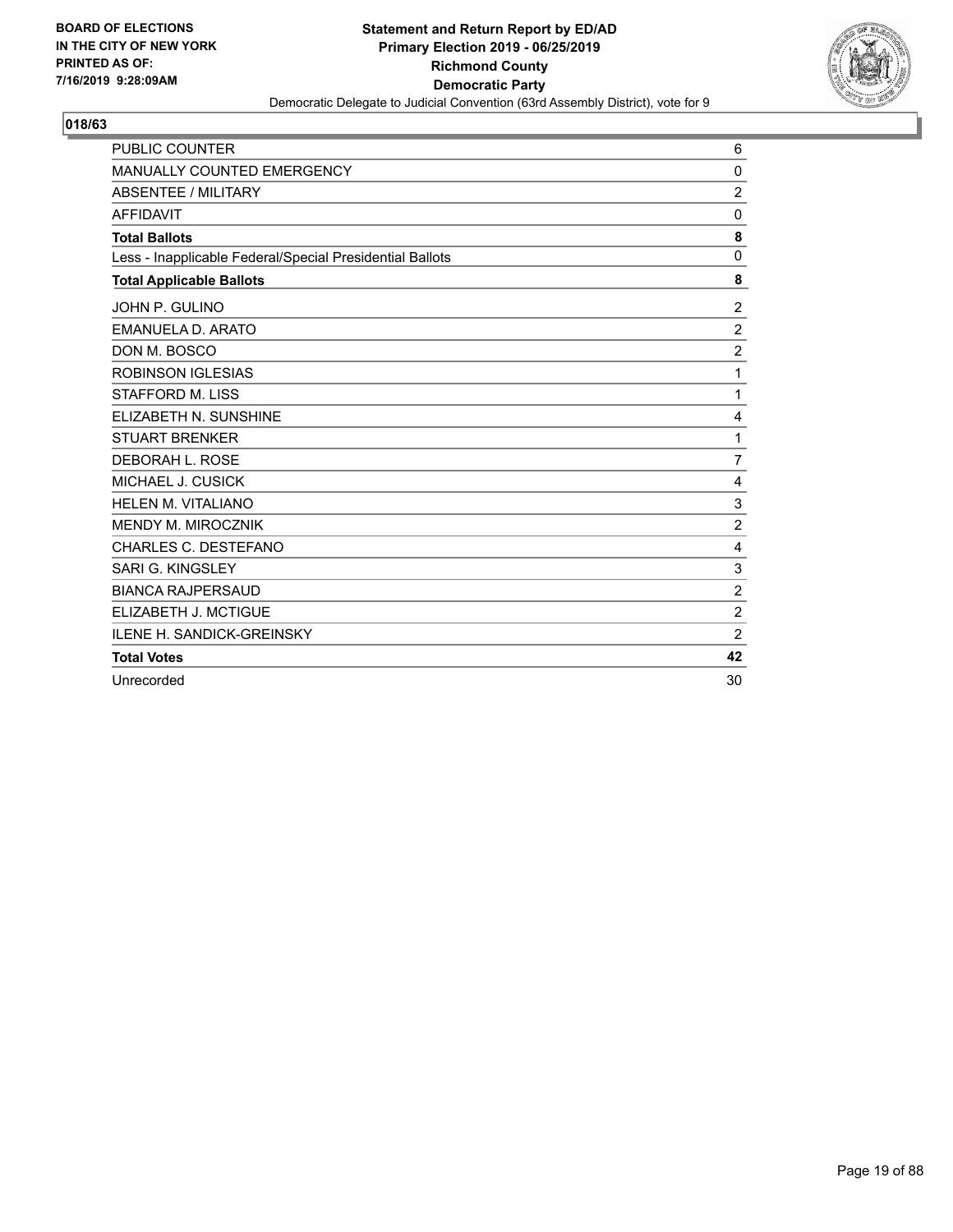**BOARD OF ELECTIONS IN THE CITY OF NEW YORK PRINTED AS OF: 7/16/2019 9:28:09AM**

**Statement and Return Report by ED/AD**
**Primary Election 2019 - 06/25/2019**
**Richmond County**
**Democratic Party**
Democratic Delegate to Judicial Convention (63rd Assembly District), vote for 9

**018/63**

| | |
|---|---|
| PUBLIC COUNTER | 6 |
| MANUALLY COUNTED EMERGENCY | 0 |
| ABSENTEE / MILITARY | 2 |
| AFFIDAVIT | 0 |
| **Total Ballots** | **8** |
| Less - Inapplicable Federal/Special Presidential Ballots | 0 |
| **Total Applicable Ballots** | **8** |
| JOHN P. GULINO | 2 |
| EMANUELA D. ARATO | 2 |
| DON M. BOSCO | 2 |
| ROBINSON IGLESIAS | 1 |
| STAFFORD M. LISS | 1 |
| ELIZABETH N. SUNSHINE | 4 |
| STUART BRENKER | 1 |
| DEBORAH L. ROSE | 7 |
| MICHAEL J. CUSICK | 4 |
| HELEN M. VITALIANO | 3 |
| MENDY M. MIROCZNIK | 2 |
| CHARLES C. DESTEFANO | 4 |
| SARI G. KINGSLEY | 3 |
| BIANCA RAJPERSAUD | 2 |
| ELIZABETH J. MCTIGUE | 2 |
| ILENE H. SANDICK-GREINSKY | 2 |
| **Total Votes** | **42** |
| Unrecorded | 30 |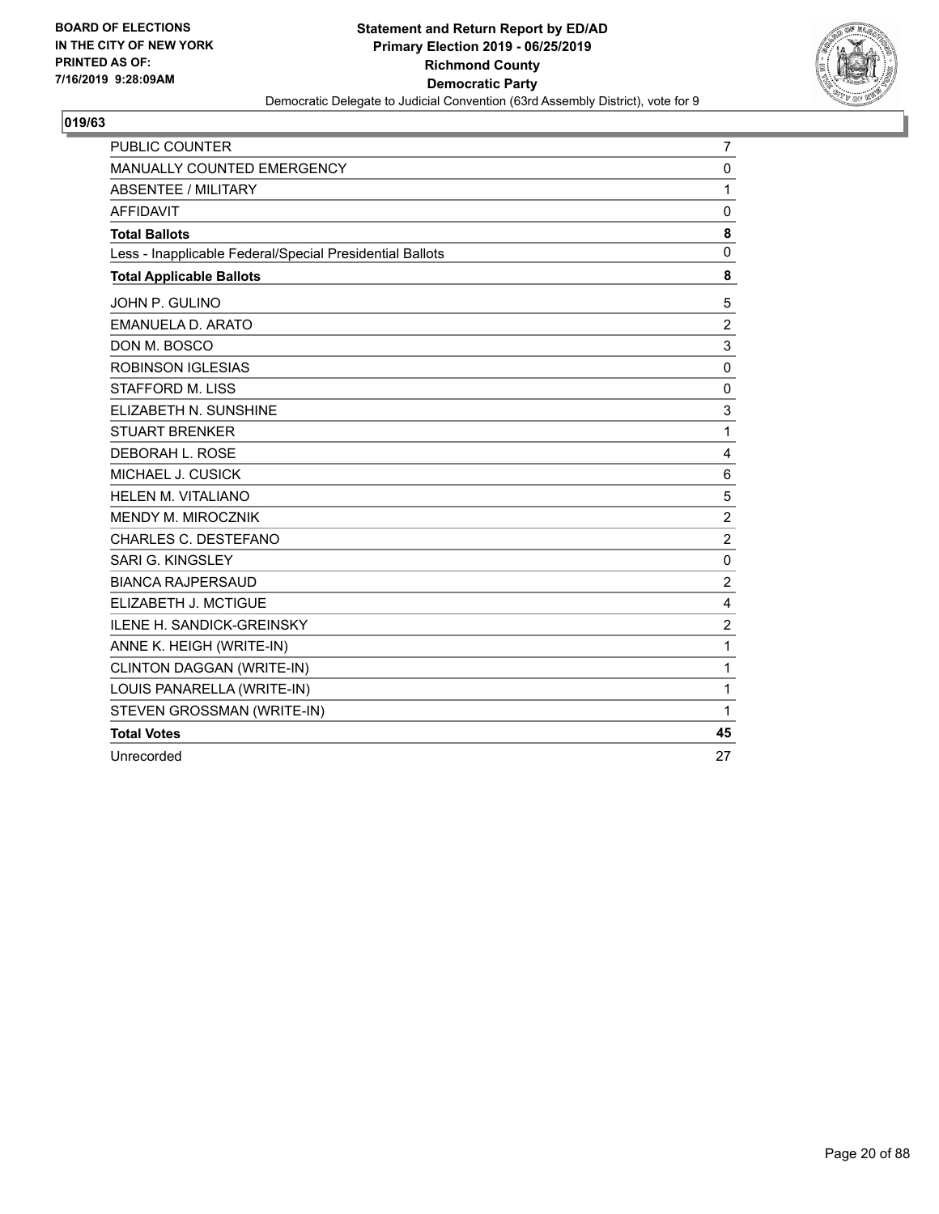**BOARD OF ELECTIONS IN THE CITY OF NEW YORK PRINTED AS OF: 7/16/2019 9:28:09AM**

**Statement and Return Report by ED/AD**
**Primary Election 2019 - 06/25/2019**
**Richmond County**
**Democratic Party**
Democratic Delegate to Judicial Convention (63rd Assembly District), vote for 9

**019/63**

| | |
|---|---|
| PUBLIC COUNTER | 7 |
| MANUALLY COUNTED EMERGENCY | 0 |
| ABSENTEE / MILITARY | 1 |
| AFFIDAVIT | 0 |
| **Total Ballots** | **8** |
| Less - Inapplicable Federal/Special Presidential Ballots | 0 |
| **Total Applicable Ballots** | **8** |
| JOHN P. GULINO | 5 |
| EMANUELA D. ARATO | 2 |
| DON M. BOSCO | 3 |
| ROBINSON IGLESIAS | 0 |
| STAFFORD M. LISS | 0 |
| ELIZABETH N. SUNSHINE | 3 |
| STUART BRENKER | 1 |
| DEBORAH L. ROSE | 4 |
| MICHAEL J. CUSICK | 6 |
| HELEN M. VITALIANO | 5 |
| MENDY M. MIROCZNIK | 2 |
| CHARLES C. DESTEFANO | 2 |
| SARI G. KINGSLEY | 0 |
| BIANCA RAJPERSAUD | 2 |
| ELIZABETH J. MCTIGUE | 4 |
| ILENE H. SANDICK-GREINSKY | 2 |
| ANNE K. HEIGH (WRITE-IN) | 1 |
| CLINTON DAGGAN (WRITE-IN) | 1 |
| LOUIS PANARELLA (WRITE-IN) | 1 |
| STEVEN GROSSMAN (WRITE-IN) | 1 |
| **Total Votes** | **45** |
| Unrecorded | 27 |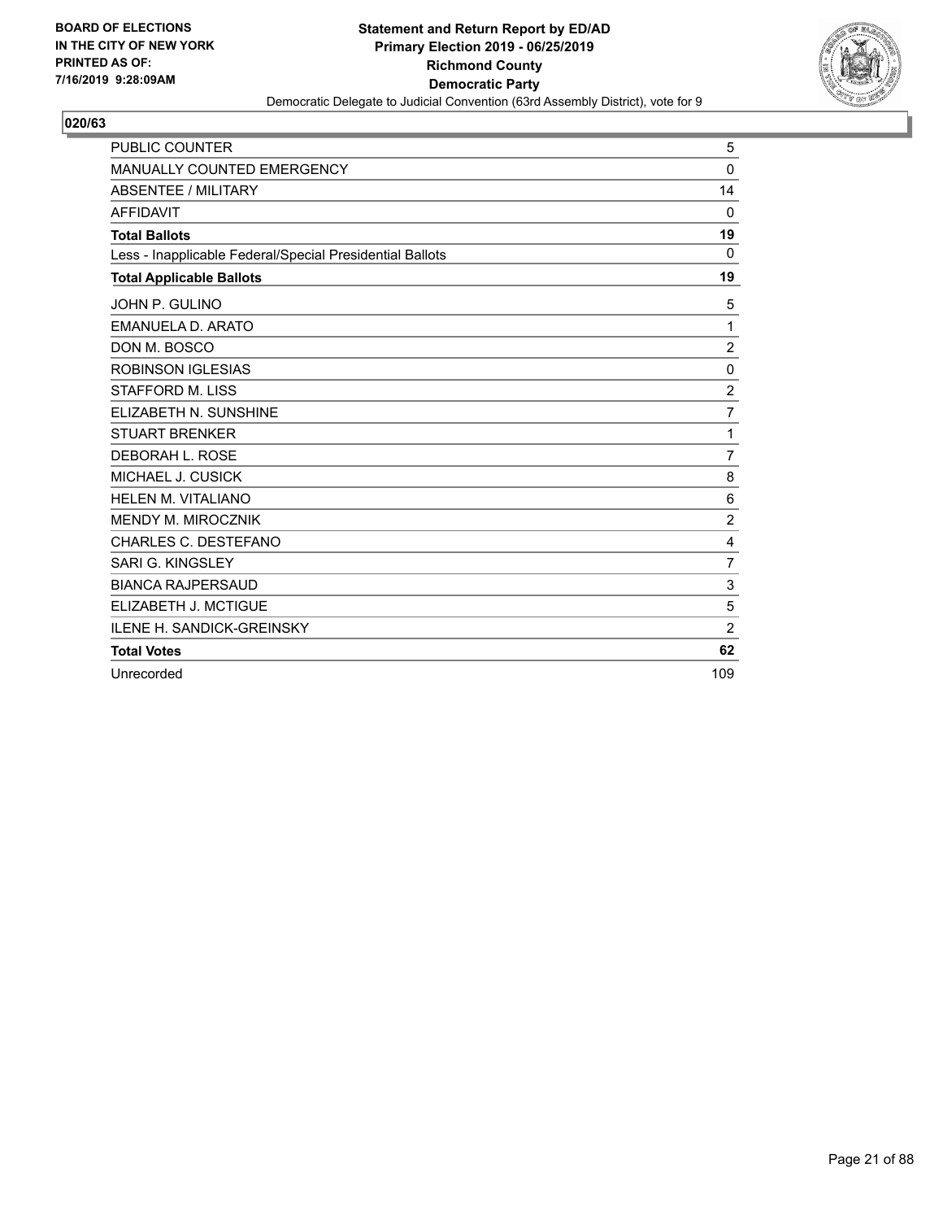BOARD OF ELECTIONS
IN THE CITY OF NEW YORK
PRINTED AS OF:
7/16/2019 9:28:09AM

**Statement and Return Report by ED/AD**
**Primary Election 2019 - 06/25/2019**
**Richmond County**
**Democratic Party**
Democratic Delegate to Judicial Convention (63rd Assembly District), vote for 9

## 020/63

| | |
|---|---|
| PUBLIC COUNTER | 5 |
| MANUALLY COUNTED EMERGENCY | 0 |
| ABSENTEE / MILITARY | 14 |
| AFFIDAVIT | 0 |
| **Total Ballots** | **19** |
| Less - Inapplicable Federal/Special Presidential Ballots | 0 |
| **Total Applicable Ballots** | **19** |
| JOHN P. GULINO | 5 |
| EMANUELA D. ARATO | 1 |
| DON M. BOSCO | 2 |
| ROBINSON IGLESIAS | 0 |
| STAFFORD M. LISS | 2 |
| ELIZABETH N. SUNSHINE | 7 |
| STUART BRENKER | 1 |
| DEBORAH L. ROSE | 7 |
| MICHAEL J. CUSICK | 8 |
| HELEN M. VITALIANO | 6 |
| MENDY M. MIROCZNIK | 2 |
| CHARLES C. DESTEFANO | 4 |
| SARI G. KINGSLEY | 7 |
| BIANCA RAJPERSAUD | 3 |
| ELIZABETH J. MCTIGUE | 5 |
| ILENE H. SANDICK-GREINSKY | 2 |
| **Total Votes** | **62** |
| Unrecorded | 109 |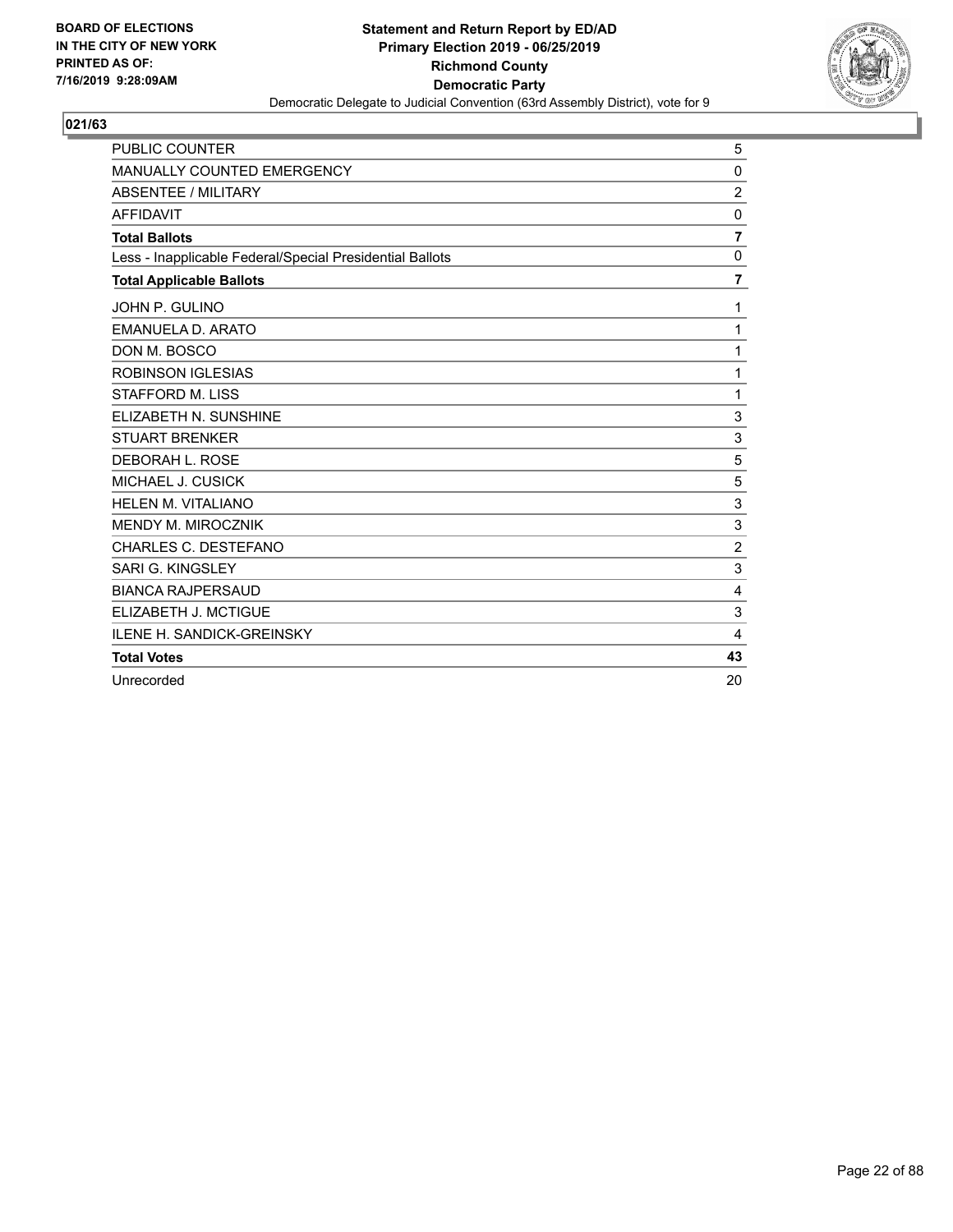**BOARD OF ELECTIONS IN THE CITY OF NEW YORK PRINTED AS OF: 7/16/2019 9:28:09AM**

**Statement and Return Report by ED/AD**
**Primary Election 2019 - 06/25/2019**
**Richmond County**
**Democratic Party**
Democratic Delegate to Judicial Convention (63rd Assembly District), vote for 9

**021/63**

| | |
|---|---|
| PUBLIC COUNTER | 5 |
| MANUALLY COUNTED EMERGENCY | 0 |
| ABSENTEE / MILITARY | 2 |
| AFFIDAVIT | 0 |
| **Total Ballots** | **7** |
| Less - Inapplicable Federal/Special Presidential Ballots | 0 |
| **Total Applicable Ballots** | **7** |
| JOHN P. GULINO | 1 |
| EMANUELA D. ARATO | 1 |
| DON M. BOSCO | 1 |
| ROBINSON IGLESIAS | 1 |
| STAFFORD M. LISS | 1 |
| ELIZABETH N. SUNSHINE | 3 |
| STUART BRENKER | 3 |
| DEBORAH L. ROSE | 5 |
| MICHAEL J. CUSICK | 5 |
| HELEN M. VITALIANO | 3 |
| MENDY M. MIROCZNIK | 3 |
| CHARLES C. DESTEFANO | 2 |
| SARI G. KINGSLEY | 3 |
| BIANCA RAJPERSAUD | 4 |
| ELIZABETH J. MCTIGUE | 3 |
| ILENE H. SANDICK-GREINSKY | 4 |
| **Total Votes** | **43** |
| Unrecorded | 20 |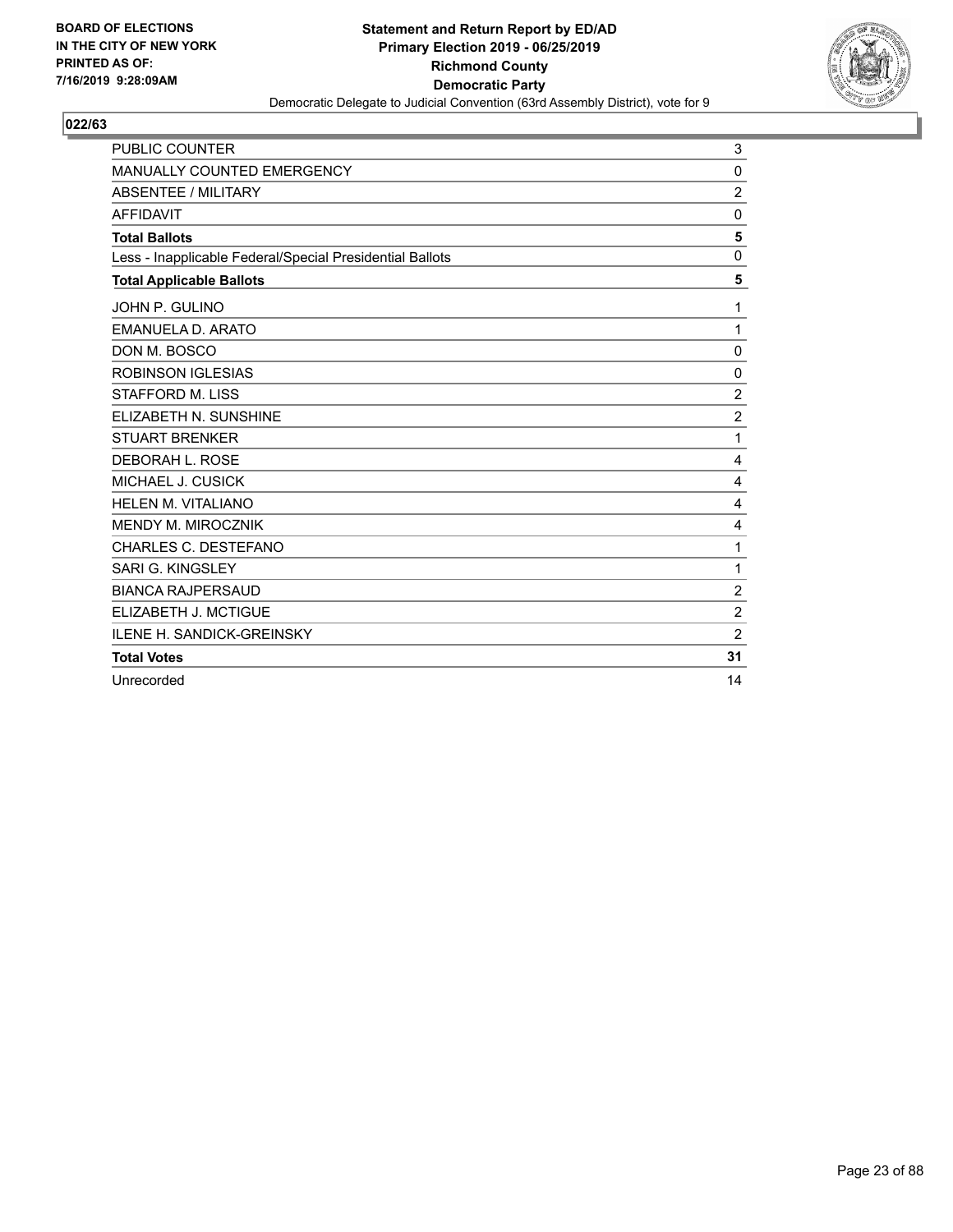BOARD OF ELECTIONS
IN THE CITY OF NEW YORK
PRINTED AS OF:
7/16/2019 9:28:09AM

**Statement and Return Report by ED/AD**
**Primary Election 2019 - 06/25/2019**
**Richmond County**
**Democratic Party**
Democratic Delegate to Judicial Convention (63rd Assembly District), vote for 9

**022/63**

| | |
|---|---|
| PUBLIC COUNTER | 3 |
| MANUALLY COUNTED EMERGENCY | 0 |
| ABSENTEE / MILITARY | 2 |
| AFFIDAVIT | 0 |
| **Total Ballots** | **5** |
| Less - Inapplicable Federal/Special Presidential Ballots | 0 |
| **Total Applicable Ballots** | **5** |
| JOHN P. GULINO | 1 |
| EMANUELA D. ARATO | 1 |
| DON M. BOSCO | 0 |
| ROBINSON IGLESIAS | 0 |
| STAFFORD M. LISS | 2 |
| ELIZABETH N. SUNSHINE | 2 |
| STUART BRENKER | 1 |
| DEBORAH L. ROSE | 4 |
| MICHAEL J. CUSICK | 4 |
| HELEN M. VITALIANO | 4 |
| MENDY M. MIROCZNIK | 4 |
| CHARLES C. DESTEFANO | 1 |
| SARI G. KINGSLEY | 1 |
| BIANCA RAJPERSAUD | 2 |
| ELIZABETH J. MCTIGUE | 2 |
| ILENE H. SANDICK-GREINSKY | 2 |
| **Total Votes** | **31** |
| Unrecorded | 14 |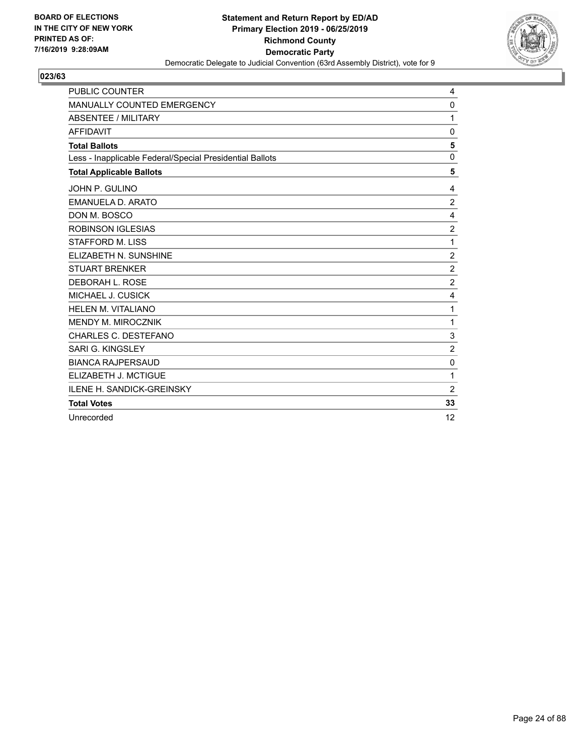BOARD OF ELECTIONS
IN THE CITY OF NEW YORK
PRINTED AS OF:
7/16/2019 9:28:09AM

**Statement and Return Report by ED/AD**
**Primary Election 2019 - 06/25/2019**
**Richmond County**
**Democratic Party**
Democratic Delegate to Judicial Convention (63rd Assembly District), vote for 9

## 023/63

| | |
|---|---|
| PUBLIC COUNTER | 4 |
| MANUALLY COUNTED EMERGENCY | 0 |
| ABSENTEE / MILITARY | 1 |
| AFFIDAVIT | 0 |
| **Total Ballots** | **5** |
| Less - Inapplicable Federal/Special Presidential Ballots | 0 |
| **Total Applicable Ballots** | **5** |
| JOHN P. GULINO | 4 |
| EMANUELA D. ARATO | 2 |
| DON M. BOSCO | 4 |
| ROBINSON IGLESIAS | 2 |
| STAFFORD M. LISS | 1 |
| ELIZABETH N. SUNSHINE | 2 |
| STUART BRENKER | 2 |
| DEBORAH L. ROSE | 2 |
| MICHAEL J. CUSICK | 4 |
| HELEN M. VITALIANO | 1 |
| MENDY M. MIROCZNIK | 1 |
| CHARLES C. DESTEFANO | 3 |
| SARI G. KINGSLEY | 2 |
| BIANCA RAJPERSAUD | 0 |
| ELIZABETH J. MCTIGUE | 1 |
| ILENE H. SANDICK-GREINSKY | 2 |
| **Total Votes** | **33** |
| Unrecorded | 12 |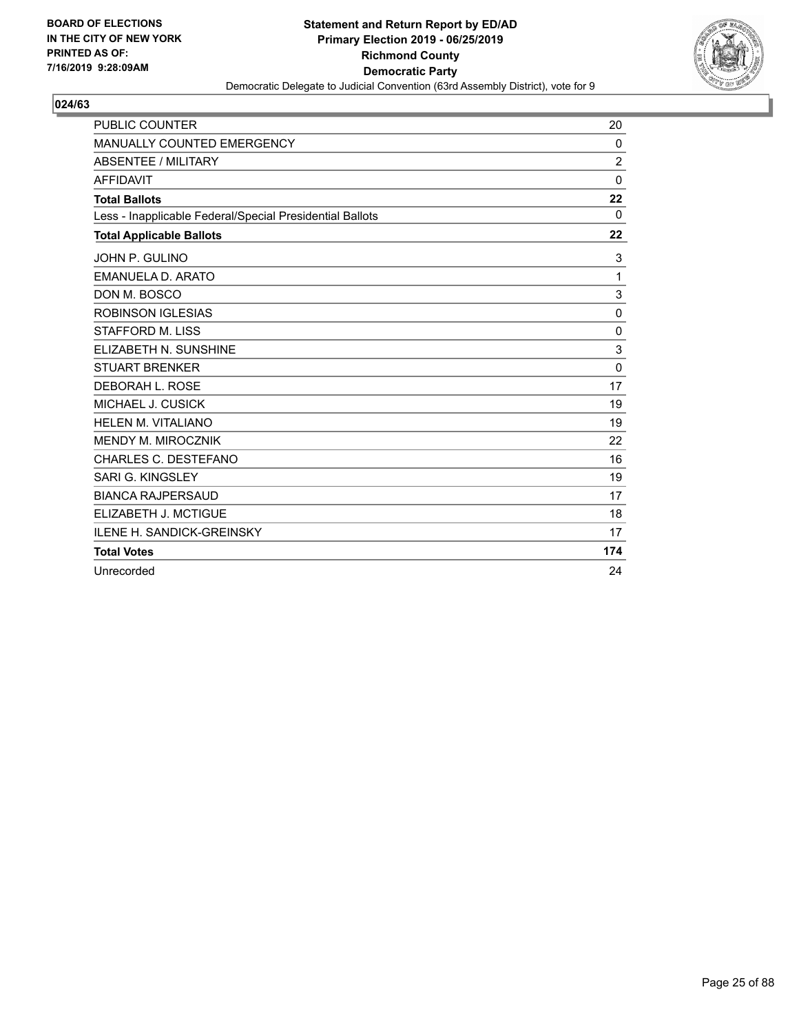BOARD OF ELECTIONS
IN THE CITY OF NEW YORK
PRINTED AS OF:
7/16/2019 9:28:09AM

**Statement and Return Report by ED/AD**
**Primary Election 2019 - 06/25/2019**
**Richmond County**
**Democratic Party**
Democratic Delegate to Judicial Convention (63rd Assembly District), vote for 9

## 024/63

| | |
|---|---|
| PUBLIC COUNTER | 20 |
| MANUALLY COUNTED EMERGENCY | 0 |
| ABSENTEE / MILITARY | 2 |
| AFFIDAVIT | 0 |
| **Total Ballots** | **22** |
| Less - Inapplicable Federal/Special Presidential Ballots | 0 |
| **Total Applicable Ballots** | **22** |
| JOHN P. GULINO | 3 |
| EMANUELA D. ARATO | 1 |
| DON M. BOSCO | 3 |
| ROBINSON IGLESIAS | 0 |
| STAFFORD M. LISS | 0 |
| ELIZABETH N. SUNSHINE | 3 |
| STUART BRENKER | 0 |
| DEBORAH L. ROSE | 17 |
| MICHAEL J. CUSICK | 19 |
| HELEN M. VITALIANO | 19 |
| MENDY M. MIROCZNIK | 22 |
| CHARLES C. DESTEFANO | 16 |
| SARI G. KINGSLEY | 19 |
| BIANCA RAJPERSAUD | 17 |
| ELIZABETH J. MCTIGUE | 18 |
| ILENE H. SANDICK-GREINSKY | 17 |
| **Total Votes** | **174** |
| Unrecorded | 24 |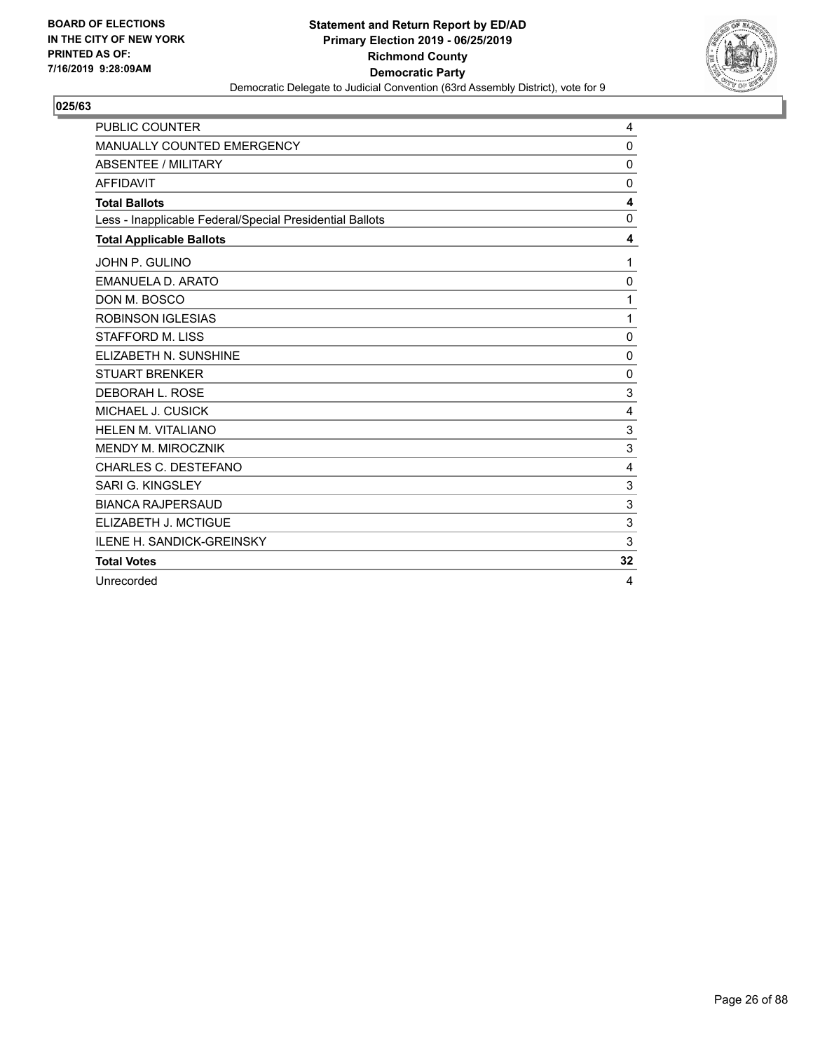BOARD OF ELECTIONS
IN THE CITY OF NEW YORK
PRINTED AS OF:
7/16/2019 9:28:09AM

**Statement and Return Report by ED/AD**
**Primary Election 2019 - 06/25/2019**
**Richmond County**
**Democratic Party**
Democratic Delegate to Judicial Convention (63rd Assembly District), vote for 9

**025/63**

| | |
|---|---|
| PUBLIC COUNTER | 4 |
| MANUALLY COUNTED EMERGENCY | 0 |
| ABSENTEE / MILITARY | 0 |
| AFFIDAVIT | 0 |
| **Total Ballots** | **4** |
| Less - Inapplicable Federal/Special Presidential Ballots | 0 |
| **Total Applicable Ballots** | **4** |
| JOHN P. GULINO | 1 |
| EMANUELA D. ARATO | 0 |
| DON M. BOSCO | 1 |
| ROBINSON IGLESIAS | 1 |
| STAFFORD M. LISS | 0 |
| ELIZABETH N. SUNSHINE | 0 |
| STUART BRENKER | 0 |
| DEBORAH L. ROSE | 3 |
| MICHAEL J. CUSICK | 4 |
| HELEN M. VITALIANO | 3 |
| MENDY M. MIROCZNIK | 3 |
| CHARLES C. DESTEFANO | 4 |
| SARI G. KINGSLEY | 3 |
| BIANCA RAJPERSAUD | 3 |
| ELIZABETH J. MCTIGUE | 3 |
| ILENE H. SANDICK-GREINSKY | 3 |
| **Total Votes** | **32** |
| Unrecorded | 4 |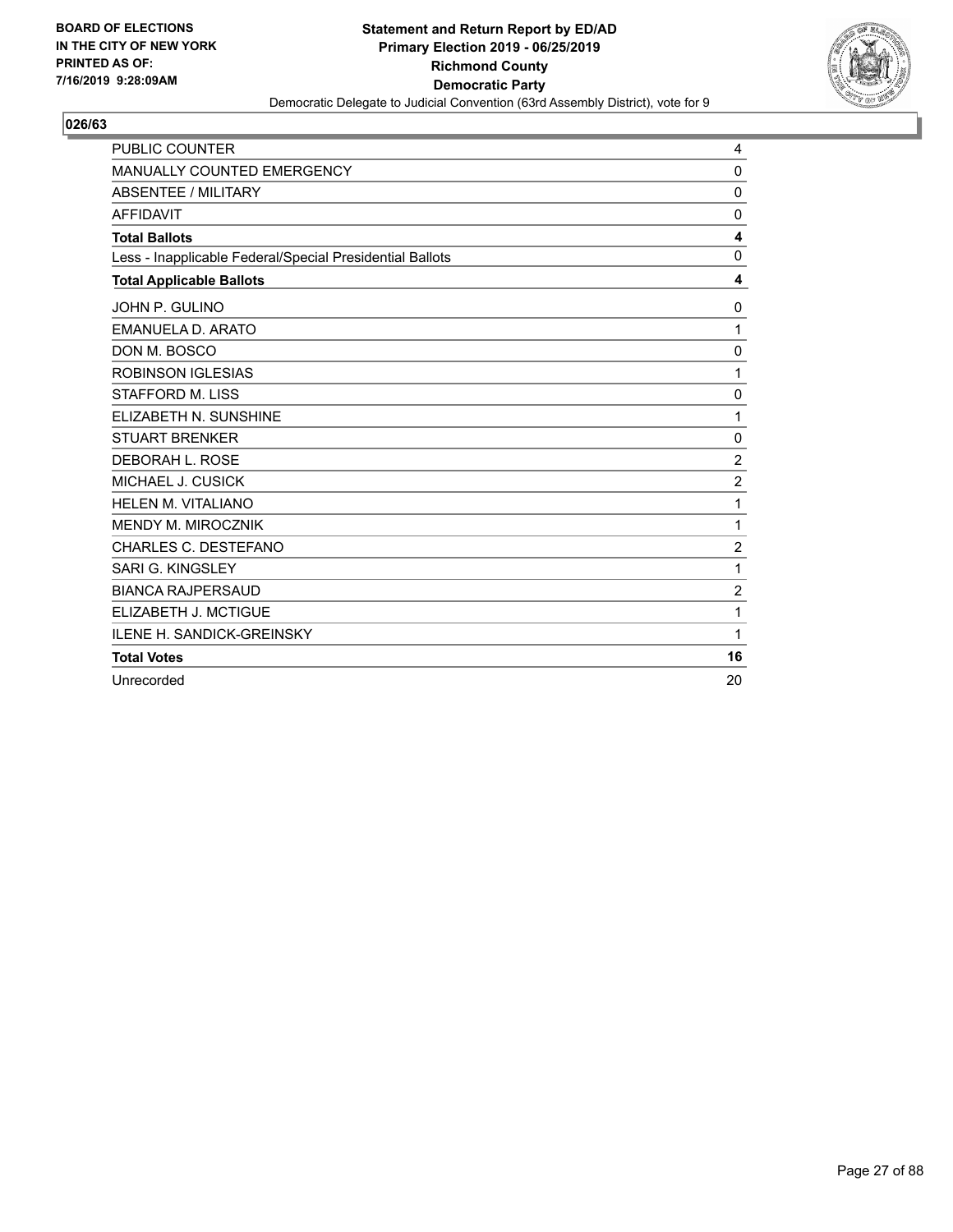BOARD OF ELECTIONS
IN THE CITY OF NEW YORK
PRINTED AS OF:
7/16/2019 9:28:09AM

**Statement and Return Report by ED/AD**
**Primary Election 2019 - 06/25/2019**
**Richmond County**
**Democratic Party**
Democratic Delegate to Judicial Convention (63rd Assembly District), vote for 9

## 026/63

| | |
|---|---|
| PUBLIC COUNTER | 4 |
| MANUALLY COUNTED EMERGENCY | 0 |
| ABSENTEE / MILITARY | 0 |
| AFFIDAVIT | 0 |
| **Total Ballots** | **4** |
| Less - Inapplicable Federal/Special Presidential Ballots | 0 |
| **Total Applicable Ballots** | **4** |
| JOHN P. GULINO | 0 |
| EMANUELA D. ARATO | 1 |
| DON M. BOSCO | 0 |
| ROBINSON IGLESIAS | 1 |
| STAFFORD M. LISS | 0 |
| ELIZABETH N. SUNSHINE | 1 |
| STUART BRENKER | 0 |
| DEBORAH L. ROSE | 2 |
| MICHAEL J. CUSICK | 2 |
| HELEN M. VITALIANO | 1 |
| MENDY M. MIROCZNIK | 1 |
| CHARLES C. DESTEFANO | 2 |
| SARI G. KINGSLEY | 1 |
| BIANCA RAJPERSAUD | 2 |
| ELIZABETH J. MCTIGUE | 1 |
| ILENE H. SANDICK-GREINSKY | 1 |
| **Total Votes** | **16** |
| Unrecorded | 20 |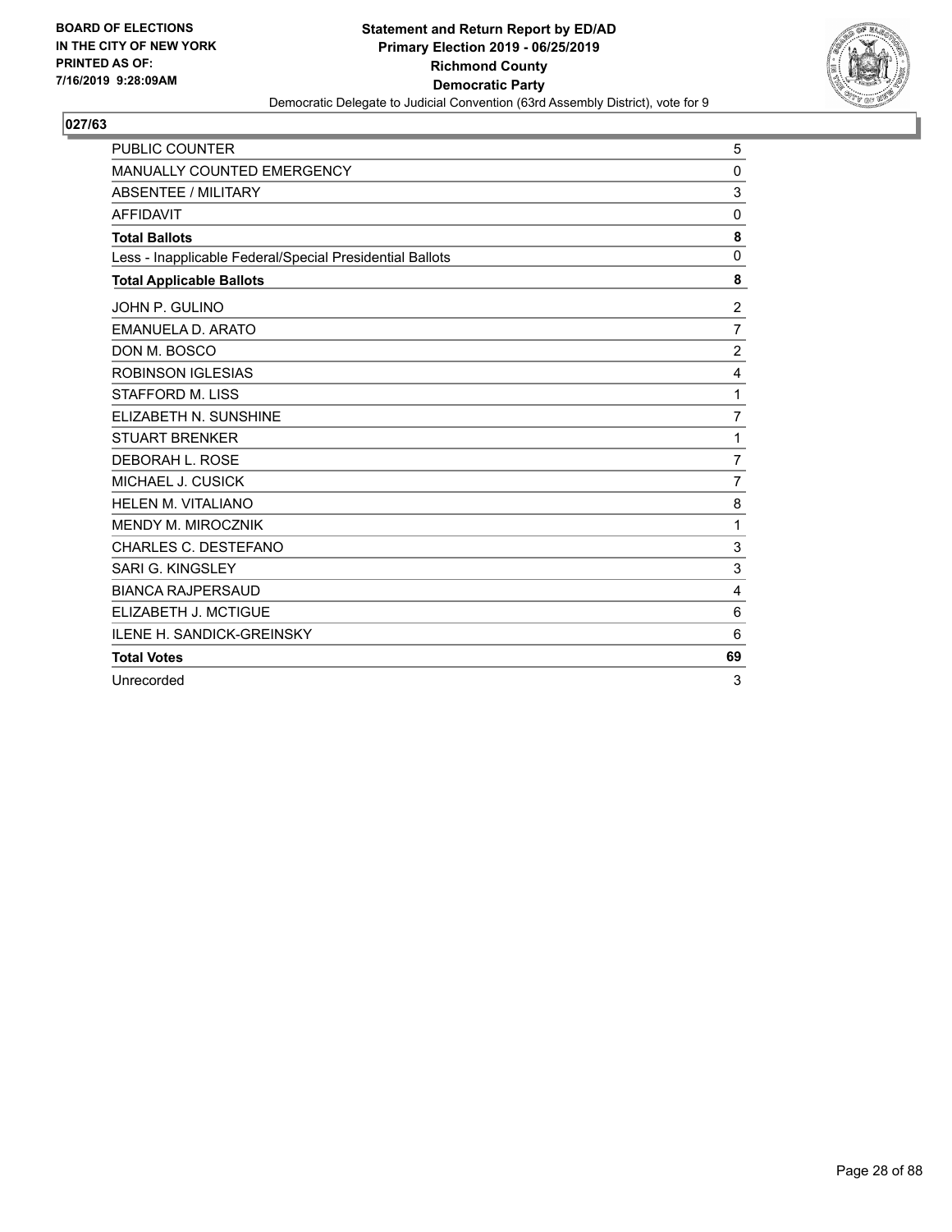BOARD OF ELECTIONS
IN THE CITY OF NEW YORK
PRINTED AS OF:
7/16/2019 9:28:09AM

**Statement and Return Report by ED/AD**
**Primary Election 2019 - 06/25/2019**
**Richmond County**
**Democratic Party**
Democratic Delegate to Judicial Convention (63rd Assembly District), vote for 9

## 027/63

| | |
|---|---|
| PUBLIC COUNTER | 5 |
| MANUALLY COUNTED EMERGENCY | 0 |
| ABSENTEE / MILITARY | 3 |
| AFFIDAVIT | 0 |
| **Total Ballots** | **8** |
| Less - Inapplicable Federal/Special Presidential Ballots | 0 |
| **Total Applicable Ballots** | **8** |
| JOHN P. GULINO | 2 |
| EMANUELA D. ARATO | 7 |
| DON M. BOSCO | 2 |
| ROBINSON IGLESIAS | 4 |
| STAFFORD M. LISS | 1 |
| ELIZABETH N. SUNSHINE | 7 |
| STUART BRENKER | 1 |
| DEBORAH L. ROSE | 7 |
| MICHAEL J. CUSICK | 7 |
| HELEN M. VITALIANO | 8 |
| MENDY M. MIROCZNIK | 1 |
| CHARLES C. DESTEFANO | 3 |
| SARI G. KINGSLEY | 3 |
| BIANCA RAJPERSAUD | 4 |
| ELIZABETH J. MCTIGUE | 6 |
| ILENE H. SANDICK-GREINSKY | 6 |
| **Total Votes** | **69** |
| Unrecorded | 3 |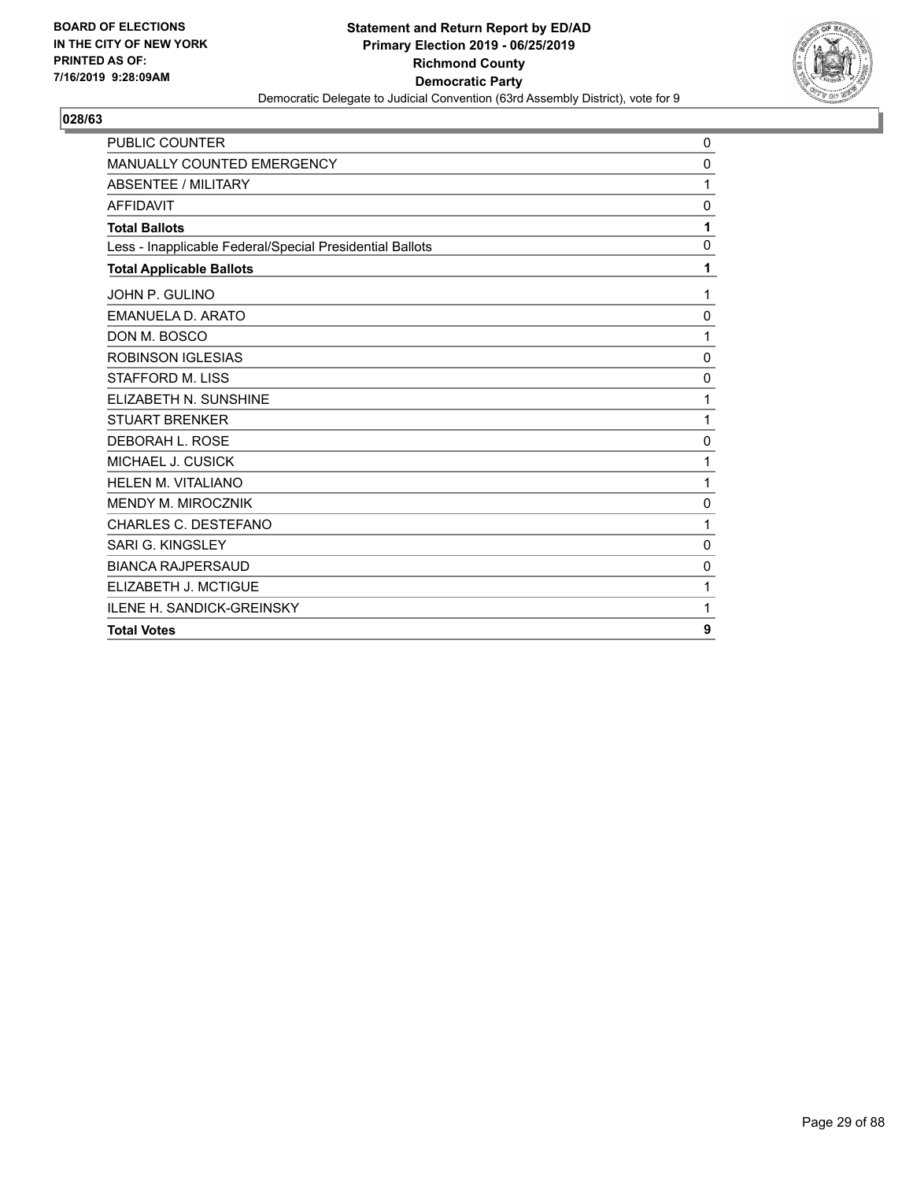BOARD OF ELECTIONS
IN THE CITY OF NEW YORK
PRINTED AS OF:
7/16/2019 9:28:09AM

**Statement and Return Report by ED/AD**
**Primary Election 2019 - 06/25/2019**
**Richmond County**
**Democratic Party**
Democratic Delegate to Judicial Convention (63rd Assembly District), vote for 9

**028/63**

| | |
|---|---|
| PUBLIC COUNTER | 0 |
| MANUALLY COUNTED EMERGENCY | 0 |
| ABSENTEE / MILITARY | 1 |
| AFFIDAVIT | 0 |
| **Total Ballots** | **1** |
| Less - Inapplicable Federal/Special Presidential Ballots | 0 |
| **Total Applicable Ballots** | **1** |
| JOHN P. GULINO | 1 |
| EMANUELA D. ARATO | 0 |
| DON M. BOSCO | 1 |
| ROBINSON IGLESIAS | 0 |
| STAFFORD M. LISS | 0 |
| ELIZABETH N. SUNSHINE | 1 |
| STUART BRENKER | 1 |
| DEBORAH L. ROSE | 0 |
| MICHAEL J. CUSICK | 1 |
| HELEN M. VITALIANO | 1 |
| MENDY M. MIROCZNIK | 0 |
| CHARLES C. DESTEFANO | 1 |
| SARI G. KINGSLEY | 0 |
| BIANCA RAJPERSAUD | 0 |
| ELIZABETH J. MCTIGUE | 1 |
| ILENE H. SANDICK-GREINSKY | 1 |
| **Total Votes** | **9** |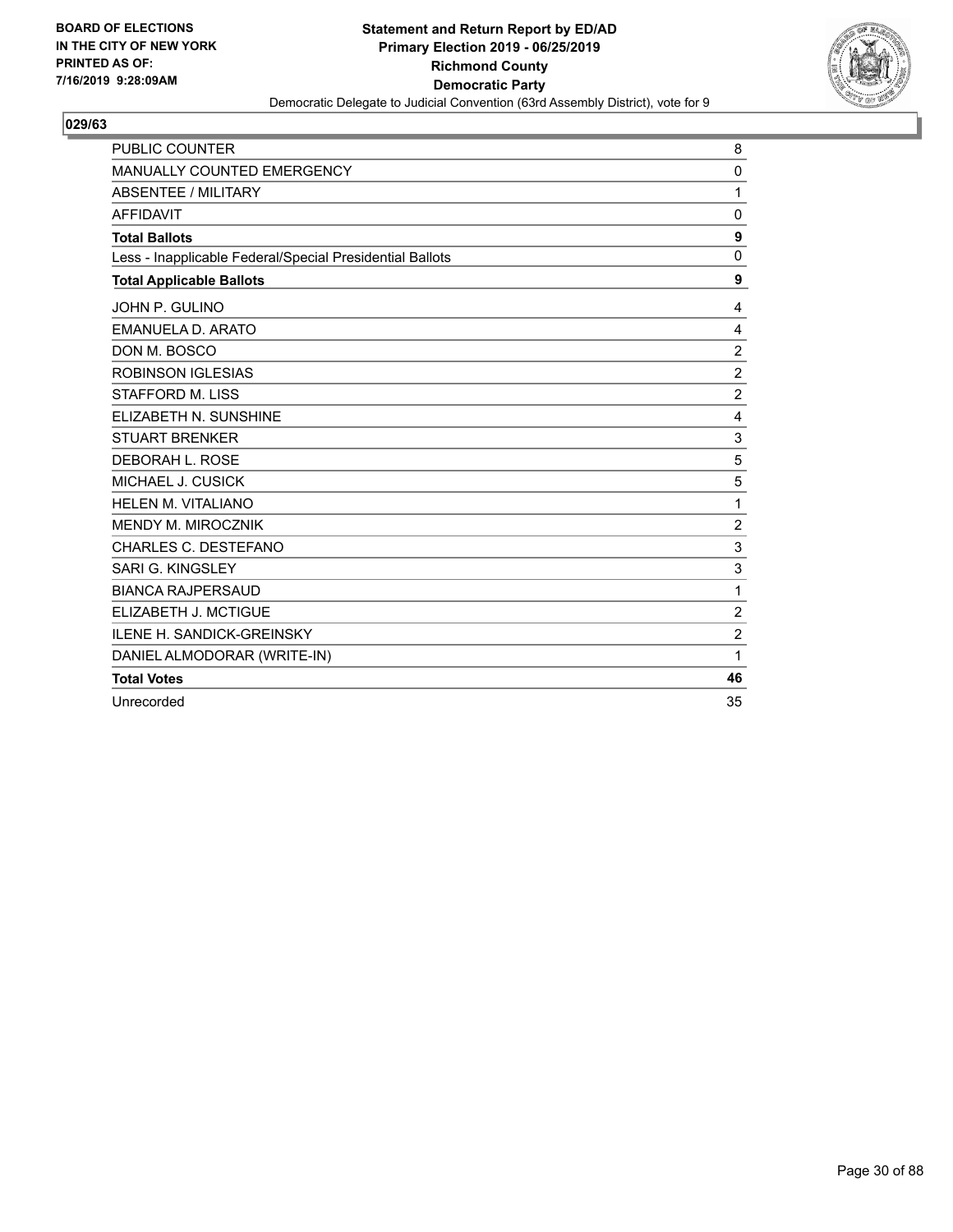BOARD OF ELECTIONS
IN THE CITY OF NEW YORK
PRINTED AS OF:
7/16/2019 9:28:09AM

**Statement and Return Report by ED/AD**
**Primary Election 2019 - 06/25/2019**
**Richmond County**
**Democratic Party**
Democratic Delegate to Judicial Convention (63rd Assembly District), vote for 9

**029/63**

| | |
|---|---|
| PUBLIC COUNTER | 8 |
| MANUALLY COUNTED EMERGENCY | 0 |
| ABSENTEE / MILITARY | 1 |
| AFFIDAVIT | 0 |
| **Total Ballots** | **9** |
| Less - Inapplicable Federal/Special Presidential Ballots | 0 |
| **Total Applicable Ballots** | **9** |
| JOHN P. GULINO | 4 |
| EMANUELA D. ARATO | 4 |
| DON M. BOSCO | 2 |
| ROBINSON IGLESIAS | 2 |
| STAFFORD M. LISS | 2 |
| ELIZABETH N. SUNSHINE | 4 |
| STUART BRENKER | 3 |
| DEBORAH L. ROSE | 5 |
| MICHAEL J. CUSICK | 5 |
| HELEN M. VITALIANO | 1 |
| MENDY M. MIROCZNIK | 2 |
| CHARLES C. DESTEFANO | 3 |
| SARI G. KINGSLEY | 3 |
| BIANCA RAJPERSAUD | 1 |
| ELIZABETH J. MCTIGUE | 2 |
| ILENE H. SANDICK-GREINSKY | 2 |
| DANIEL ALMODORAR (WRITE-IN) | 1 |
| **Total Votes** | **46** |
| Unrecorded | 35 |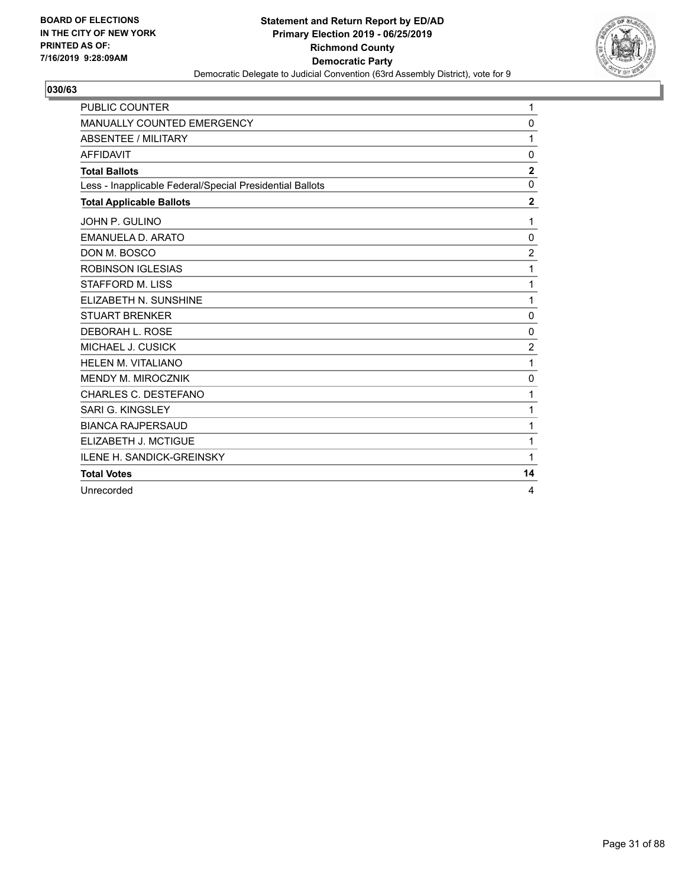BOARD OF ELECTIONS
IN THE CITY OF NEW YORK
PRINTED AS OF:
7/16/2019 9:28:09AM

**Statement and Return Report by ED/AD**
**Primary Election 2019 - 06/25/2019**
**Richmond County**
**Democratic Party**
Democratic Delegate to Judicial Convention (63rd Assembly District), vote for 9

## 030/63

| | |
|---|---|
| PUBLIC COUNTER | 1 |
| MANUALLY COUNTED EMERGENCY | 0 |
| ABSENTEE / MILITARY | 1 |
| AFFIDAVIT | 0 |
| **Total Ballots** | **2** |
| Less - Inapplicable Federal/Special Presidential Ballots | 0 |
| **Total Applicable Ballots** | **2** |
| JOHN P. GULINO | 1 |
| EMANUELA D. ARATO | 0 |
| DON M. BOSCO | 2 |
| ROBINSON IGLESIAS | 1 |
| STAFFORD M. LISS | 1 |
| ELIZABETH N. SUNSHINE | 1 |
| STUART BRENKER | 0 |
| DEBORAH L. ROSE | 0 |
| MICHAEL J. CUSICK | 2 |
| HELEN M. VITALIANO | 1 |
| MENDY M. MIROCZNIK | 0 |
| CHARLES C. DESTEFANO | 1 |
| SARI G. KINGSLEY | 1 |
| BIANCA RAJPERSAUD | 1 |
| ELIZABETH J. MCTIGUE | 1 |
| ILENE H. SANDICK-GREINSKY | 1 |
| **Total Votes** | **14** |
| Unrecorded | 4 |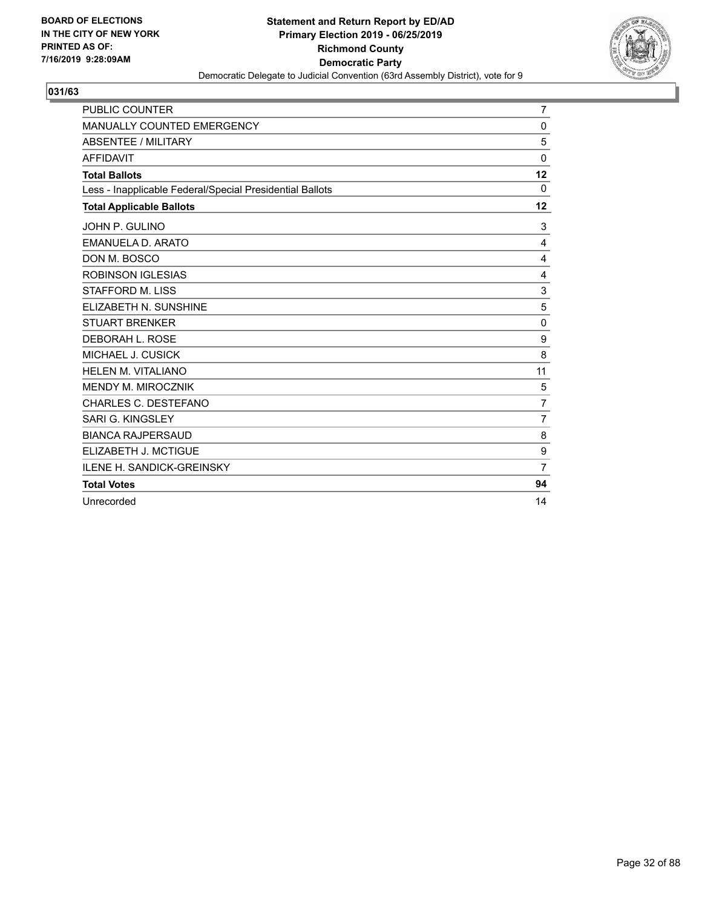BOARD OF ELECTIONS
IN THE CITY OF NEW YORK
PRINTED AS OF:
7/16/2019 9:28:09AM

**Statement and Return Report by ED/AD**
**Primary Election 2019 - 06/25/2019**
**Richmond County**
**Democratic Party**
Democratic Delegate to Judicial Convention (63rd Assembly District), vote for 9

## 031/63

| | |
|---|---|
| PUBLIC COUNTER | 7 |
| MANUALLY COUNTED EMERGENCY | 0 |
| ABSENTEE / MILITARY | 5 |
| AFFIDAVIT | 0 |
| **Total Ballots** | **12** |
| Less - Inapplicable Federal/Special Presidential Ballots | 0 |
| **Total Applicable Ballots** | **12** |
| JOHN P. GULINO | 3 |
| EMANUELA D. ARATO | 4 |
| DON M. BOSCO | 4 |
| ROBINSON IGLESIAS | 4 |
| STAFFORD M. LISS | 3 |
| ELIZABETH N. SUNSHINE | 5 |
| STUART BRENKER | 0 |
| DEBORAH L. ROSE | 9 |
| MICHAEL J. CUSICK | 8 |
| HELEN M. VITALIANO | 11 |
| MENDY M. MIROCZNIK | 5 |
| CHARLES C. DESTEFANO | 7 |
| SARI G. KINGSLEY | 7 |
| BIANCA RAJPERSAUD | 8 |
| ELIZABETH J. MCTIGUE | 9 |
| ILENE H. SANDICK-GREINSKY | 7 |
| **Total Votes** | **94** |
| Unrecorded | 14 |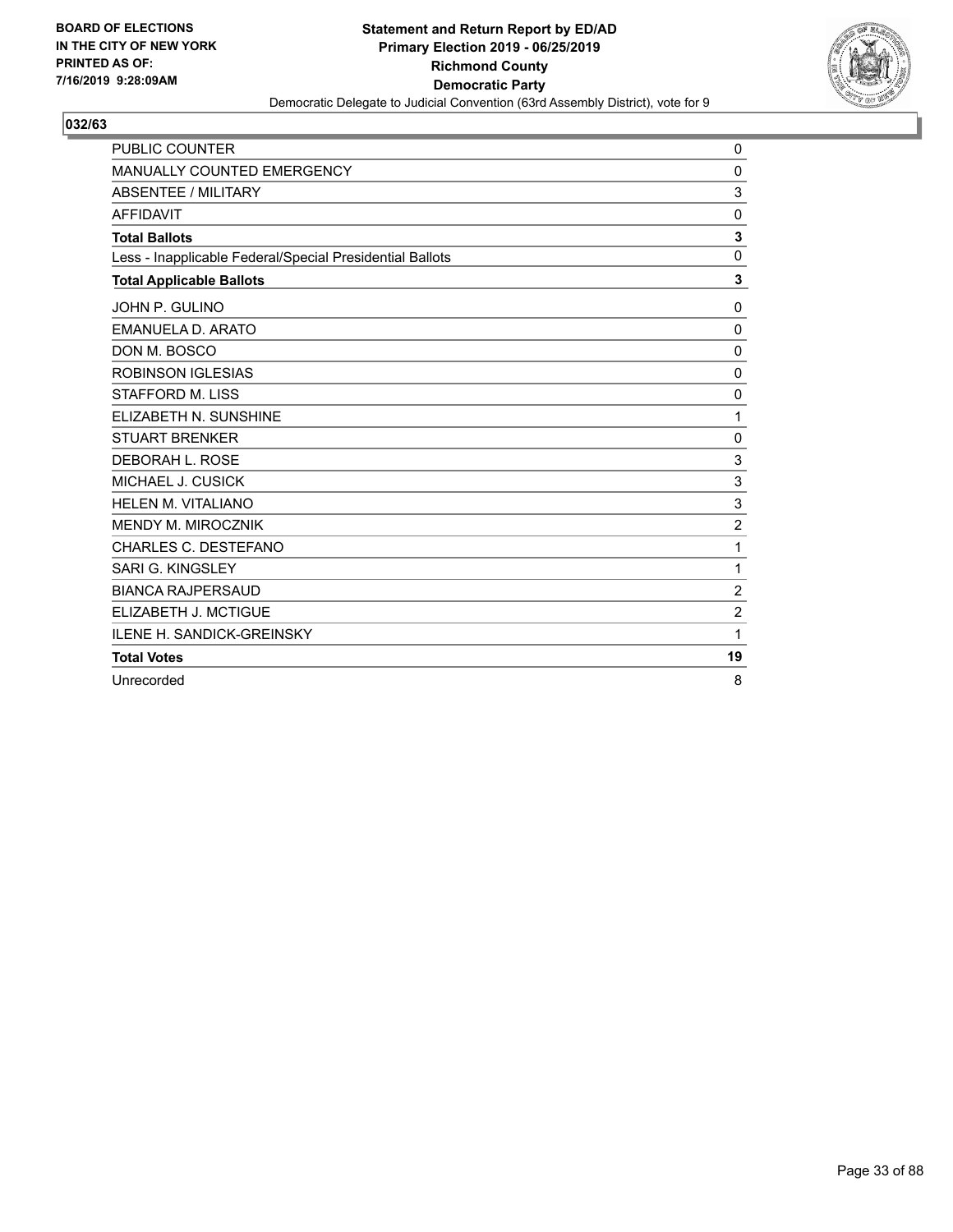BOARD OF ELECTIONS
IN THE CITY OF NEW YORK
PRINTED AS OF:
7/16/2019 9:28:09AM

**Statement and Return Report by ED/AD**
**Primary Election 2019 - 06/25/2019**
**Richmond County**
**Democratic Party**
Democratic Delegate to Judicial Convention (63rd Assembly District), vote for 9

**032/63**

| | |
|---|---|
| PUBLIC COUNTER | 0 |
| MANUALLY COUNTED EMERGENCY | 0 |
| ABSENTEE / MILITARY | 3 |
| AFFIDAVIT | 0 |
| **Total Ballots** | **3** |
| Less - Inapplicable Federal/Special Presidential Ballots | 0 |
| **Total Applicable Ballots** | **3** |
| JOHN P. GULINO | 0 |
| EMANUELA D. ARATO | 0 |
| DON M. BOSCO | 0 |
| ROBINSON IGLESIAS | 0 |
| STAFFORD M. LISS | 0 |
| ELIZABETH N. SUNSHINE | 1 |
| STUART BRENKER | 0 |
| DEBORAH L. ROSE | 3 |
| MICHAEL J. CUSICK | 3 |
| HELEN M. VITALIANO | 3 |
| MENDY M. MIROCZNIK | 2 |
| CHARLES C. DESTEFANO | 1 |
| SARI G. KINGSLEY | 1 |
| BIANCA RAJPERSAUD | 2 |
| ELIZABETH J. MCTIGUE | 2 |
| ILENE H. SANDICK-GREINSKY | 1 |
| **Total Votes** | **19** |
| Unrecorded | 8 |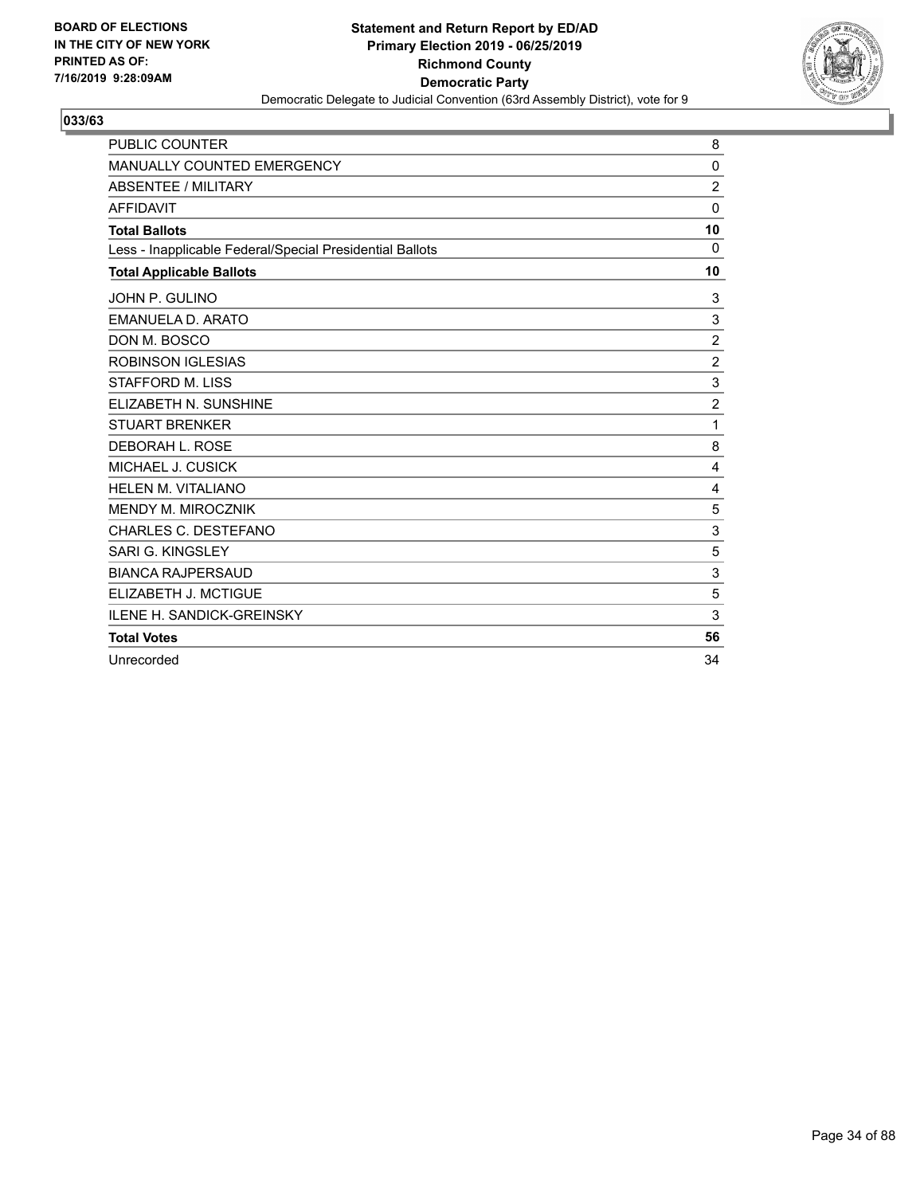**BOARD OF ELECTIONS IN THE CITY OF NEW YORK PRINTED AS OF: 7/16/2019 9:28:09AM**

**Statement and Return Report by ED/AD**
**Primary Election 2019 - 06/25/2019**
**Richmond County**
**Democratic Party**
Democratic Delegate to Judicial Convention (63rd Assembly District), vote for 9

**033/63**

| | |
|---|---|
| PUBLIC COUNTER | 8 |
| MANUALLY COUNTED EMERGENCY | 0 |
| ABSENTEE / MILITARY | 2 |
| AFFIDAVIT | 0 |
| **Total Ballots** | **10** |
| Less - Inapplicable Federal/Special Presidential Ballots | 0 |
| **Total Applicable Ballots** | **10** |
| JOHN P. GULINO | 3 |
| EMANUELA D. ARATO | 3 |
| DON M. BOSCO | 2 |
| ROBINSON IGLESIAS | 2 |
| STAFFORD M. LISS | 3 |
| ELIZABETH N. SUNSHINE | 2 |
| STUART BRENKER | 1 |
| DEBORAH L. ROSE | 8 |
| MICHAEL J. CUSICK | 4 |
| HELEN M. VITALIANO | 4 |
| MENDY M. MIROCZNIK | 5 |
| CHARLES C. DESTEFANO | 3 |
| SARI G. KINGSLEY | 5 |
| BIANCA RAJPERSAUD | 3 |
| ELIZABETH J. MCTIGUE | 5 |
| ILENE H. SANDICK-GREINSKY | 3 |
| **Total Votes** | **56** |
| Unrecorded | 34 |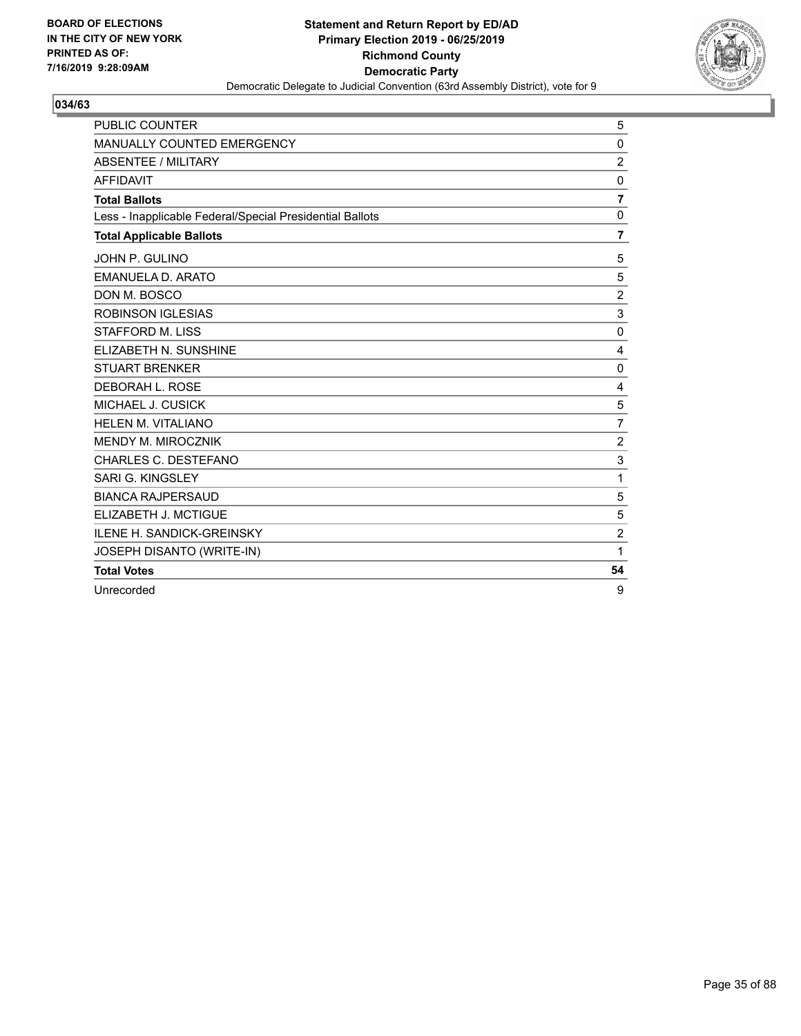BOARD OF ELECTIONS
IN THE CITY OF NEW YORK
PRINTED AS OF:
7/16/2019 9:28:09AM

**Statement and Return Report by ED/AD**
**Primary Election 2019 - 06/25/2019**
**Richmond County**
**Democratic Party**
Democratic Delegate to Judicial Convention (63rd Assembly District), vote for 9

## 034/63

| | |
|---|---|
| PUBLIC COUNTER | 5 |
| MANUALLY COUNTED EMERGENCY | 0 |
| ABSENTEE / MILITARY | 2 |
| AFFIDAVIT | 0 |
| **Total Ballots** | **7** |
| Less - Inapplicable Federal/Special Presidential Ballots | 0 |
| **Total Applicable Ballots** | **7** |
| JOHN P. GULINO | 5 |
| EMANUELA D. ARATO | 5 |
| DON M. BOSCO | 2 |
| ROBINSON IGLESIAS | 3 |
| STAFFORD M. LISS | 0 |
| ELIZABETH N. SUNSHINE | 4 |
| STUART BRENKER | 0 |
| DEBORAH L. ROSE | 4 |
| MICHAEL J. CUSICK | 5 |
| HELEN M. VITALIANO | 7 |
| MENDY M. MIROCZNIK | 2 |
| CHARLES C. DESTEFANO | 3 |
| SARI G. KINGSLEY | 1 |
| BIANCA RAJPERSAUD | 5 |
| ELIZABETH J. MCTIGUE | 5 |
| ILENE H. SANDICK-GREINSKY | 2 |
| JOSEPH DISANTO (WRITE-IN) | 1 |
| **Total Votes** | **54** |
| Unrecorded | 9 |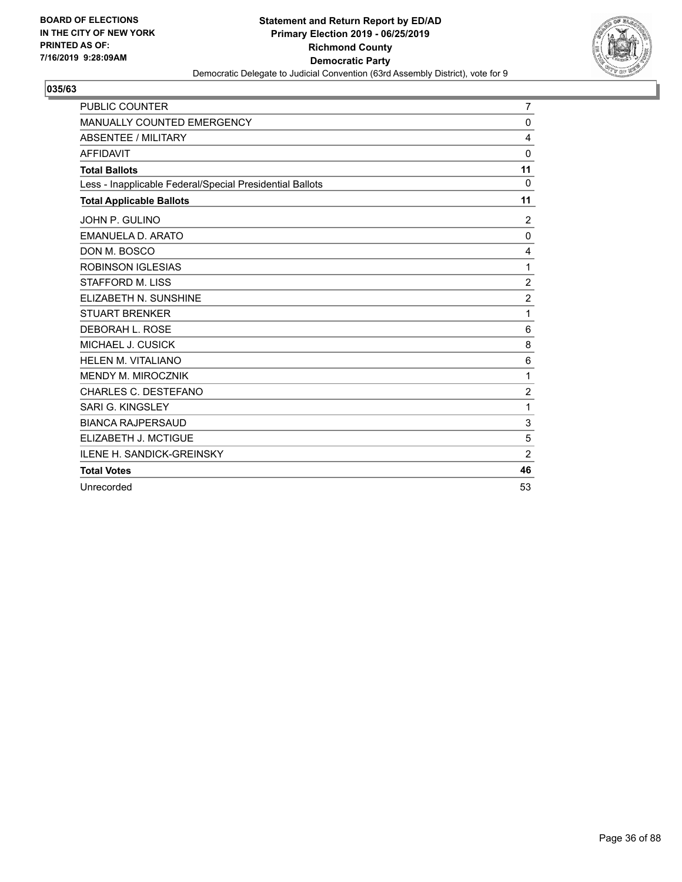BOARD OF ELECTIONS
IN THE CITY OF NEW YORK
PRINTED AS OF:
7/16/2019 9:28:09AM

**Statement and Return Report by ED/AD**
**Primary Election 2019 - 06/25/2019**
**Richmond County**
**Democratic Party**
Democratic Delegate to Judicial Convention (63rd Assembly District), vote for 9

## 035/63

| | |
|---|---|
| PUBLIC COUNTER | 7 |
| MANUALLY COUNTED EMERGENCY | 0 |
| ABSENTEE / MILITARY | 4 |
| AFFIDAVIT | 0 |
| **Total Ballots** | **11** |
| Less - Inapplicable Federal/Special Presidential Ballots | 0 |
| **Total Applicable Ballots** | **11** |
| JOHN P. GULINO | 2 |
| EMANUELA D. ARATO | 0 |
| DON M. BOSCO | 4 |
| ROBINSON IGLESIAS | 1 |
| STAFFORD M. LISS | 2 |
| ELIZABETH N. SUNSHINE | 2 |
| STUART BRENKER | 1 |
| DEBORAH L. ROSE | 6 |
| MICHAEL J. CUSICK | 8 |
| HELEN M. VITALIANO | 6 |
| MENDY M. MIROCZNIK | 1 |
| CHARLES C. DESTEFANO | 2 |
| SARI G. KINGSLEY | 1 |
| BIANCA RAJPERSAUD | 3 |
| ELIZABETH J. MCTIGUE | 5 |
| ILENE H. SANDICK-GREINSKY | 2 |
| **Total Votes** | **46** |
| Unrecorded | 53 |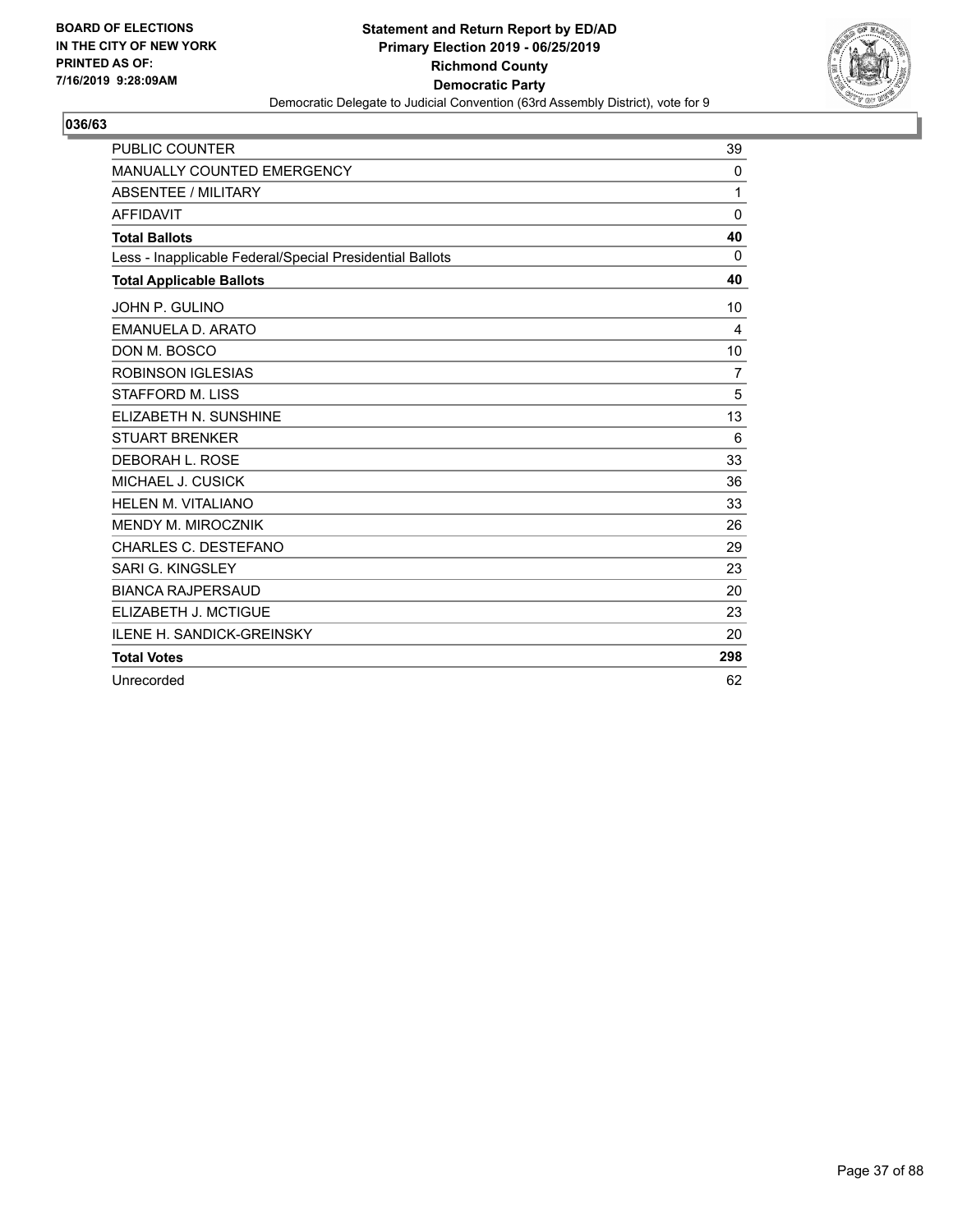BOARD OF ELECTIONS
IN THE CITY OF NEW YORK
PRINTED AS OF:
7/16/2019 9:28:09AM

**Statement and Return Report by ED/AD**
**Primary Election 2019 - 06/25/2019**
**Richmond County**
**Democratic Party**
Democratic Delegate to Judicial Convention (63rd Assembly District), vote for 9

**036/63**

| | |
|---|---|
| PUBLIC COUNTER | 39 |
| MANUALLY COUNTED EMERGENCY | 0 |
| ABSENTEE / MILITARY | 1 |
| AFFIDAVIT | 0 |
| **Total Ballots** | **40** |
| Less - Inapplicable Federal/Special Presidential Ballots | 0 |
| **Total Applicable Ballots** | **40** |
| JOHN P. GULINO | 10 |
| EMANUELA D. ARATO | 4 |
| DON M. BOSCO | 10 |
| ROBINSON IGLESIAS | 7 |
| STAFFORD M. LISS | 5 |
| ELIZABETH N. SUNSHINE | 13 |
| STUART BRENKER | 6 |
| DEBORAH L. ROSE | 33 |
| MICHAEL J. CUSICK | 36 |
| HELEN M. VITALIANO | 33 |
| MENDY M. MIROCZNIK | 26 |
| CHARLES C. DESTEFANO | 29 |
| SARI G. KINGSLEY | 23 |
| BIANCA RAJPERSAUD | 20 |
| ELIZABETH J. MCTIGUE | 23 |
| ILENE H. SANDICK-GREINSKY | 20 |
| **Total Votes** | **298** |
| Unrecorded | 62 |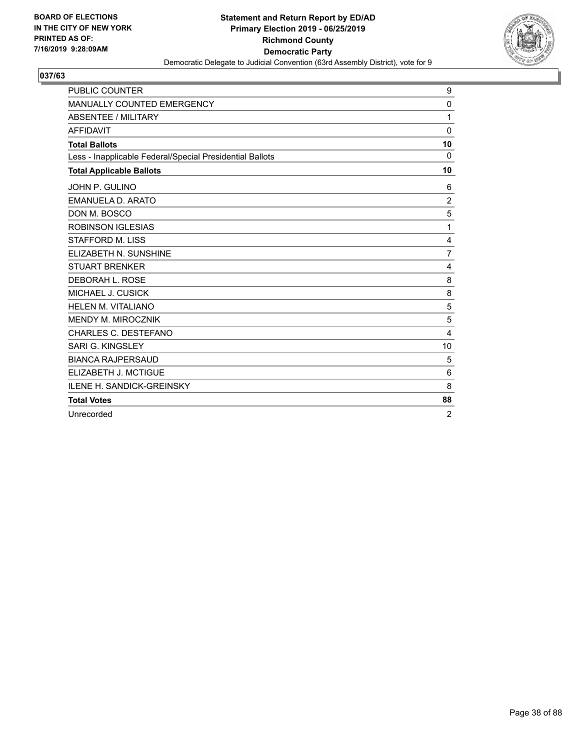BOARD OF ELECTIONS
IN THE CITY OF NEW YORK
PRINTED AS OF:
7/16/2019 9:28:09AM

**Statement and Return Report by ED/AD**
**Primary Election 2019 - 06/25/2019**
**Richmond County**
**Democratic Party**
Democratic Delegate to Judicial Convention (63rd Assembly District), vote for 9

## 037/63

| | |
|---|---|
| PUBLIC COUNTER | 9 |
| MANUALLY COUNTED EMERGENCY | 0 |
| ABSENTEE / MILITARY | 1 |
| AFFIDAVIT | 0 |
| **Total Ballots** | **10** |
| Less - Inapplicable Federal/Special Presidential Ballots | 0 |
| **Total Applicable Ballots** | **10** |
| JOHN P. GULINO | 6 |
| EMANUELA D. ARATO | 2 |
| DON M. BOSCO | 5 |
| ROBINSON IGLESIAS | 1 |
| STAFFORD M. LISS | 4 |
| ELIZABETH N. SUNSHINE | 7 |
| STUART BRENKER | 4 |
| DEBORAH L. ROSE | 8 |
| MICHAEL J. CUSICK | 8 |
| HELEN M. VITALIANO | 5 |
| MENDY M. MIROCZNIK | 5 |
| CHARLES C. DESTEFANO | 4 |
| SARI G. KINGSLEY | 10 |
| BIANCA RAJPERSAUD | 5 |
| ELIZABETH J. MCTIGUE | 6 |
| ILENE H. SANDICK-GREINSKY | 8 |
| **Total Votes** | **88** |
| Unrecorded | 2 |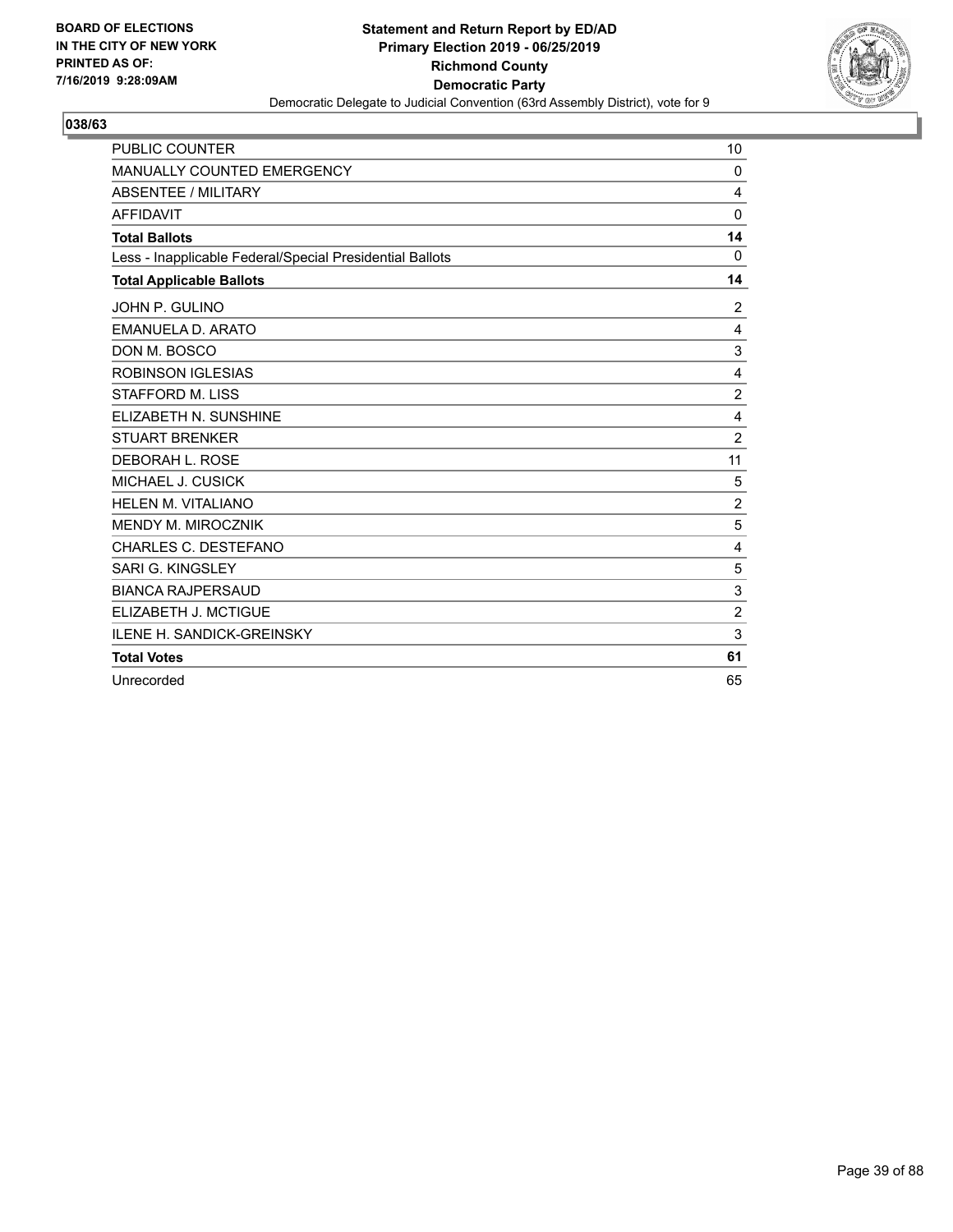**BOARD OF ELECTIONS IN THE CITY OF NEW YORK PRINTED AS OF: 7/16/2019 9:28:09AM**

**Statement and Return Report by ED/AD**
**Primary Election 2019 - 06/25/2019**
**Richmond County**
**Democratic Party**
Democratic Delegate to Judicial Convention (63rd Assembly District), vote for 9

## 038/63

| | |
|---|---|
| PUBLIC COUNTER | 10 |
| MANUALLY COUNTED EMERGENCY | 0 |
| ABSENTEE / MILITARY | 4 |
| AFFIDAVIT | 0 |
| **Total Ballots** | **14** |
| Less - Inapplicable Federal/Special Presidential Ballots | 0 |
| **Total Applicable Ballots** | **14** |
| JOHN P. GULINO | 2 |
| EMANUELA D. ARATO | 4 |
| DON M. BOSCO | 3 |
| ROBINSON IGLESIAS | 4 |
| STAFFORD M. LISS | 2 |
| ELIZABETH N. SUNSHINE | 4 |
| STUART BRENKER | 2 |
| DEBORAH L. ROSE | 11 |
| MICHAEL J. CUSICK | 5 |
| HELEN M. VITALIANO | 2 |
| MENDY M. MIROCZNIK | 5 |
| CHARLES C. DESTEFANO | 4 |
| SARI G. KINGSLEY | 5 |
| BIANCA RAJPERSAUD | 3 |
| ELIZABETH J. MCTIGUE | 2 |
| ILENE H. SANDICK-GREINSKY | 3 |
| **Total Votes** | **61** |
| Unrecorded | 65 |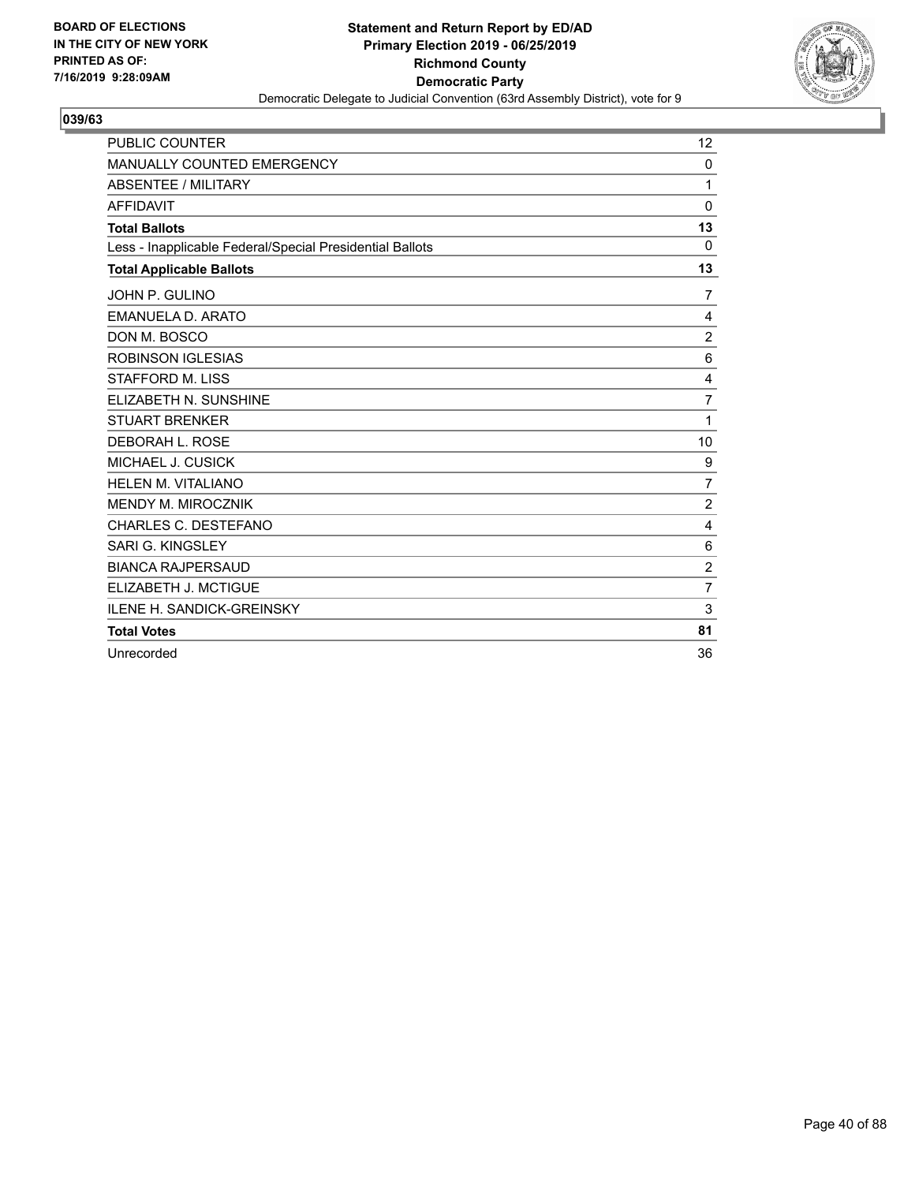BOARD OF ELECTIONS
IN THE CITY OF NEW YORK
PRINTED AS OF:
7/16/2019 9:28:09AM

**Statement and Return Report by ED/AD**
**Primary Election 2019 - 06/25/2019**
**Richmond County**
**Democratic Party**
Democratic Delegate to Judicial Convention (63rd Assembly District), vote for 9

**039/63**

| | |
|---|---|
| PUBLIC COUNTER | 12 |
| MANUALLY COUNTED EMERGENCY | 0 |
| ABSENTEE / MILITARY | 1 |
| AFFIDAVIT | 0 |
| **Total Ballots** | **13** |
| Less - Inapplicable Federal/Special Presidential Ballots | 0 |
| **Total Applicable Ballots** | **13** |
| JOHN P. GULINO | 7 |
| EMANUELA D. ARATO | 4 |
| DON M. BOSCO | 2 |
| ROBINSON IGLESIAS | 6 |
| STAFFORD M. LISS | 4 |
| ELIZABETH N. SUNSHINE | 7 |
| STUART BRENKER | 1 |
| DEBORAH L. ROSE | 10 |
| MICHAEL J. CUSICK | 9 |
| HELEN M. VITALIANO | 7 |
| MENDY M. MIROCZNIK | 2 |
| CHARLES C. DESTEFANO | 4 |
| SARI G. KINGSLEY | 6 |
| BIANCA RAJPERSAUD | 2 |
| ELIZABETH J. MCTIGUE | 7 |
| ILENE H. SANDICK-GREINSKY | 3 |
| **Total Votes** | **81** |
| Unrecorded | 36 |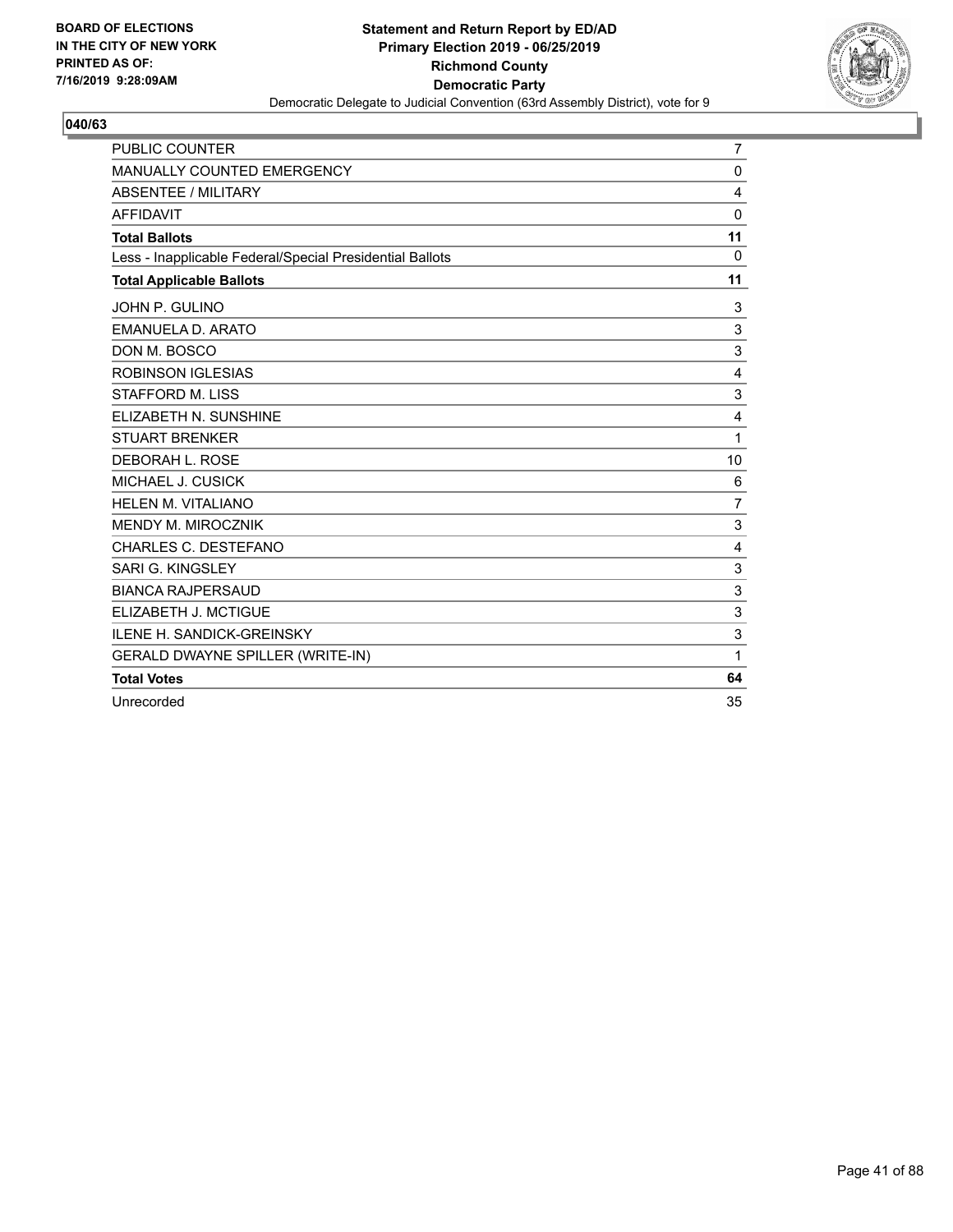BOARD OF ELECTIONS
IN THE CITY OF NEW YORK
PRINTED AS OF:
7/16/2019 9:28:09AM

**Statement and Return Report by ED/AD**
**Primary Election 2019 - 06/25/2019**
**Richmond County**
**Democratic Party**
Democratic Delegate to Judicial Convention (63rd Assembly District), vote for 9

## 040/63

| | |
|---|---|
| PUBLIC COUNTER | 7 |
| MANUALLY COUNTED EMERGENCY | 0 |
| ABSENTEE / MILITARY | 4 |
| AFFIDAVIT | 0 |
| **Total Ballots** | **11** |
| Less - Inapplicable Federal/Special Presidential Ballots | 0 |
| **Total Applicable Ballots** | **11** |
| JOHN P. GULINO | 3 |
| EMANUELA D. ARATO | 3 |
| DON M. BOSCO | 3 |
| ROBINSON IGLESIAS | 4 |
| STAFFORD M. LISS | 3 |
| ELIZABETH N. SUNSHINE | 4 |
| STUART BRENKER | 1 |
| DEBORAH L. ROSE | 10 |
| MICHAEL J. CUSICK | 6 |
| HELEN M. VITALIANO | 7 |
| MENDY M. MIROCZNIK | 3 |
| CHARLES C. DESTEFANO | 4 |
| SARI G. KINGSLEY | 3 |
| BIANCA RAJPERSAUD | 3 |
| ELIZABETH J. MCTIGUE | 3 |
| ILENE H. SANDICK-GREINSKY | 3 |
| GERALD DWAYNE SPILLER (WRITE-IN) | 1 |
| **Total Votes** | **64** |
| Unrecorded | 35 |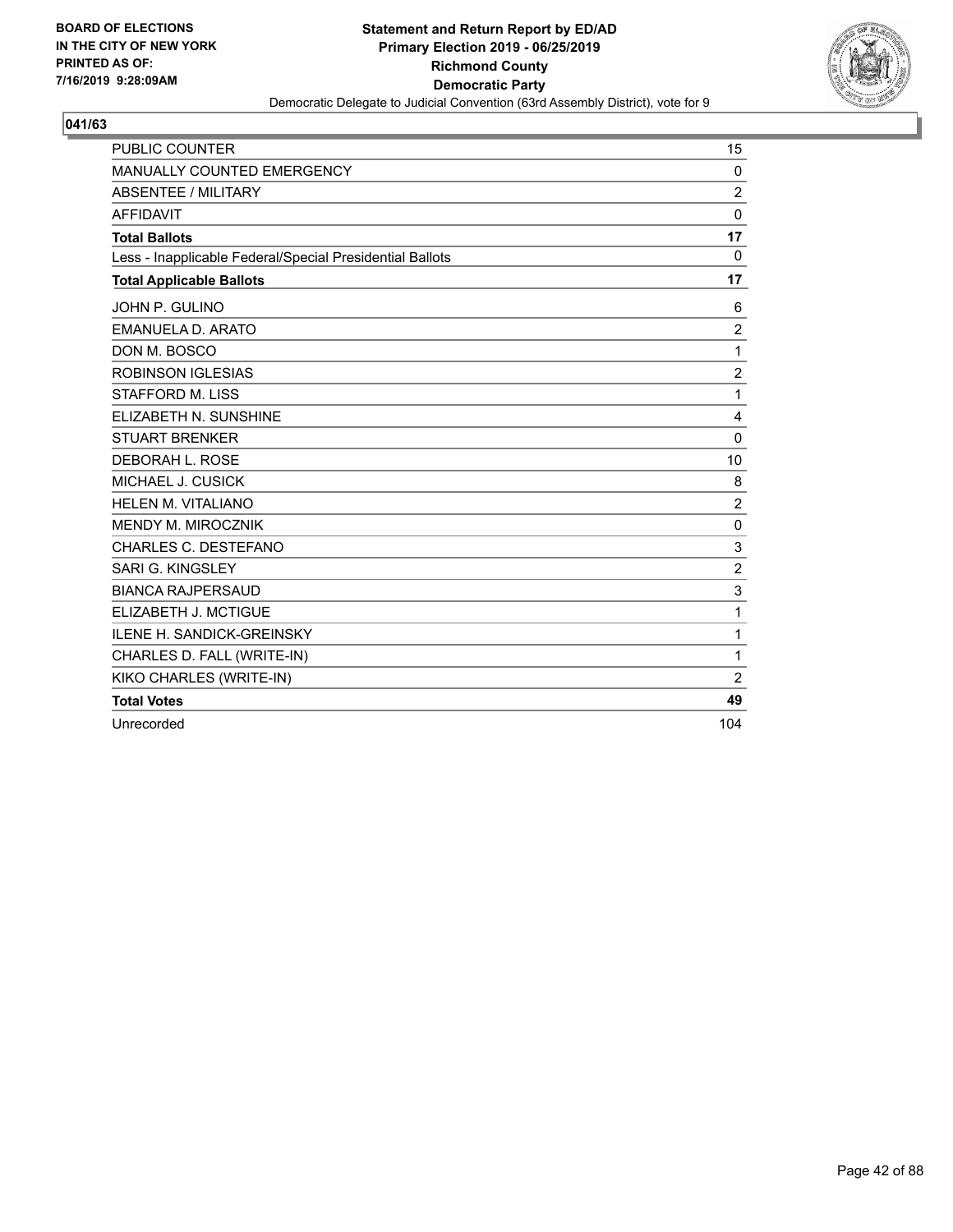BOARD OF ELECTIONS
IN THE CITY OF NEW YORK
PRINTED AS OF:
7/16/2019 9:28:09AM

**Statement and Return Report by ED/AD**
**Primary Election 2019 - 06/25/2019**
**Richmond County**
**Democratic Party**
Democratic Delegate to Judicial Convention (63rd Assembly District), vote for 9

## 041/63

| | |
|---|---|
| PUBLIC COUNTER | 15 |
| MANUALLY COUNTED EMERGENCY | 0 |
| ABSENTEE / MILITARY | 2 |
| AFFIDAVIT | 0 |
| **Total Ballots** | **17** |
| Less - Inapplicable Federal/Special Presidential Ballots | 0 |
| **Total Applicable Ballots** | **17** |
| JOHN P. GULINO | 6 |
| EMANUELA D. ARATO | 2 |
| DON M. BOSCO | 1 |
| ROBINSON IGLESIAS | 2 |
| STAFFORD M. LISS | 1 |
| ELIZABETH N. SUNSHINE | 4 |
| STUART BRENKER | 0 |
| DEBORAH L. ROSE | 10 |
| MICHAEL J. CUSICK | 8 |
| HELEN M. VITALIANO | 2 |
| MENDY M. MIROCZNIK | 0 |
| CHARLES C. DESTEFANO | 3 |
| SARI G. KINGSLEY | 2 |
| BIANCA RAJPERSAUD | 3 |
| ELIZABETH J. MCTIGUE | 1 |
| ILENE H. SANDICK-GREINSKY | 1 |
| CHARLES D. FALL (WRITE-IN) | 1 |
| KIKO CHARLES (WRITE-IN) | 2 |
| **Total Votes** | **49** |
| Unrecorded | 104 |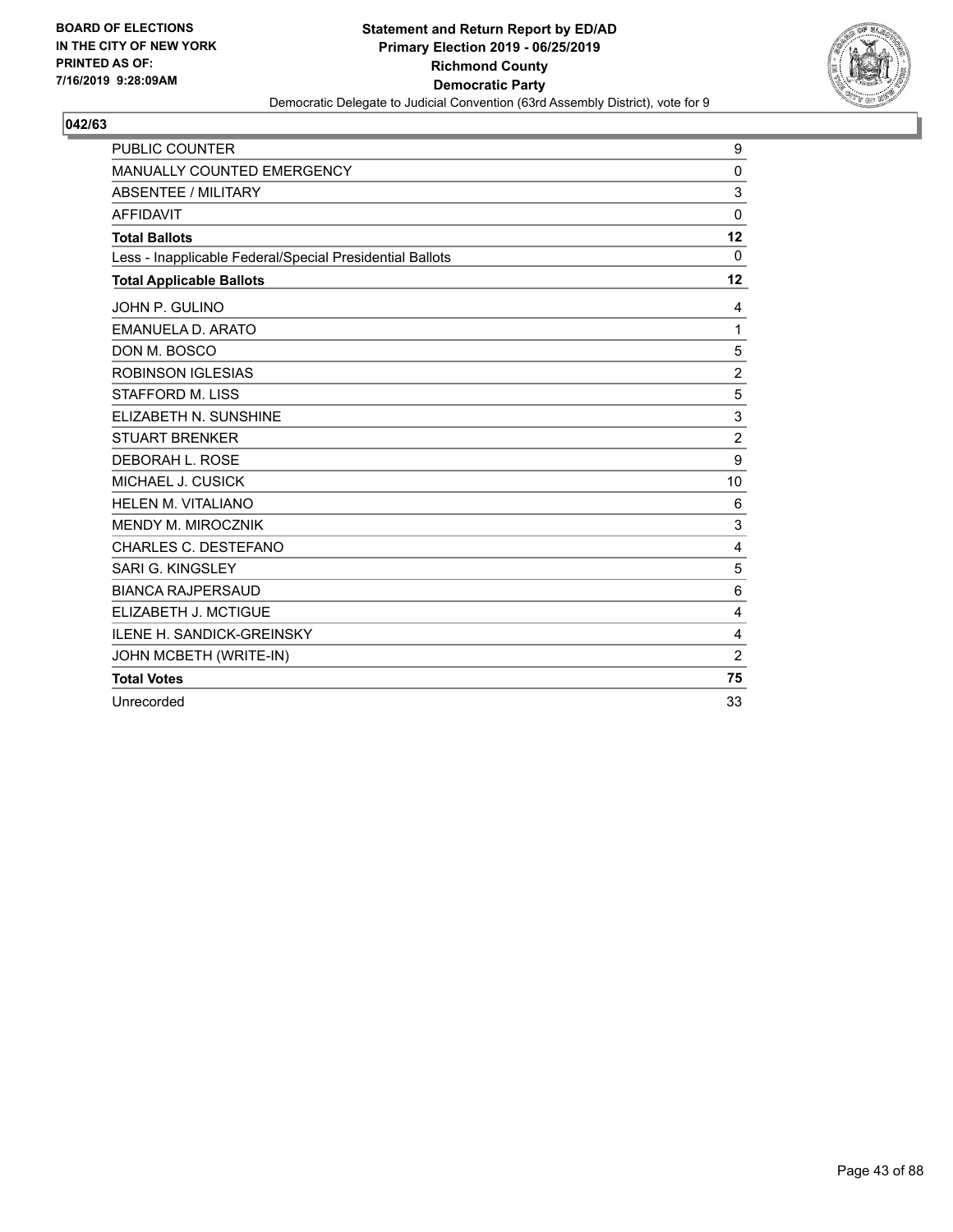BOARD OF ELECTIONS
IN THE CITY OF NEW YORK
PRINTED AS OF:
7/16/2019 9:28:09AM

**Statement and Return Report by ED/AD**
**Primary Election 2019 - 06/25/2019**
**Richmond County**
**Democratic Party**
Democratic Delegate to Judicial Convention (63rd Assembly District), vote for 9

**042/63**

| | |
|---|---|
| PUBLIC COUNTER | 9 |
| MANUALLY COUNTED EMERGENCY | 0 |
| ABSENTEE / MILITARY | 3 |
| AFFIDAVIT | 0 |
| **Total Ballots** | **12** |
| Less - Inapplicable Federal/Special Presidential Ballots | 0 |
| **Total Applicable Ballots** | **12** |
| JOHN P. GULINO | 4 |
| EMANUELA D. ARATO | 1 |
| DON M. BOSCO | 5 |
| ROBINSON IGLESIAS | 2 |
| STAFFORD M. LISS | 5 |
| ELIZABETH N. SUNSHINE | 3 |
| STUART BRENKER | 2 |
| DEBORAH L. ROSE | 9 |
| MICHAEL J. CUSICK | 10 |
| HELEN M. VITALIANO | 6 |
| MENDY M. MIROCZNIK | 3 |
| CHARLES C. DESTEFANO | 4 |
| SARI G. KINGSLEY | 5 |
| BIANCA RAJPERSAUD | 6 |
| ELIZABETH J. MCTIGUE | 4 |
| ILENE H. SANDICK-GREINSKY | 4 |
| JOHN MCBETH (WRITE-IN) | 2 |
| **Total Votes** | **75** |
| Unrecorded | 33 |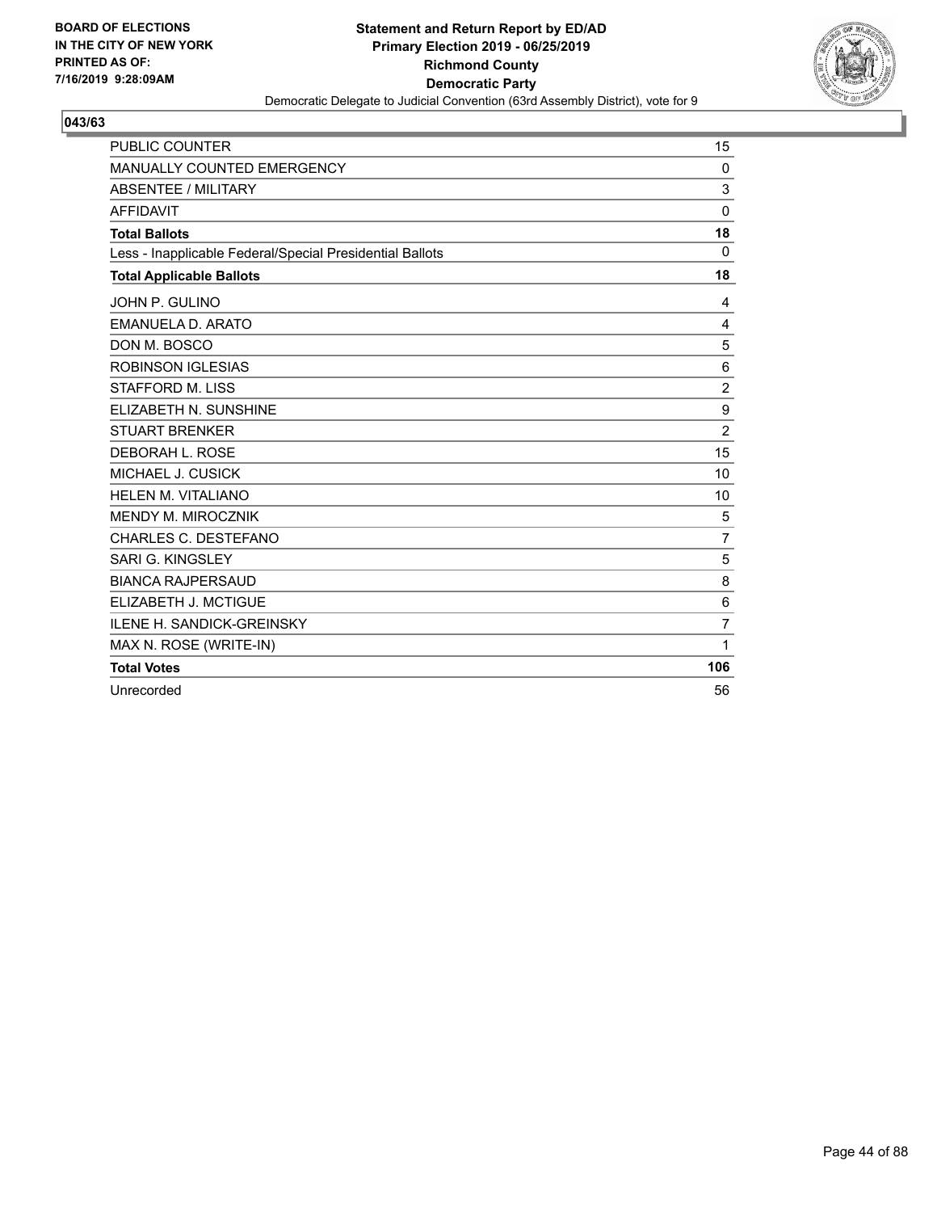BOARD OF ELECTIONS
IN THE CITY OF NEW YORK
PRINTED AS OF:
7/16/2019 9:28:09AM

**Statement and Return Report by ED/AD**
**Primary Election 2019 - 06/25/2019**
**Richmond County**
**Democratic Party**
Democratic Delegate to Judicial Convention (63rd Assembly District), vote for 9

**043/63**

| | |
|---|---|
| PUBLIC COUNTER | 15 |
| MANUALLY COUNTED EMERGENCY | 0 |
| ABSENTEE / MILITARY | 3 |
| AFFIDAVIT | 0 |
| **Total Ballots** | **18** |
| Less - Inapplicable Federal/Special Presidential Ballots | 0 |
| **Total Applicable Ballots** | **18** |
| JOHN P. GULINO | 4 |
| EMANUELA D. ARATO | 4 |
| DON M. BOSCO | 5 |
| ROBINSON IGLESIAS | 6 |
| STAFFORD M. LISS | 2 |
| ELIZABETH N. SUNSHINE | 9 |
| STUART BRENKER | 2 |
| DEBORAH L. ROSE | 15 |
| MICHAEL J. CUSICK | 10 |
| HELEN M. VITALIANO | 10 |
| MENDY M. MIROCZNIK | 5 |
| CHARLES C. DESTEFANO | 7 |
| SARI G. KINGSLEY | 5 |
| BIANCA RAJPERSAUD | 8 |
| ELIZABETH J. MCTIGUE | 6 |
| ILENE H. SANDICK-GREINSKY | 7 |
| MAX N. ROSE (WRITE-IN) | 1 |
| **Total Votes** | **106** |
| Unrecorded | 56 |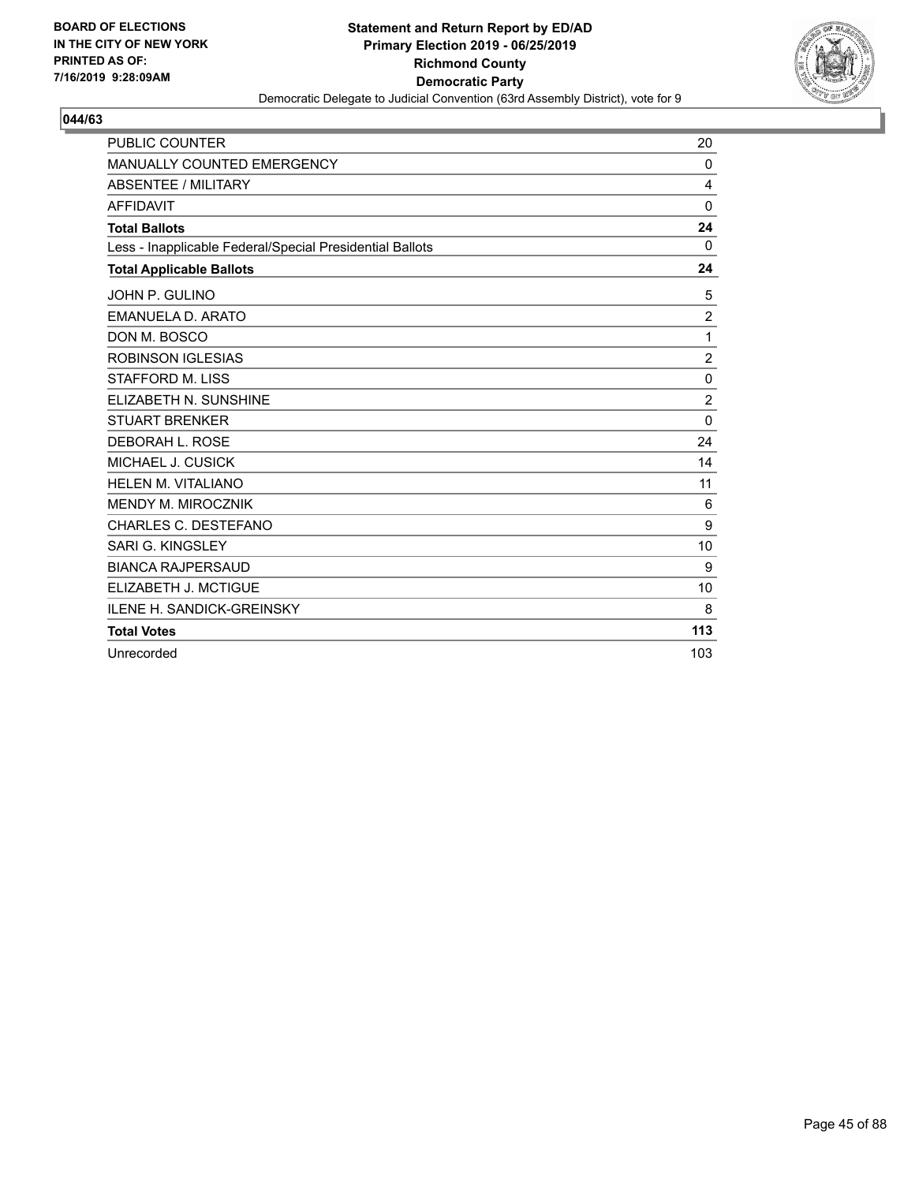BOARD OF ELECTIONS
IN THE CITY OF NEW YORK
PRINTED AS OF:
7/16/2019 9:28:09AM

**Statement and Return Report by ED/AD**
**Primary Election 2019 - 06/25/2019**
**Richmond County**
**Democratic Party**
Democratic Delegate to Judicial Convention (63rd Assembly District), vote for 9

**044/63**

| | |
|---|---|
| PUBLIC COUNTER | 20 |
| MANUALLY COUNTED EMERGENCY | 0 |
| ABSENTEE / MILITARY | 4 |
| AFFIDAVIT | 0 |
| **Total Ballots** | **24** |
| Less - Inapplicable Federal/Special Presidential Ballots | 0 |
| **Total Applicable Ballots** | **24** |
| JOHN P. GULINO | 5 |
| EMANUELA D. ARATO | 2 |
| DON M. BOSCO | 1 |
| ROBINSON IGLESIAS | 2 |
| STAFFORD M. LISS | 0 |
| ELIZABETH N. SUNSHINE | 2 |
| STUART BRENKER | 0 |
| DEBORAH L. ROSE | 24 |
| MICHAEL J. CUSICK | 14 |
| HELEN M. VITALIANO | 11 |
| MENDY M. MIROCZNIK | 6 |
| CHARLES C. DESTEFANO | 9 |
| SARI G. KINGSLEY | 10 |
| BIANCA RAJPERSAUD | 9 |
| ELIZABETH J. MCTIGUE | 10 |
| ILENE H. SANDICK-GREINSKY | 8 |
| **Total Votes** | **113** |
| Unrecorded | 103 |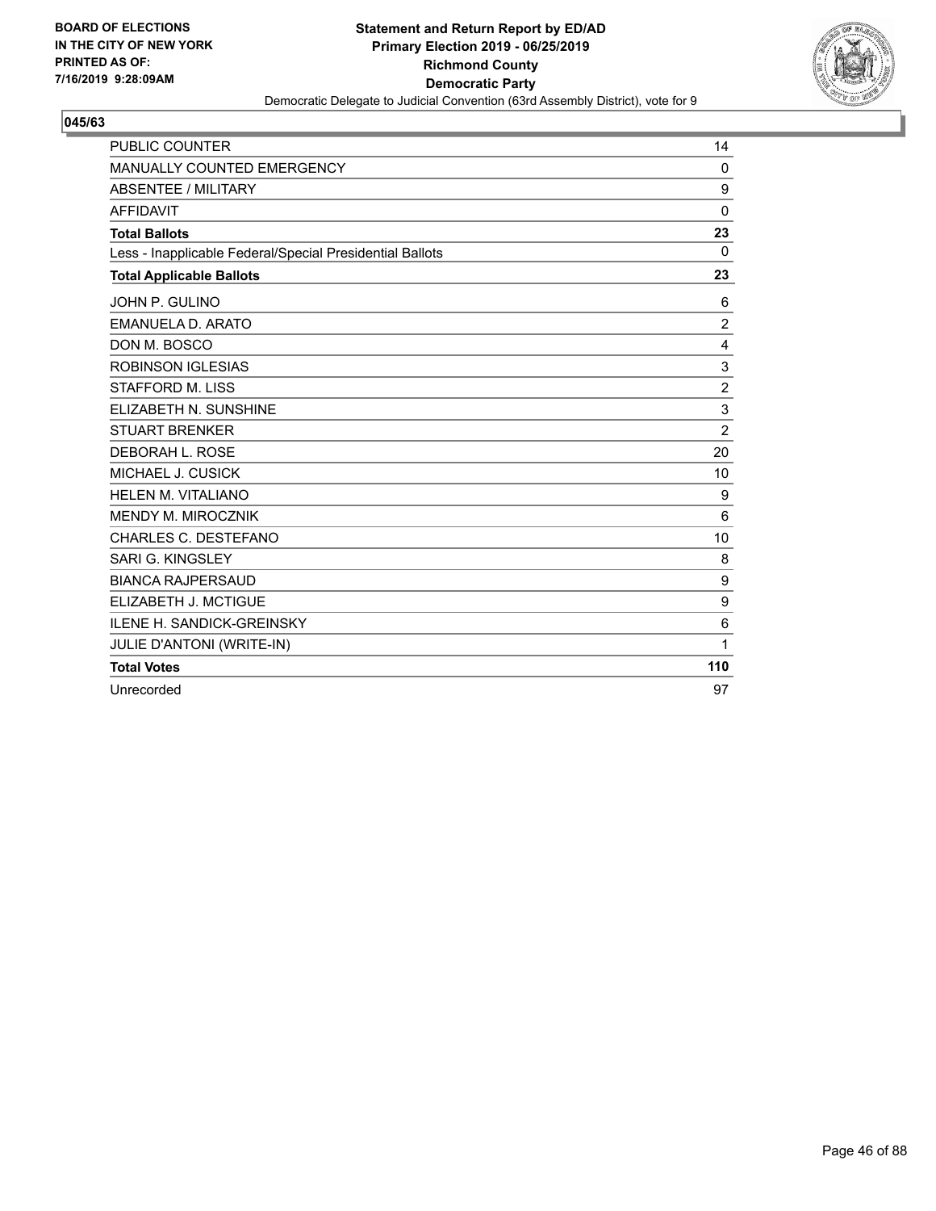BOARD OF ELECTIONS
IN THE CITY OF NEW YORK
PRINTED AS OF:
7/16/2019 9:28:09AM

**Statement and Return Report by ED/AD**
**Primary Election 2019 - 06/25/2019**
**Richmond County**
**Democratic Party**
Democratic Delegate to Judicial Convention (63rd Assembly District), vote for 9

**045/63**

| | |
|---|---|
| PUBLIC COUNTER | 14 |
| MANUALLY COUNTED EMERGENCY | 0 |
| ABSENTEE / MILITARY | 9 |
| AFFIDAVIT | 0 |
| **Total Ballots** | **23** |
| Less - Inapplicable Federal/Special Presidential Ballots | 0 |
| **Total Applicable Ballots** | **23** |
| JOHN P. GULINO | 6 |
| EMANUELA D. ARATO | 2 |
| DON M. BOSCO | 4 |
| ROBINSON IGLESIAS | 3 |
| STAFFORD M. LISS | 2 |
| ELIZABETH N. SUNSHINE | 3 |
| STUART BRENKER | 2 |
| DEBORAH L. ROSE | 20 |
| MICHAEL J. CUSICK | 10 |
| HELEN M. VITALIANO | 9 |
| MENDY M. MIROCZNIK | 6 |
| CHARLES C. DESTEFANO | 10 |
| SARI G. KINGSLEY | 8 |
| BIANCA RAJPERSAUD | 9 |
| ELIZABETH J. MCTIGUE | 9 |
| ILENE H. SANDICK-GREINSKY | 6 |
| JULIE D'ANTONI (WRITE-IN) | 1 |
| **Total Votes** | **110** |
| Unrecorded | 97 |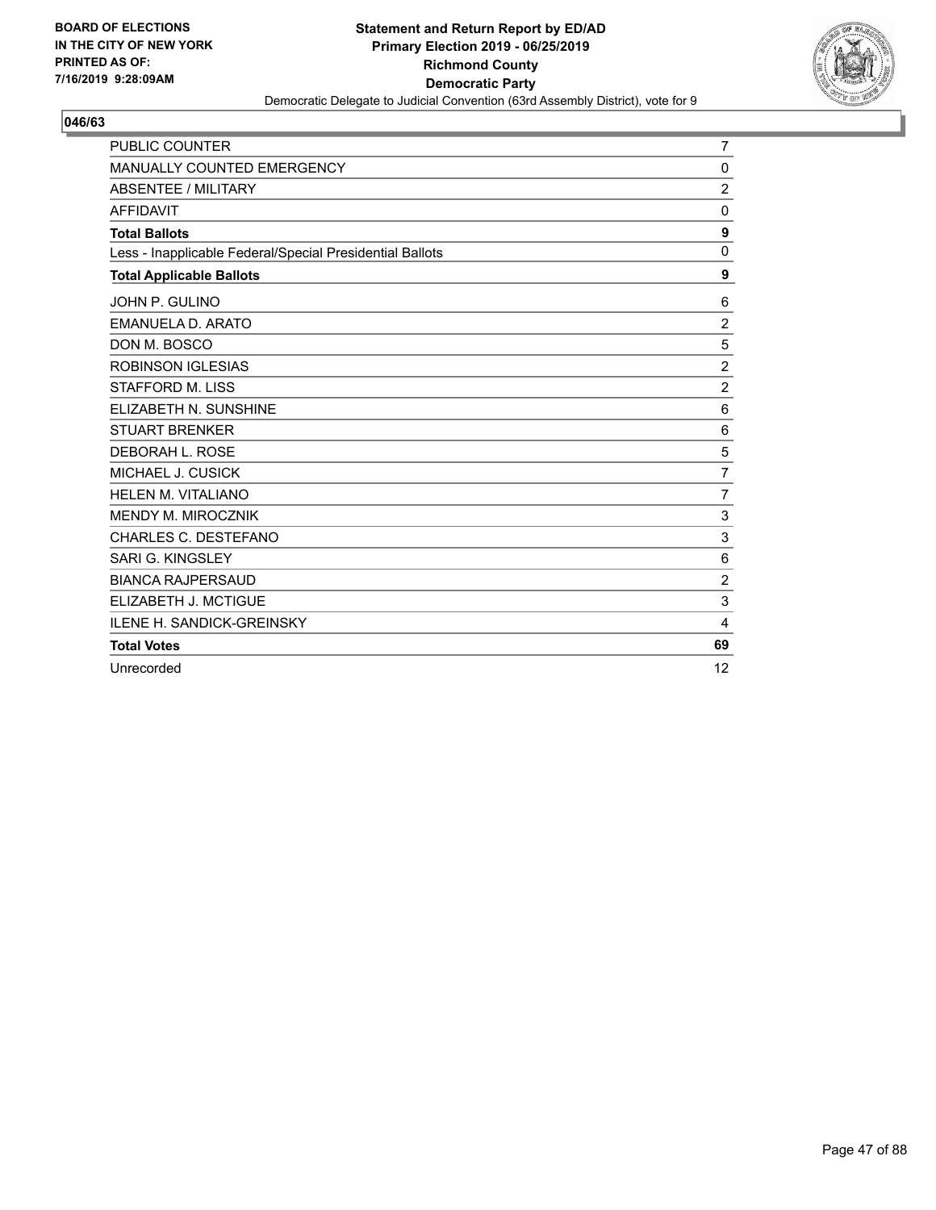BOARD OF ELECTIONS
IN THE CITY OF NEW YORK
PRINTED AS OF:
7/16/2019 9:28:09AM

**Statement and Return Report by ED/AD**
**Primary Election 2019 - 06/25/2019**
**Richmond County**
**Democratic Party**
Democratic Delegate to Judicial Convention (63rd Assembly District), vote for 9

**046/63**

| | |
|---|---|
| PUBLIC COUNTER | 7 |
| MANUALLY COUNTED EMERGENCY | 0 |
| ABSENTEE / MILITARY | 2 |
| AFFIDAVIT | 0 |
| **Total Ballots** | **9** |
| Less - Inapplicable Federal/Special Presidential Ballots | 0 |
| **Total Applicable Ballots** | **9** |
| JOHN P. GULINO | 6 |
| EMANUELA D. ARATO | 2 |
| DON M. BOSCO | 5 |
| ROBINSON IGLESIAS | 2 |
| STAFFORD M. LISS | 2 |
| ELIZABETH N. SUNSHINE | 6 |
| STUART BRENKER | 6 |
| DEBORAH L. ROSE | 5 |
| MICHAEL J. CUSICK | 7 |
| HELEN M. VITALIANO | 7 |
| MENDY M. MIROCZNIK | 3 |
| CHARLES C. DESTEFANO | 3 |
| SARI G. KINGSLEY | 6 |
| BIANCA RAJPERSAUD | 2 |
| ELIZABETH J. MCTIGUE | 3 |
| ILENE H. SANDICK-GREINSKY | 4 |
| **Total Votes** | **69** |
| Unrecorded | 12 |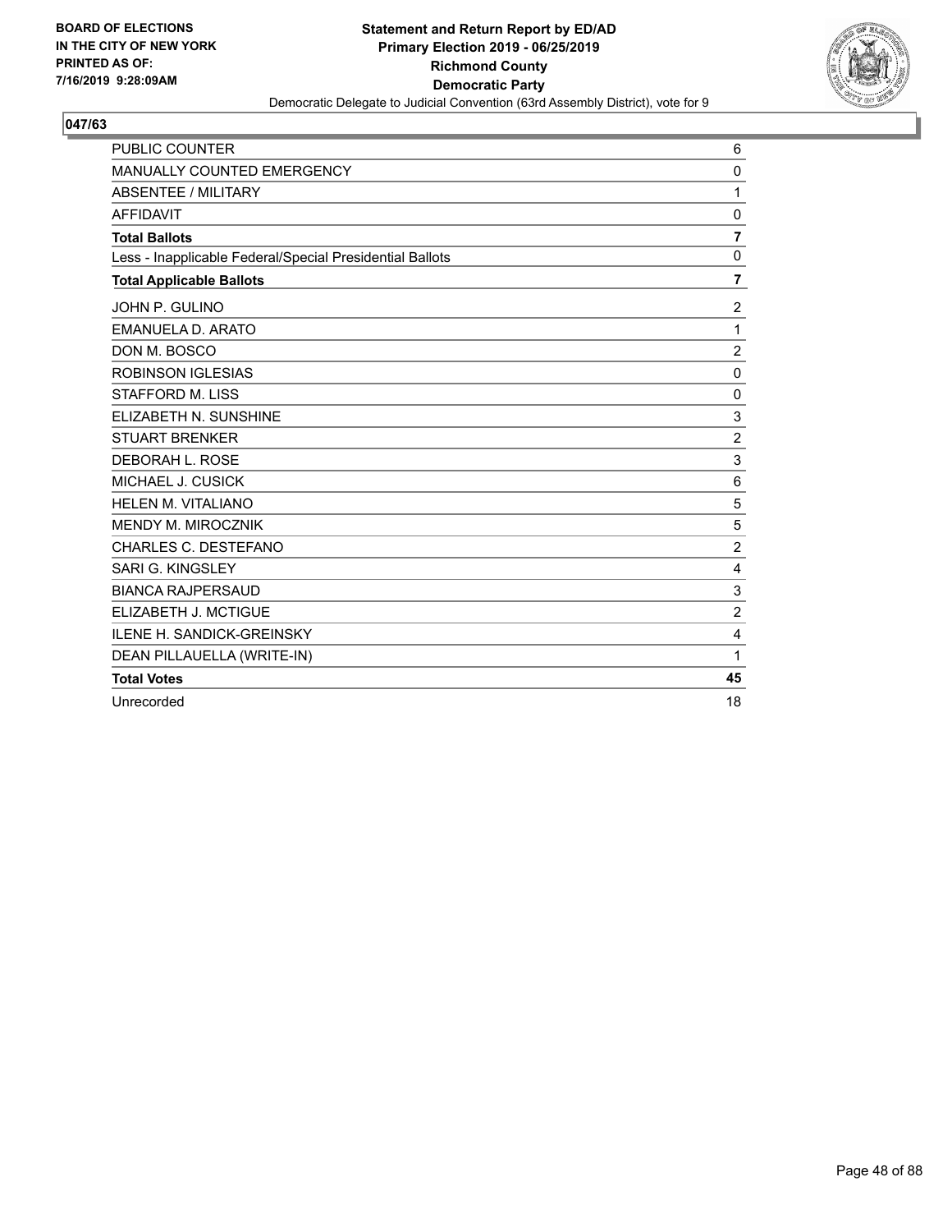**BOARD OF ELECTIONS IN THE CITY OF NEW YORK PRINTED AS OF: 7/16/2019 9:28:09AM**

**Statement and Return Report by ED/AD Primary Election 2019 - 06/25/2019 Richmond County Democratic Party**

Democratic Delegate to Judicial Convention (63rd Assembly District), vote for 9

**047/63**

| | |
|---|---|
| PUBLIC COUNTER | 6 |
| MANUALLY COUNTED EMERGENCY | 0 |
| ABSENTEE / MILITARY | 1 |
| AFFIDAVIT | 0 |
| **Total Ballots** | **7** |
| Less - Inapplicable Federal/Special Presidential Ballots | 0 |
| **Total Applicable Ballots** | **7** |
| JOHN P. GULINO | 2 |
| EMANUELA D. ARATO | 1 |
| DON M. BOSCO | 2 |
| ROBINSON IGLESIAS | 0 |
| STAFFORD M. LISS | 0 |
| ELIZABETH N. SUNSHINE | 3 |
| STUART BRENKER | 2 |
| DEBORAH L. ROSE | 3 |
| MICHAEL J. CUSICK | 6 |
| HELEN M. VITALIANO | 5 |
| MENDY M. MIROCZNIK | 5 |
| CHARLES C. DESTEFANO | 2 |
| SARI G. KINGSLEY | 4 |
| BIANCA RAJPERSAUD | 3 |
| ELIZABETH J. MCTIGUE | 2 |
| ILENE H. SANDICK-GREINSKY | 4 |
| DEAN PILLAUELLA (WRITE-IN) | 1 |
| **Total Votes** | **45** |
| Unrecorded | 18 |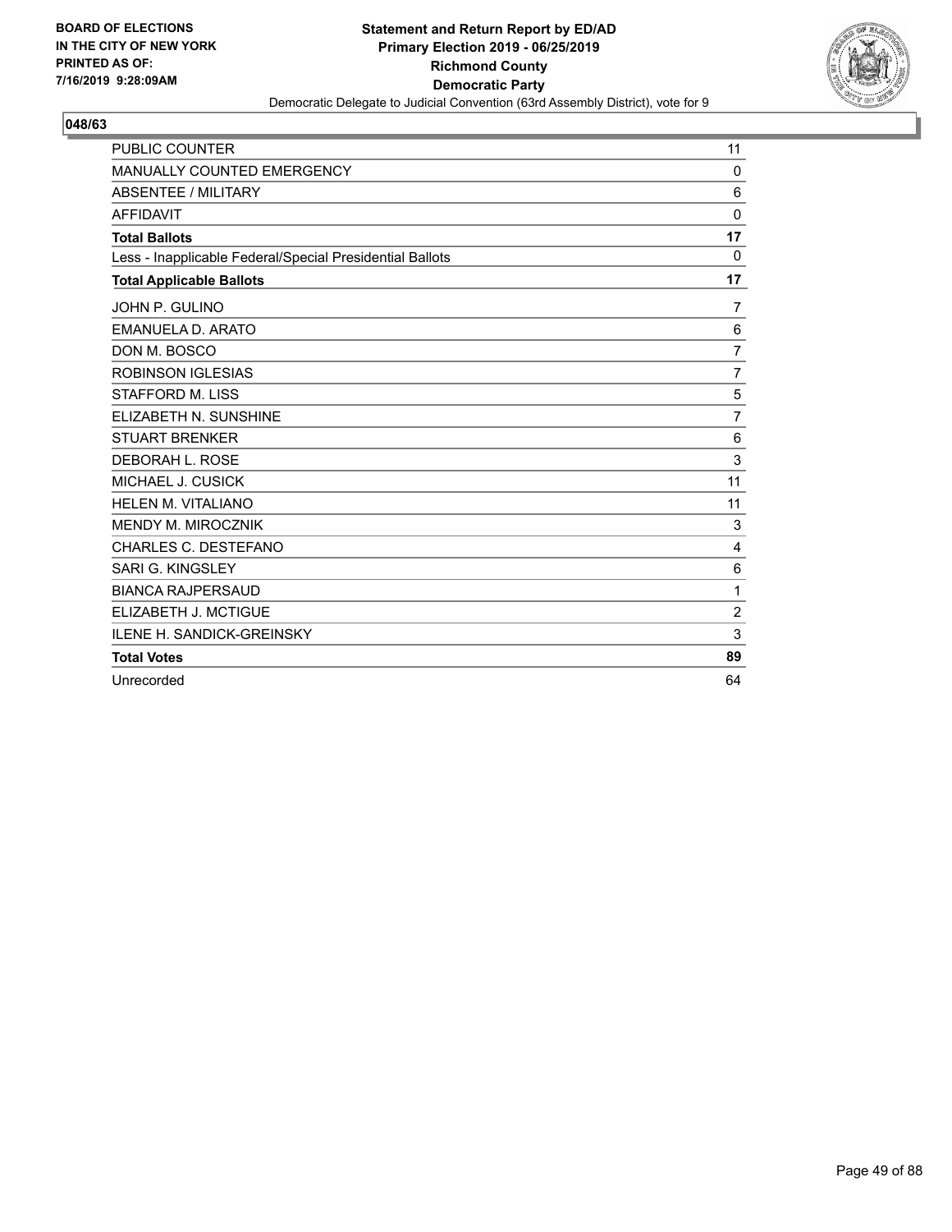BOARD OF ELECTIONS
IN THE CITY OF NEW YORK
PRINTED AS OF:
7/16/2019 9:28:09AM

**Statement and Return Report by ED/AD**
**Primary Election 2019 - 06/25/2019**
**Richmond County**
**Democratic Party**
Democratic Delegate to Judicial Convention (63rd Assembly District), vote for 9

**048/63**

| | |
|---|---|
| PUBLIC COUNTER | 11 |
| MANUALLY COUNTED EMERGENCY | 0 |
| ABSENTEE / MILITARY | 6 |
| AFFIDAVIT | 0 |
| **Total Ballots** | **17** |
| Less - Inapplicable Federal/Special Presidential Ballots | 0 |
| **Total Applicable Ballots** | **17** |
| JOHN P. GULINO | 7 |
| EMANUELA D. ARATO | 6 |
| DON M. BOSCO | 7 |
| ROBINSON IGLESIAS | 7 |
| STAFFORD M. LISS | 5 |
| ELIZABETH N. SUNSHINE | 7 |
| STUART BRENKER | 6 |
| DEBORAH L. ROSE | 3 |
| MICHAEL J. CUSICK | 11 |
| HELEN M. VITALIANO | 11 |
| MENDY M. MIROCZNIK | 3 |
| CHARLES C. DESTEFANO | 4 |
| SARI G. KINGSLEY | 6 |
| BIANCA RAJPERSAUD | 1 |
| ELIZABETH J. MCTIGUE | 2 |
| ILENE H. SANDICK-GREINSKY | 3 |
| **Total Votes** | **89** |
| Unrecorded | 64 |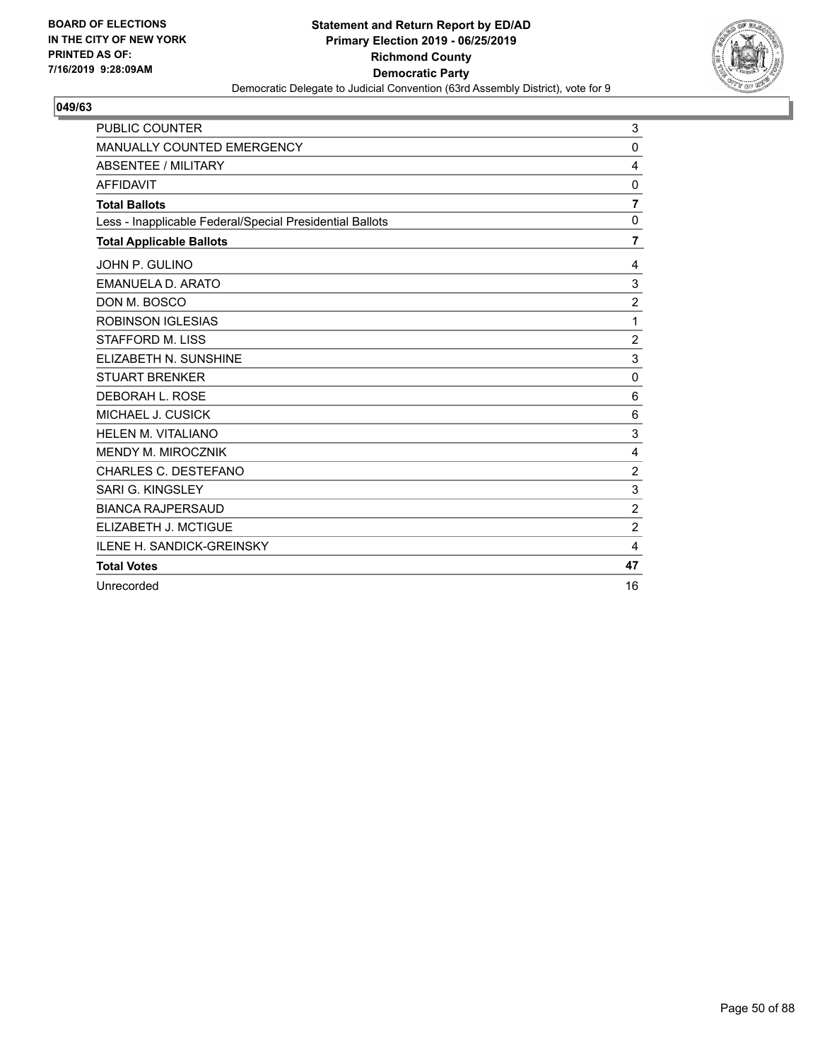BOARD OF ELECTIONS
IN THE CITY OF NEW YORK
PRINTED AS OF:
7/16/2019 9:28:09AM

**Statement and Return Report by ED/AD**
**Primary Election 2019 - 06/25/2019**
**Richmond County**
**Democratic Party**
Democratic Delegate to Judicial Convention (63rd Assembly District), vote for 9

**049/63**

| | |
|---|---|
| PUBLIC COUNTER | 3 |
| MANUALLY COUNTED EMERGENCY | 0 |
| ABSENTEE / MILITARY | 4 |
| AFFIDAVIT | 0 |
| **Total Ballots** | **7** |
| Less - Inapplicable Federal/Special Presidential Ballots | 0 |
| **Total Applicable Ballots** | **7** |
| JOHN P. GULINO | 4 |
| EMANUELA D. ARATO | 3 |
| DON M. BOSCO | 2 |
| ROBINSON IGLESIAS | 1 |
| STAFFORD M. LISS | 2 |
| ELIZABETH N. SUNSHINE | 3 |
| STUART BRENKER | 0 |
| DEBORAH L. ROSE | 6 |
| MICHAEL J. CUSICK | 6 |
| HELEN M. VITALIANO | 3 |
| MENDY M. MIROCZNIK | 4 |
| CHARLES C. DESTEFANO | 2 |
| SARI G. KINGSLEY | 3 |
| BIANCA RAJPERSAUD | 2 |
| ELIZABETH J. MCTIGUE | 2 |
| ILENE H. SANDICK-GREINSKY | 4 |
| **Total Votes** | **47** |
| Unrecorded | 16 |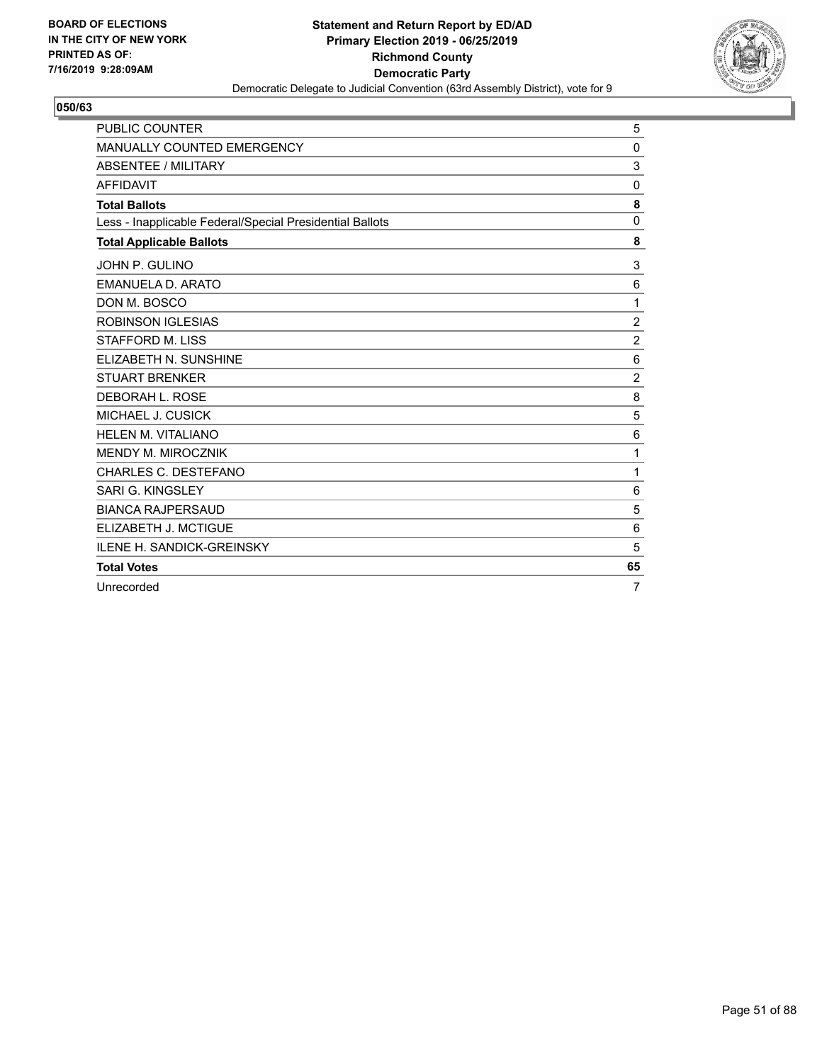BOARD OF ELECTIONS
IN THE CITY OF NEW YORK
PRINTED AS OF:
7/16/2019 9:28:09AM

**Statement and Return Report by ED/AD**
**Primary Election 2019 - 06/25/2019**
**Richmond County**
**Democratic Party**
Democratic Delegate to Judicial Convention (63rd Assembly District), vote for 9

**050/63**

| | |
|---|---|
| PUBLIC COUNTER | 5 |
| MANUALLY COUNTED EMERGENCY | 0 |
| ABSENTEE / MILITARY | 3 |
| AFFIDAVIT | 0 |
| **Total Ballots** | **8** |
| Less - Inapplicable Federal/Special Presidential Ballots | 0 |
| **Total Applicable Ballots** | **8** |
| JOHN P. GULINO | 3 |
| EMANUELA D. ARATO | 6 |
| DON M. BOSCO | 1 |
| ROBINSON IGLESIAS | 2 |
| STAFFORD M. LISS | 2 |
| ELIZABETH N. SUNSHINE | 6 |
| STUART BRENKER | 2 |
| DEBORAH L. ROSE | 8 |
| MICHAEL J. CUSICK | 5 |
| HELEN M. VITALIANO | 6 |
| MENDY M. MIROCZNIK | 1 |
| CHARLES C. DESTEFANO | 1 |
| SARI G. KINGSLEY | 6 |
| BIANCA RAJPERSAUD | 5 |
| ELIZABETH J. MCTIGUE | 6 |
| ILENE H. SANDICK-GREINSKY | 5 |
| **Total Votes** | **65** |
| Unrecorded | 7 |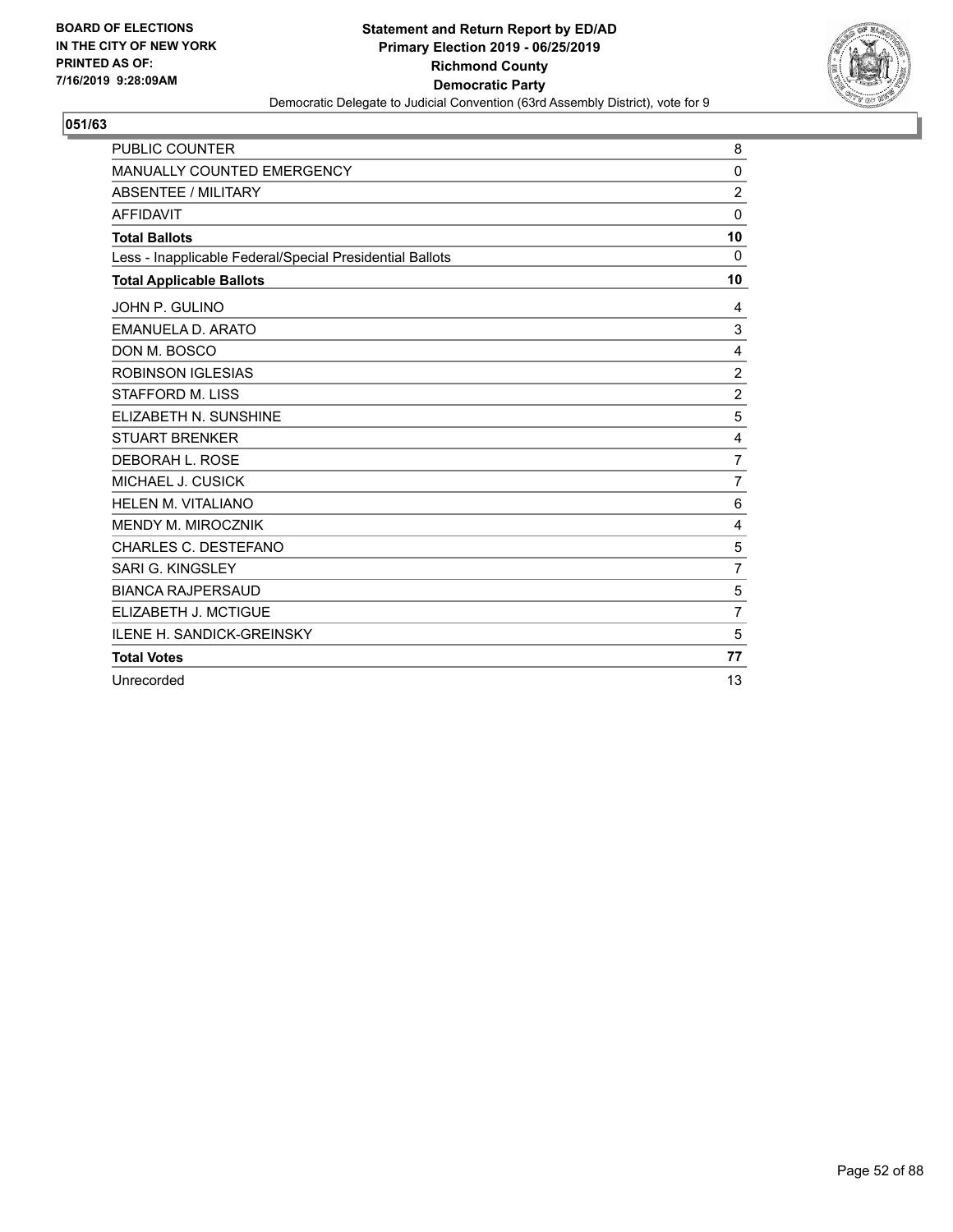BOARD OF ELECTIONS
IN THE CITY OF NEW YORK
PRINTED AS OF:
7/16/2019 9:28:09AM

**Statement and Return Report by ED/AD**
**Primary Election 2019 - 06/25/2019**
**Richmond County**
**Democratic Party**
Democratic Delegate to Judicial Convention (63rd Assembly District), vote for 9

**051/63**

| | |
|---|---|
| PUBLIC COUNTER | 8 |
| MANUALLY COUNTED EMERGENCY | 0 |
| ABSENTEE / MILITARY | 2 |
| AFFIDAVIT | 0 |
| **Total Ballots** | **10** |
| Less - Inapplicable Federal/Special Presidential Ballots | 0 |
| **Total Applicable Ballots** | **10** |
| JOHN P. GULINO | 4 |
| EMANUELA D. ARATO | 3 |
| DON M. BOSCO | 4 |
| ROBINSON IGLESIAS | 2 |
| STAFFORD M. LISS | 2 |
| ELIZABETH N. SUNSHINE | 5 |
| STUART BRENKER | 4 |
| DEBORAH L. ROSE | 7 |
| MICHAEL J. CUSICK | 7 |
| HELEN M. VITALIANO | 6 |
| MENDY M. MIROCZNIK | 4 |
| CHARLES C. DESTEFANO | 5 |
| SARI G. KINGSLEY | 7 |
| BIANCA RAJPERSAUD | 5 |
| ELIZABETH J. MCTIGUE | 7 |
| ILENE H. SANDICK-GREINSKY | 5 |
| **Total Votes** | **77** |
| Unrecorded | 13 |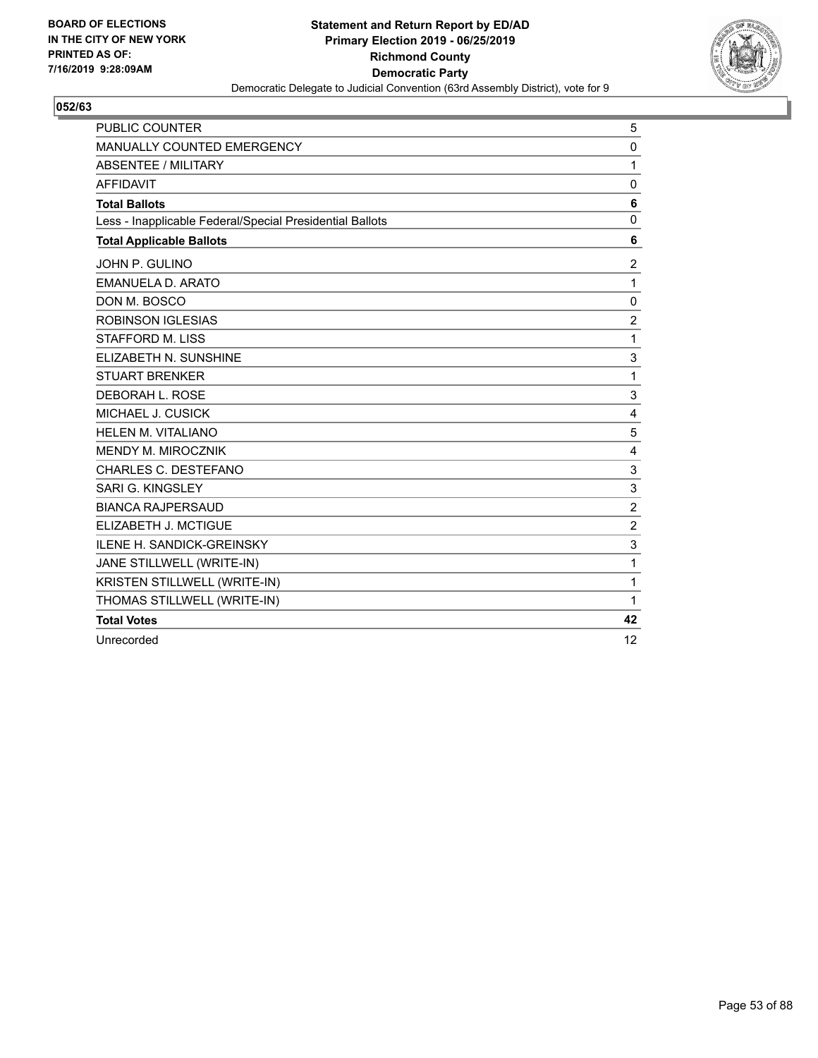**BOARD OF ELECTIONS IN THE CITY OF NEW YORK PRINTED AS OF: 7/16/2019 9:28:09AM**

**Statement and Return Report by ED/AD Primary Election 2019 - 06/25/2019 Richmond County Democratic Party**

Democratic Delegate to Judicial Convention (63rd Assembly District), vote for 9

**052/63**

| | |
|---|---|
| PUBLIC COUNTER | 5 |
| MANUALLY COUNTED EMERGENCY | 0 |
| ABSENTEE / MILITARY | 1 |
| AFFIDAVIT | 0 |
| **Total Ballots** | **6** |
| Less - Inapplicable Federal/Special Presidential Ballots | 0 |
| **Total Applicable Ballots** | **6** |
| JOHN P. GULINO | 2 |
| EMANUELA D. ARATO | 1 |
| DON M. BOSCO | 0 |
| ROBINSON IGLESIAS | 2 |
| STAFFORD M. LISS | 1 |
| ELIZABETH N. SUNSHINE | 3 |
| STUART BRENKER | 1 |
| DEBORAH L. ROSE | 3 |
| MICHAEL J. CUSICK | 4 |
| HELEN M. VITALIANO | 5 |
| MENDY M. MIROCZNIK | 4 |
| CHARLES C. DESTEFANO | 3 |
| SARI G. KINGSLEY | 3 |
| BIANCA RAJPERSAUD | 2 |
| ELIZABETH J. MCTIGUE | 2 |
| ILENE H. SANDICK-GREINSKY | 3 |
| JANE STILLWELL (WRITE-IN) | 1 |
| KRISTEN STILLWELL (WRITE-IN) | 1 |
| THOMAS STILLWELL (WRITE-IN) | 1 |
| **Total Votes** | **42** |
| Unrecorded | 12 |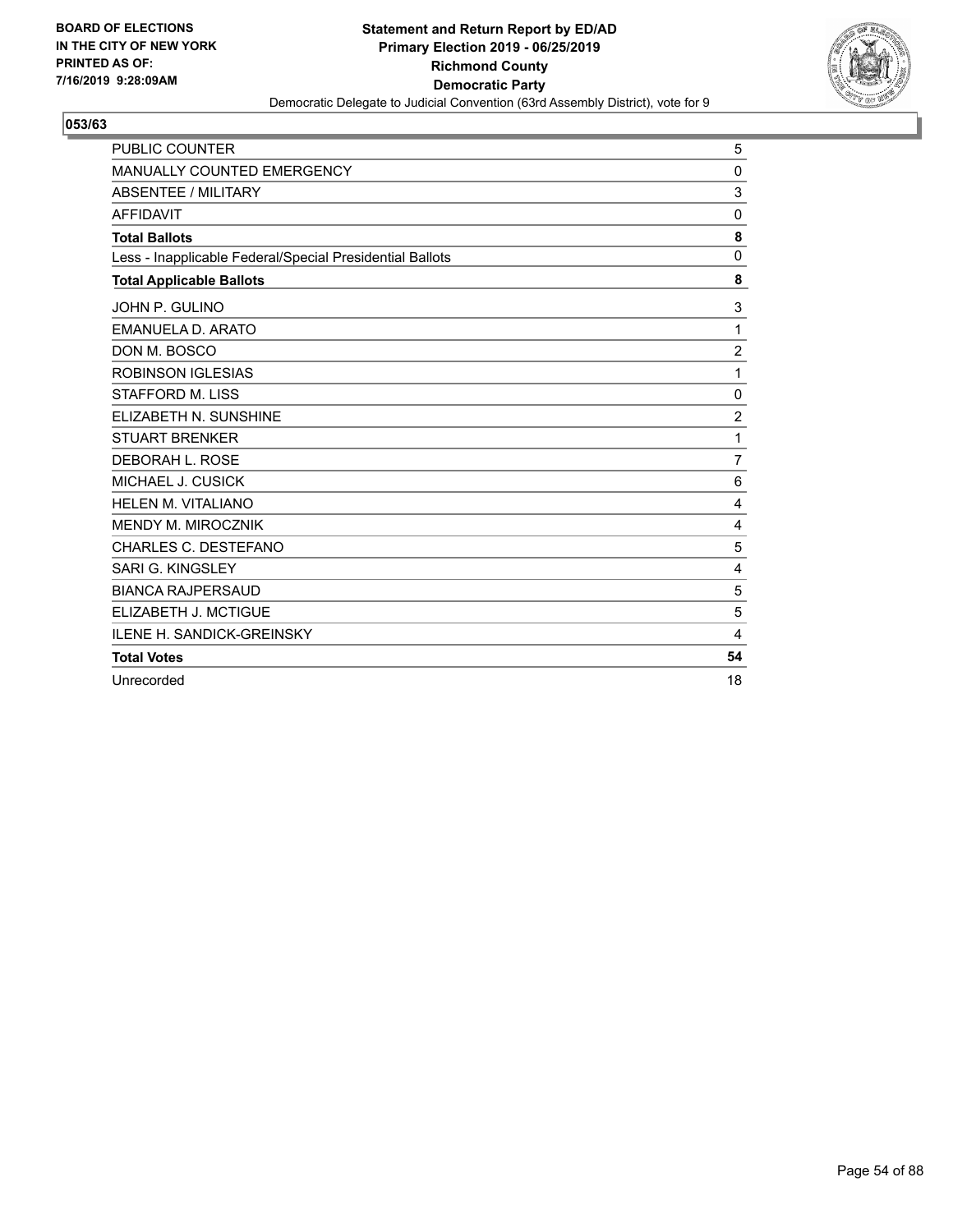BOARD OF ELECTIONS
IN THE CITY OF NEW YORK
PRINTED AS OF:
7/16/2019 9:28:09AM

**Statement and Return Report by ED/AD**
**Primary Election 2019 - 06/25/2019**
**Richmond County**
**Democratic Party**
Democratic Delegate to Judicial Convention (63rd Assembly District), vote for 9

## 053/63

| | |
|---|---|
| PUBLIC COUNTER | 5 |
| MANUALLY COUNTED EMERGENCY | 0 |
| ABSENTEE / MILITARY | 3 |
| AFFIDAVIT | 0 |
| **Total Ballots** | **8** |
| Less - Inapplicable Federal/Special Presidential Ballots | 0 |
| **Total Applicable Ballots** | **8** |
| JOHN P. GULINO | 3 |
| EMANUELA D. ARATO | 1 |
| DON M. BOSCO | 2 |
| ROBINSON IGLESIAS | 1 |
| STAFFORD M. LISS | 0 |
| ELIZABETH N. SUNSHINE | 2 |
| STUART BRENKER | 1 |
| DEBORAH L. ROSE | 7 |
| MICHAEL J. CUSICK | 6 |
| HELEN M. VITALIANO | 4 |
| MENDY M. MIROCZNIK | 4 |
| CHARLES C. DESTEFANO | 5 |
| SARI G. KINGSLEY | 4 |
| BIANCA RAJPERSAUD | 5 |
| ELIZABETH J. MCTIGUE | 5 |
| ILENE H. SANDICK-GREINSKY | 4 |
| **Total Votes** | **54** |
| Unrecorded | 18 |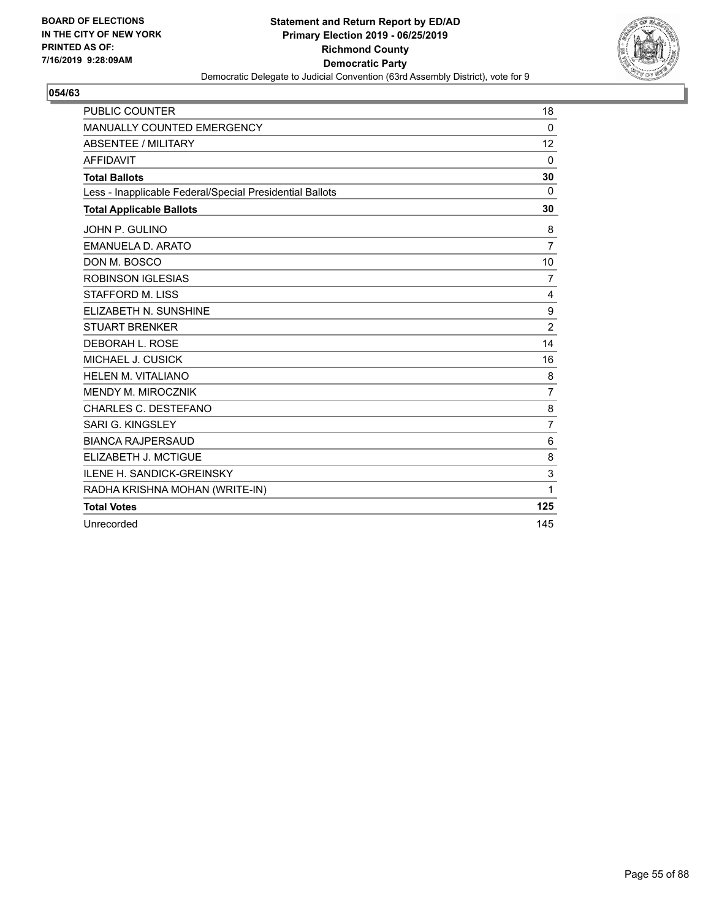BOARD OF ELECTIONS
IN THE CITY OF NEW YORK
PRINTED AS OF:
7/16/2019 9:28:09AM

**Statement and Return Report by ED/AD**
**Primary Election 2019 - 06/25/2019**
**Richmond County**
**Democratic Party**
Democratic Delegate to Judicial Convention (63rd Assembly District), vote for 9

## 054/63

| | |
|---|---|
| PUBLIC COUNTER | 18 |
| MANUALLY COUNTED EMERGENCY | 0 |
| ABSENTEE / MILITARY | 12 |
| AFFIDAVIT | 0 |
| **Total Ballots** | **30** |
| Less - Inapplicable Federal/Special Presidential Ballots | 0 |
| **Total Applicable Ballots** | **30** |
| JOHN P. GULINO | 8 |
| EMANUELA D. ARATO | 7 |
| DON M. BOSCO | 10 |
| ROBINSON IGLESIAS | 7 |
| STAFFORD M. LISS | 4 |
| ELIZABETH N. SUNSHINE | 9 |
| STUART BRENKER | 2 |
| DEBORAH L. ROSE | 14 |
| MICHAEL J. CUSICK | 16 |
| HELEN M. VITALIANO | 8 |
| MENDY M. MIROCZNIK | 7 |
| CHARLES C. DESTEFANO | 8 |
| SARI G. KINGSLEY | 7 |
| BIANCA RAJPERSAUD | 6 |
| ELIZABETH J. MCTIGUE | 8 |
| ILENE H. SANDICK-GREINSKY | 3 |
| RADHA KRISHNA MOHAN (WRITE-IN) | 1 |
| **Total Votes** | **125** |
| Unrecorded | 145 |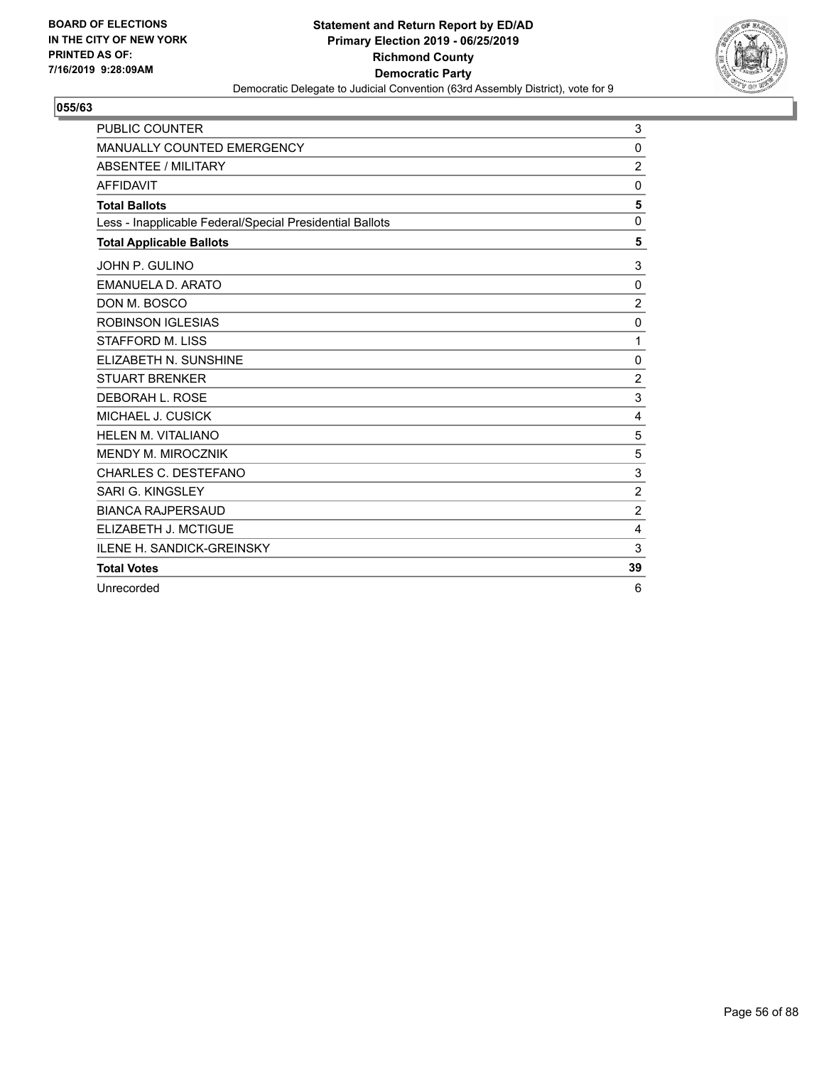BOARD OF ELECTIONS
IN THE CITY OF NEW YORK
PRINTED AS OF:
7/16/2019 9:28:09AM

**Statement and Return Report by ED/AD**
**Primary Election 2019 - 06/25/2019**
**Richmond County**
**Democratic Party**
Democratic Delegate to Judicial Convention (63rd Assembly District), vote for 9

**055/63**

| | |
|---|---|
| PUBLIC COUNTER | 3 |
| MANUALLY COUNTED EMERGENCY | 0 |
| ABSENTEE / MILITARY | 2 |
| AFFIDAVIT | 0 |
| **Total Ballots** | **5** |
| Less - Inapplicable Federal/Special Presidential Ballots | 0 |
| **Total Applicable Ballots** | **5** |
| JOHN P. GULINO | 3 |
| EMANUELA D. ARATO | 0 |
| DON M. BOSCO | 2 |
| ROBINSON IGLESIAS | 0 |
| STAFFORD M. LISS | 1 |
| ELIZABETH N. SUNSHINE | 0 |
| STUART BRENKER | 2 |
| DEBORAH L. ROSE | 3 |
| MICHAEL J. CUSICK | 4 |
| HELEN M. VITALIANO | 5 |
| MENDY M. MIROCZNIK | 5 |
| CHARLES C. DESTEFANO | 3 |
| SARI G. KINGSLEY | 2 |
| BIANCA RAJPERSAUD | 2 |
| ELIZABETH J. MCTIGUE | 4 |
| ILENE H. SANDICK-GREINSKY | 3 |
| **Total Votes** | **39** |
| Unrecorded | 6 |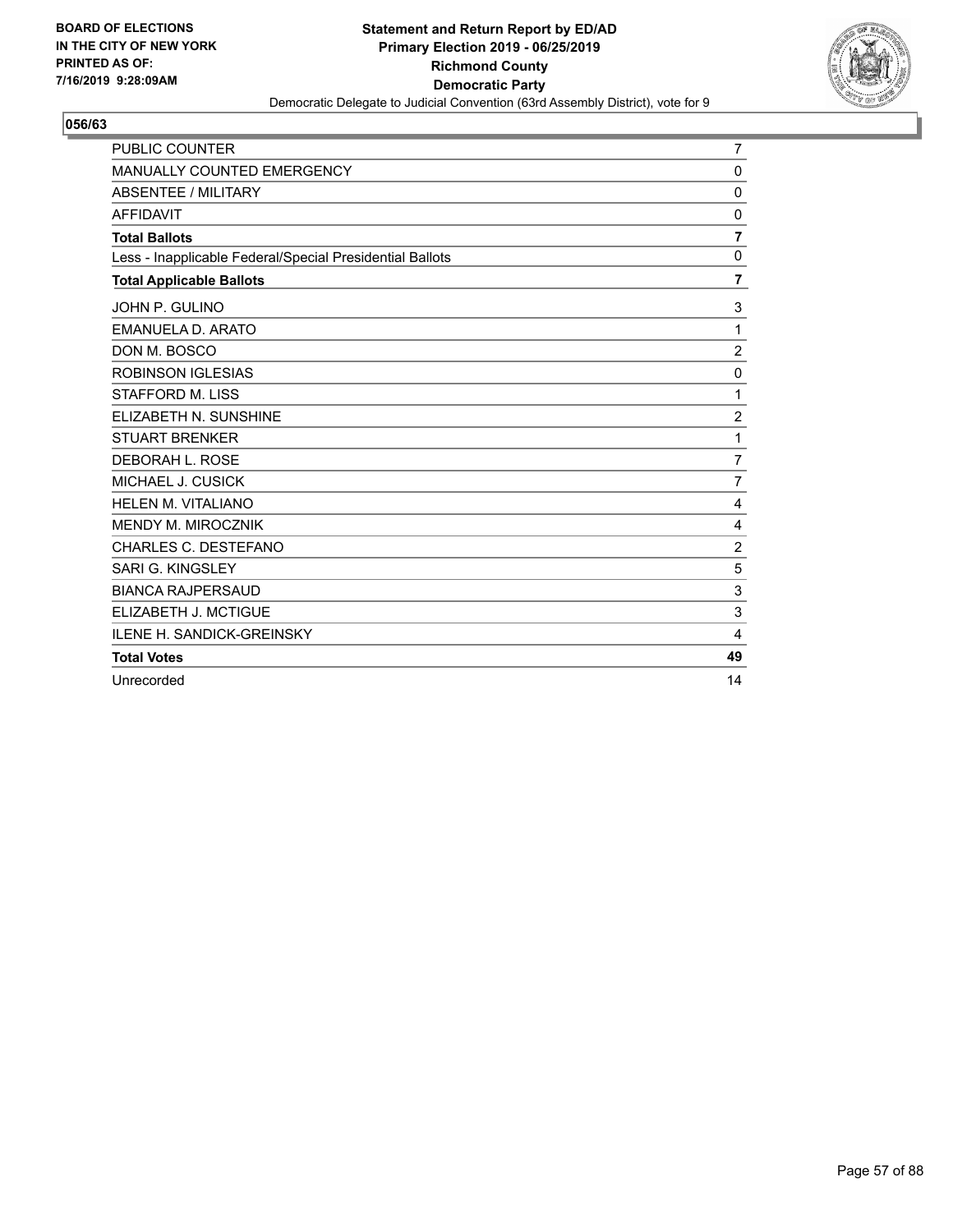BOARD OF ELECTIONS
IN THE CITY OF NEW YORK
PRINTED AS OF:
7/16/2019 9:28:09AM

**Statement and Return Report by ED/AD**
**Primary Election 2019 - 06/25/2019**
**Richmond County**
**Democratic Party**
Democratic Delegate to Judicial Convention (63rd Assembly District), vote for 9

**056/63**

| | |
|---|---|
| PUBLIC COUNTER | 7 |
| MANUALLY COUNTED EMERGENCY | 0 |
| ABSENTEE / MILITARY | 0 |
| AFFIDAVIT | 0 |
| **Total Ballots** | **7** |
| Less - Inapplicable Federal/Special Presidential Ballots | 0 |
| **Total Applicable Ballots** | **7** |
| JOHN P. GULINO | 3 |
| EMANUELA D. ARATO | 1 |
| DON M. BOSCO | 2 |
| ROBINSON IGLESIAS | 0 |
| STAFFORD M. LISS | 1 |
| ELIZABETH N. SUNSHINE | 2 |
| STUART BRENKER | 1 |
| DEBORAH L. ROSE | 7 |
| MICHAEL J. CUSICK | 7 |
| HELEN M. VITALIANO | 4 |
| MENDY M. MIROCZNIK | 4 |
| CHARLES C. DESTEFANO | 2 |
| SARI G. KINGSLEY | 5 |
| BIANCA RAJPERSAUD | 3 |
| ELIZABETH J. MCTIGUE | 3 |
| ILENE H. SANDICK-GREINSKY | 4 |
| **Total Votes** | **49** |
| Unrecorded | 14 |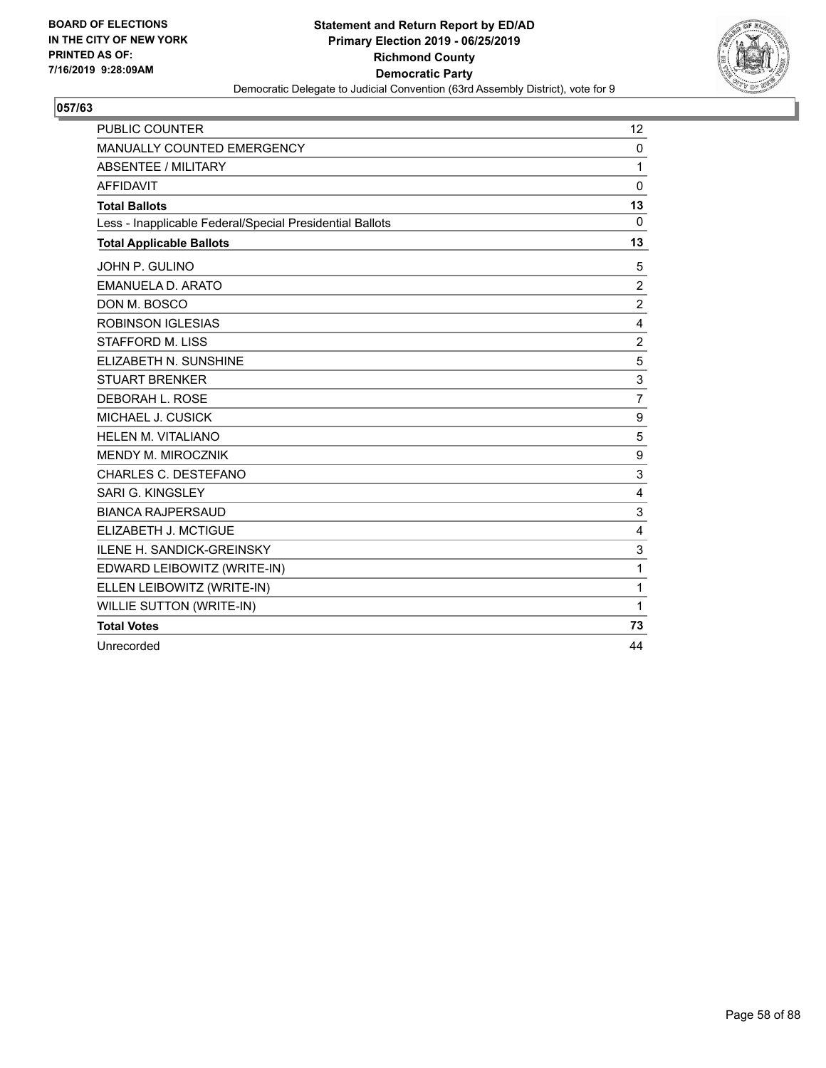**BOARD OF ELECTIONS IN THE CITY OF NEW YORK PRINTED AS OF: 7/16/2019 9:28:09AM**

**Statement and Return Report by ED/AD Primary Election 2019 - 06/25/2019 Richmond County Democratic Party**

Democratic Delegate to Judicial Convention (63rd Assembly District), vote for 9

**057/63**

| | |
|---|---|
| PUBLIC COUNTER | 12 |
| MANUALLY COUNTED EMERGENCY | 0 |
| ABSENTEE / MILITARY | 1 |
| AFFIDAVIT | 0 |
| **Total Ballots** | **13** |
| Less - Inapplicable Federal/Special Presidential Ballots | 0 |
| **Total Applicable Ballots** | **13** |
| JOHN P. GULINO | 5 |
| EMANUELA D. ARATO | 2 |
| DON M. BOSCO | 2 |
| ROBINSON IGLESIAS | 4 |
| STAFFORD M. LISS | 2 |
| ELIZABETH N. SUNSHINE | 5 |
| STUART BRENKER | 3 |
| DEBORAH L. ROSE | 7 |
| MICHAEL J. CUSICK | 9 |
| HELEN M. VITALIANO | 5 |
| MENDY M. MIROCZNIK | 9 |
| CHARLES C. DESTEFANO | 3 |
| SARI G. KINGSLEY | 4 |
| BIANCA RAJPERSAUD | 3 |
| ELIZABETH J. MCTIGUE | 4 |
| ILENE H. SANDICK-GREINSKY | 3 |
| EDWARD LEIBOWITZ (WRITE-IN) | 1 |
| ELLEN LEIBOWITZ (WRITE-IN) | 1 |
| WILLIE SUTTON (WRITE-IN) | 1 |
| **Total Votes** | **73** |
| Unrecorded | 44 |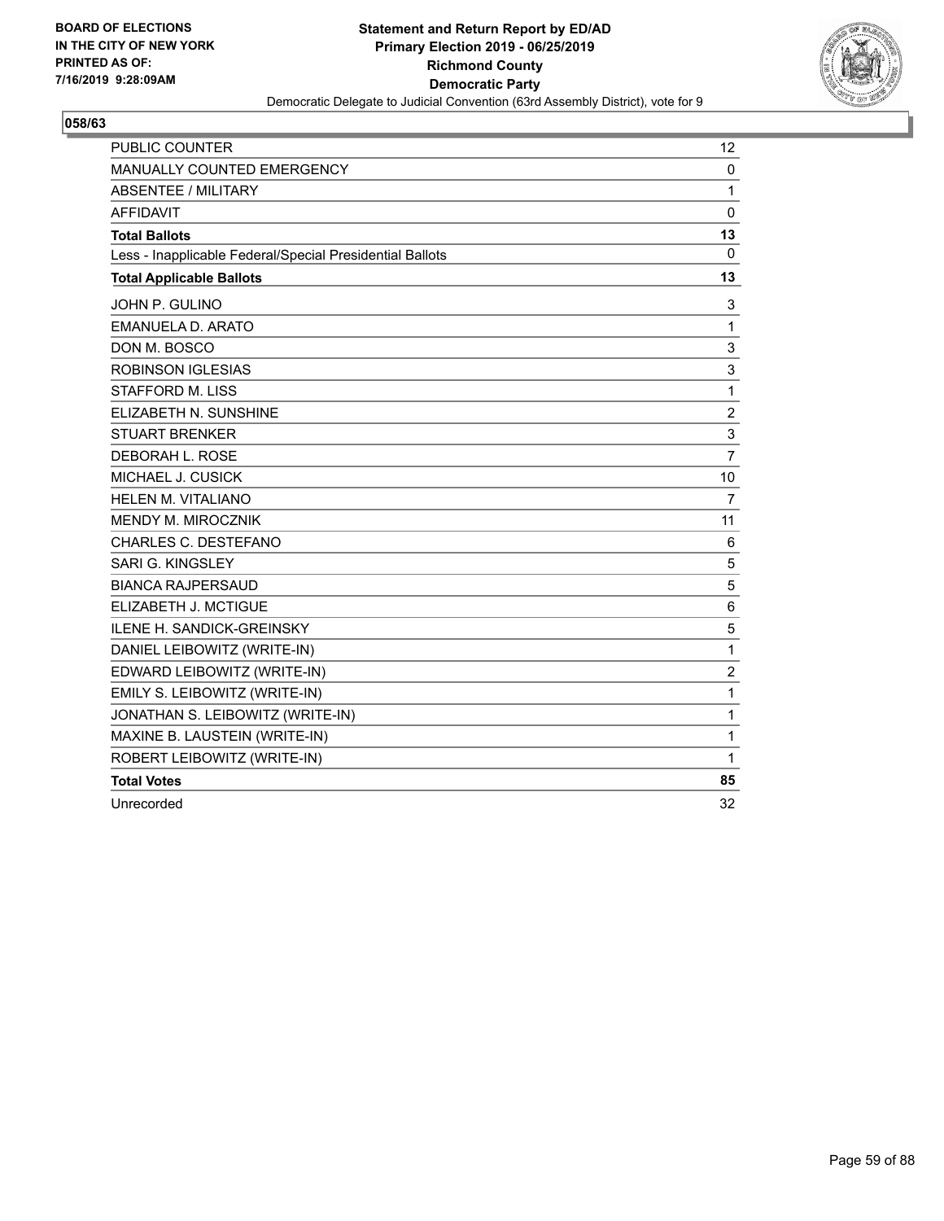BOARD OF ELECTIONS
IN THE CITY OF NEW YORK
PRINTED AS OF:
7/16/2019 9:28:09AM

**Statement and Return Report by ED/AD**
**Primary Election 2019 - 06/25/2019**
**Richmond County**
**Democratic Party**
Democratic Delegate to Judicial Convention (63rd Assembly District), vote for 9

## 058/63

| | |
|---|---|
| PUBLIC COUNTER | 12 |
| MANUALLY COUNTED EMERGENCY | 0 |
| ABSENTEE / MILITARY | 1 |
| AFFIDAVIT | 0 |
| **Total Ballots** | **13** |
| Less - Inapplicable Federal/Special Presidential Ballots | 0 |
| **Total Applicable Ballots** | **13** |
| JOHN P. GULINO | 3 |
| EMANUELA D. ARATO | 1 |
| DON M. BOSCO | 3 |
| ROBINSON IGLESIAS | 3 |
| STAFFORD M. LISS | 1 |
| ELIZABETH N. SUNSHINE | 2 |
| STUART BRENKER | 3 |
| DEBORAH L. ROSE | 7 |
| MICHAEL J. CUSICK | 10 |
| HELEN M. VITALIANO | 7 |
| MENDY M. MIROCZNIK | 11 |
| CHARLES C. DESTEFANO | 6 |
| SARI G. KINGSLEY | 5 |
| BIANCA RAJPERSAUD | 5 |
| ELIZABETH J. MCTIGUE | 6 |
| ILENE H. SANDICK-GREINSKY | 5 |
| DANIEL LEIBOWITZ (WRITE-IN) | 1 |
| EDWARD LEIBOWITZ (WRITE-IN) | 2 |
| EMILY S. LEIBOWITZ (WRITE-IN) | 1 |
| JONATHAN S. LEIBOWITZ (WRITE-IN) | 1 |
| MAXINE B. LAUSTEIN (WRITE-IN) | 1 |
| ROBERT LEIBOWITZ (WRITE-IN) | 1 |
| **Total Votes** | **85** |
| Unrecorded | 32 |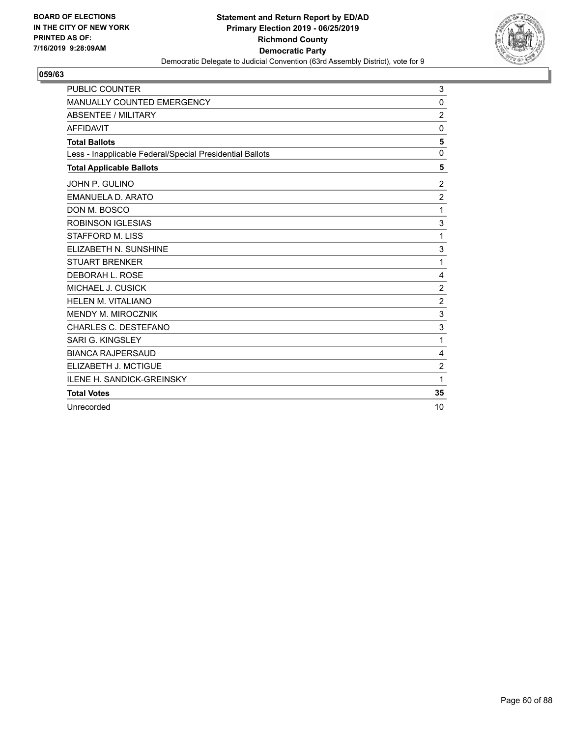BOARD OF ELECTIONS
IN THE CITY OF NEW YORK
PRINTED AS OF:
7/16/2019 9:28:09AM

**Statement and Return Report by ED/AD**
**Primary Election 2019 - 06/25/2019**
**Richmond County**
**Democratic Party**
Democratic Delegate to Judicial Convention (63rd Assembly District), vote for 9

## 059/63

| | |
|---|---|
| PUBLIC COUNTER | 3 |
| MANUALLY COUNTED EMERGENCY | 0 |
| ABSENTEE / MILITARY | 2 |
| AFFIDAVIT | 0 |
| **Total Ballots** | **5** |
| Less - Inapplicable Federal/Special Presidential Ballots | 0 |
| **Total Applicable Ballots** | **5** |
| JOHN P. GULINO | 2 |
| EMANUELA D. ARATO | 2 |
| DON M. BOSCO | 1 |
| ROBINSON IGLESIAS | 3 |
| STAFFORD M. LISS | 1 |
| ELIZABETH N. SUNSHINE | 3 |
| STUART BRENKER | 1 |
| DEBORAH L. ROSE | 4 |
| MICHAEL J. CUSICK | 2 |
| HELEN M. VITALIANO | 2 |
| MENDY M. MIROCZNIK | 3 |
| CHARLES C. DESTEFANO | 3 |
| SARI G. KINGSLEY | 1 |
| BIANCA RAJPERSAUD | 4 |
| ELIZABETH J. MCTIGUE | 2 |
| ILENE H. SANDICK-GREINSKY | 1 |
| **Total Votes** | **35** |
| Unrecorded | 10 |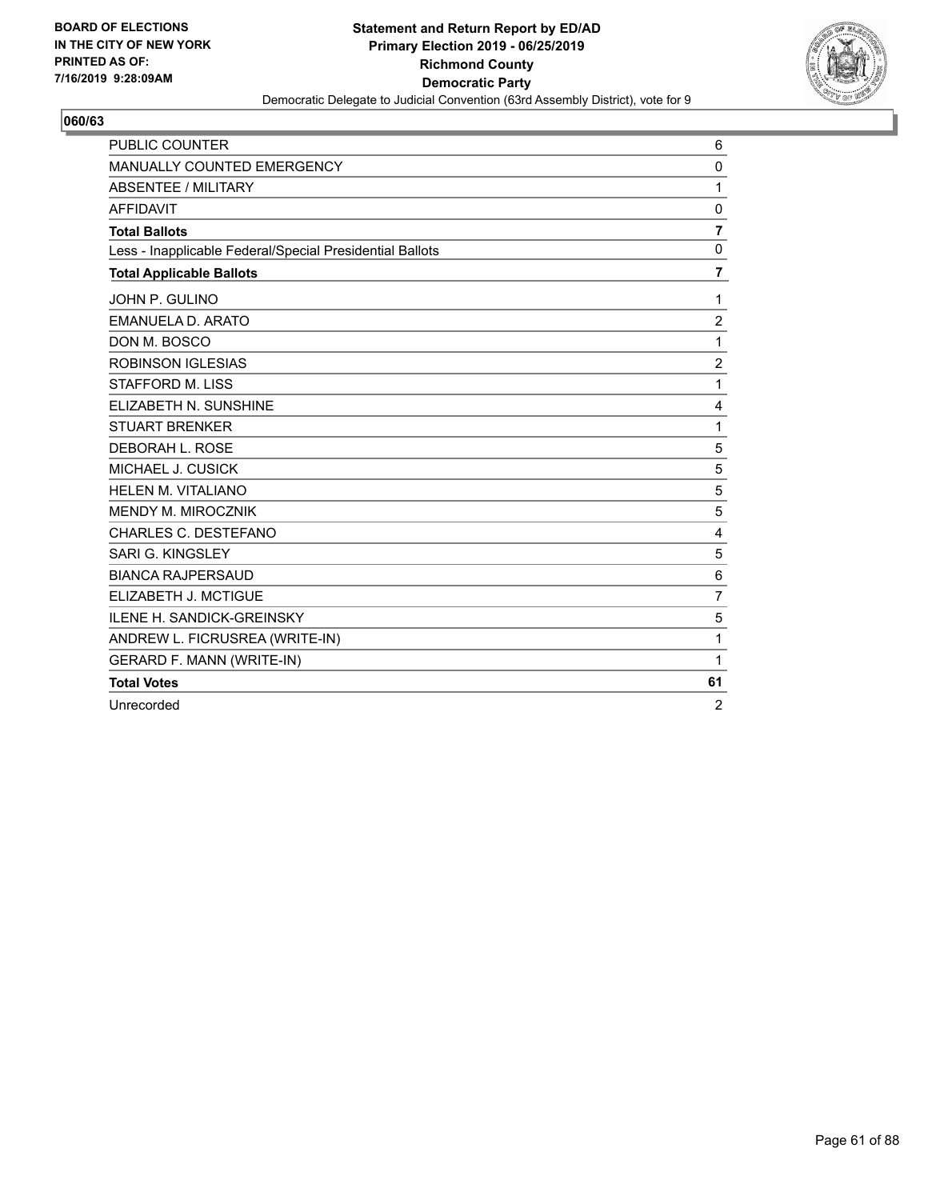BOARD OF ELECTIONS
IN THE CITY OF NEW YORK
PRINTED AS OF:
7/16/2019 9:28:09AM

**Statement and Return Report by ED/AD**
**Primary Election 2019 - 06/25/2019**
**Richmond County**
**Democratic Party**
Democratic Delegate to Judicial Convention (63rd Assembly District), vote for 9

## 060/63

| | |
|---|---|
| PUBLIC COUNTER | 6 |
| MANUALLY COUNTED EMERGENCY | 0 |
| ABSENTEE / MILITARY | 1 |
| AFFIDAVIT | 0 |
| **Total Ballots** | **7** |
| Less - Inapplicable Federal/Special Presidential Ballots | 0 |
| **Total Applicable Ballots** | **7** |
| JOHN P. GULINO | 1 |
| EMANUELA D. ARATO | 2 |
| DON M. BOSCO | 1 |
| ROBINSON IGLESIAS | 2 |
| STAFFORD M. LISS | 1 |
| ELIZABETH N. SUNSHINE | 4 |
| STUART BRENKER | 1 |
| DEBORAH L. ROSE | 5 |
| MICHAEL J. CUSICK | 5 |
| HELEN M. VITALIANO | 5 |
| MENDY M. MIROCZNIK | 5 |
| CHARLES C. DESTEFANO | 4 |
| SARI G. KINGSLEY | 5 |
| BIANCA RAJPERSAUD | 6 |
| ELIZABETH J. MCTIGUE | 7 |
| ILENE H. SANDICK-GREINSKY | 5 |
| ANDREW L. FICRUSREA (WRITE-IN) | 1 |
| GERARD F. MANN (WRITE-IN) | 1 |
| **Total Votes** | **61** |
| Unrecorded | 2 |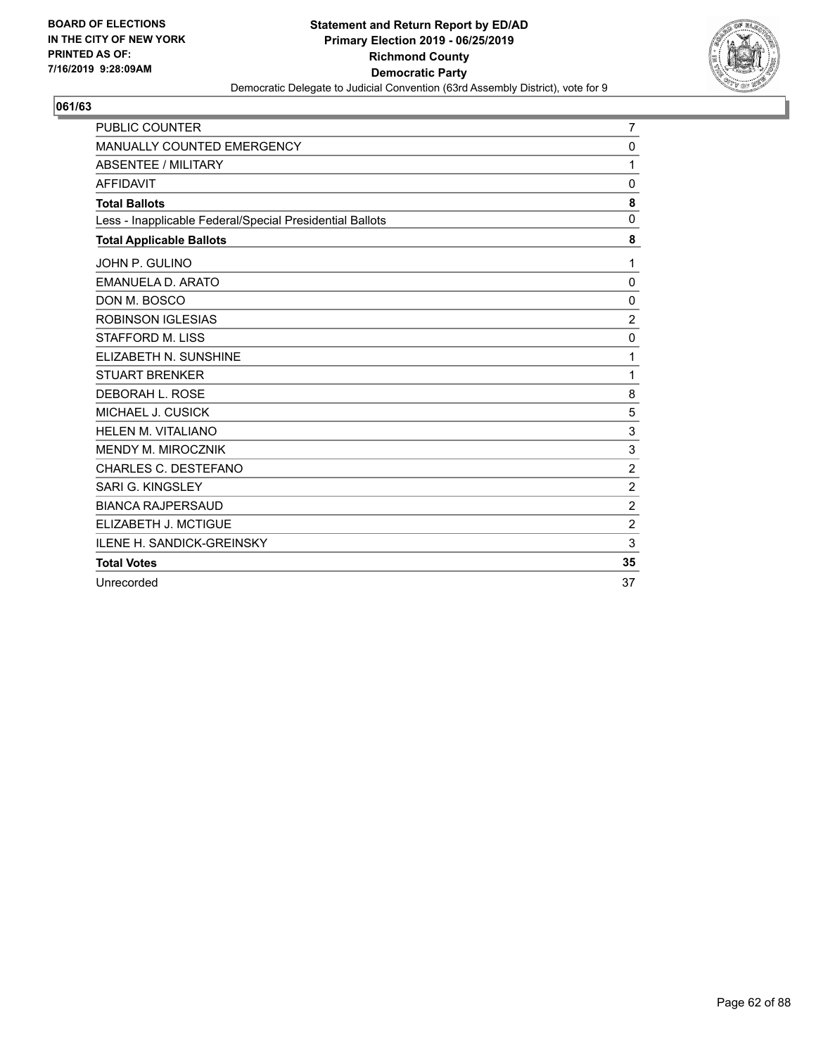BOARD OF ELECTIONS
IN THE CITY OF NEW YORK
PRINTED AS OF:
7/16/2019 9:28:09AM

**Statement and Return Report by ED/AD**
**Primary Election 2019 - 06/25/2019**
**Richmond County**
**Democratic Party**
Democratic Delegate to Judicial Convention (63rd Assembly District), vote for 9

## 061/63

| | |
|---|---|
| PUBLIC COUNTER | 7 |
| MANUALLY COUNTED EMERGENCY | 0 |
| ABSENTEE / MILITARY | 1 |
| AFFIDAVIT | 0 |
| **Total Ballots** | **8** |
| Less - Inapplicable Federal/Special Presidential Ballots | 0 |
| **Total Applicable Ballots** | **8** |
| JOHN P. GULINO | 1 |
| EMANUELA D. ARATO | 0 |
| DON M. BOSCO | 0 |
| ROBINSON IGLESIAS | 2 |
| STAFFORD M. LISS | 0 |
| ELIZABETH N. SUNSHINE | 1 |
| STUART BRENKER | 1 |
| DEBORAH L. ROSE | 8 |
| MICHAEL J. CUSICK | 5 |
| HELEN M. VITALIANO | 3 |
| MENDY M. MIROCZNIK | 3 |
| CHARLES C. DESTEFANO | 2 |
| SARI G. KINGSLEY | 2 |
| BIANCA RAJPERSAUD | 2 |
| ELIZABETH J. MCTIGUE | 2 |
| ILENE H. SANDICK-GREINSKY | 3 |
| **Total Votes** | **35** |
| Unrecorded | 37 |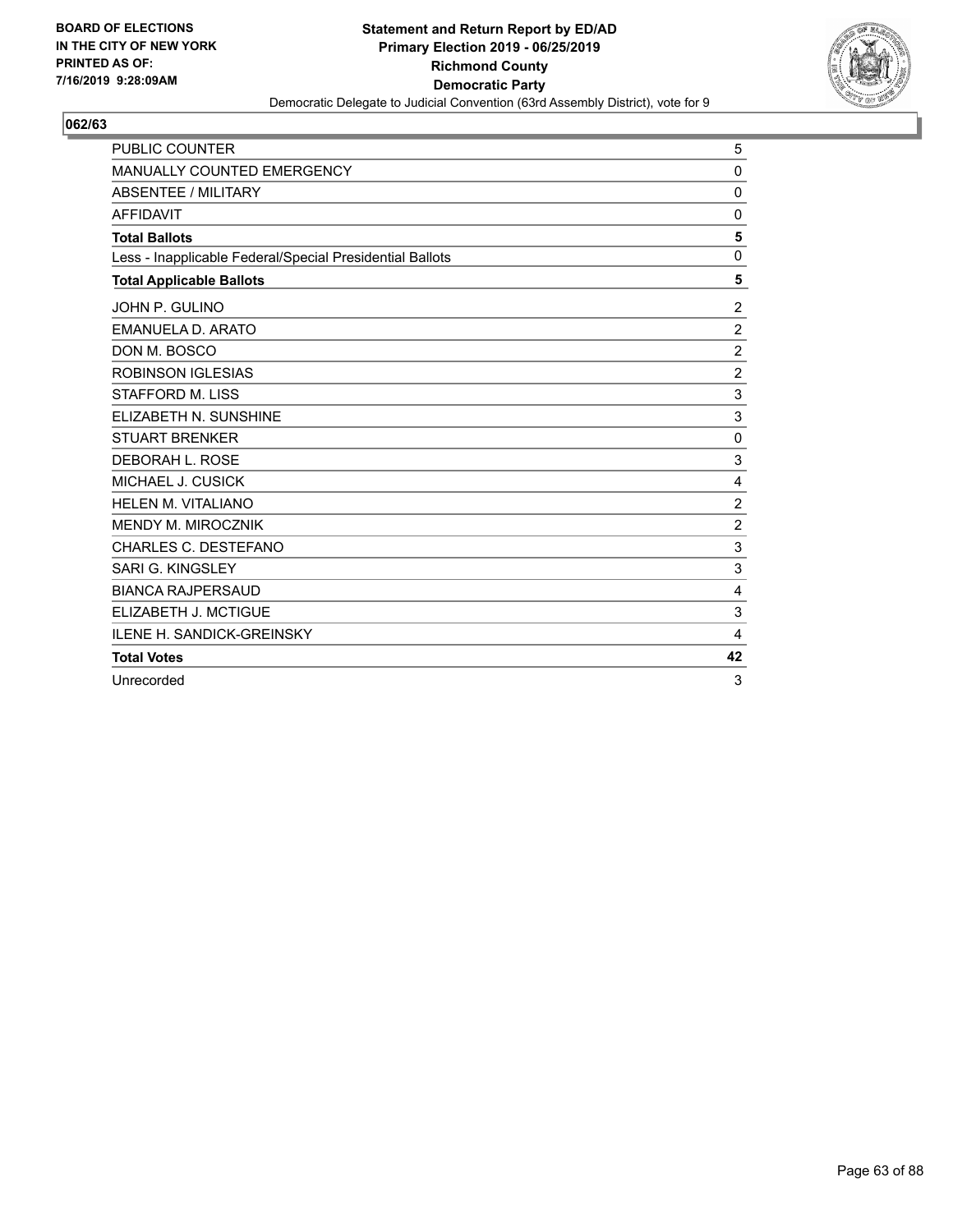**BOARD OF ELECTIONS IN THE CITY OF NEW YORK PRINTED AS OF: 7/16/2019 9:28:09AM**

**Statement and Return Report by ED/AD**
**Primary Election 2019 - 06/25/2019**
**Richmond County**
**Democratic Party**
Democratic Delegate to Judicial Convention (63rd Assembly District), vote for 9

**062/63**

| | |
|---|---|
| PUBLIC COUNTER | 5 |
| MANUALLY COUNTED EMERGENCY | 0 |
| ABSENTEE / MILITARY | 0 |
| AFFIDAVIT | 0 |
| **Total Ballots** | **5** |
| Less - Inapplicable Federal/Special Presidential Ballots | 0 |
| **Total Applicable Ballots** | **5** |
| JOHN P. GULINO | 2 |
| EMANUELA D. ARATO | 2 |
| DON M. BOSCO | 2 |
| ROBINSON IGLESIAS | 2 |
| STAFFORD M. LISS | 3 |
| ELIZABETH N. SUNSHINE | 3 |
| STUART BRENKER | 0 |
| DEBORAH L. ROSE | 3 |
| MICHAEL J. CUSICK | 4 |
| HELEN M. VITALIANO | 2 |
| MENDY M. MIROCZNIK | 2 |
| CHARLES C. DESTEFANO | 3 |
| SARI G. KINGSLEY | 3 |
| BIANCA RAJPERSAUD | 4 |
| ELIZABETH J. MCTIGUE | 3 |
| ILENE H. SANDICK-GREINSKY | 4 |
| **Total Votes** | **42** |
| Unrecorded | 3 |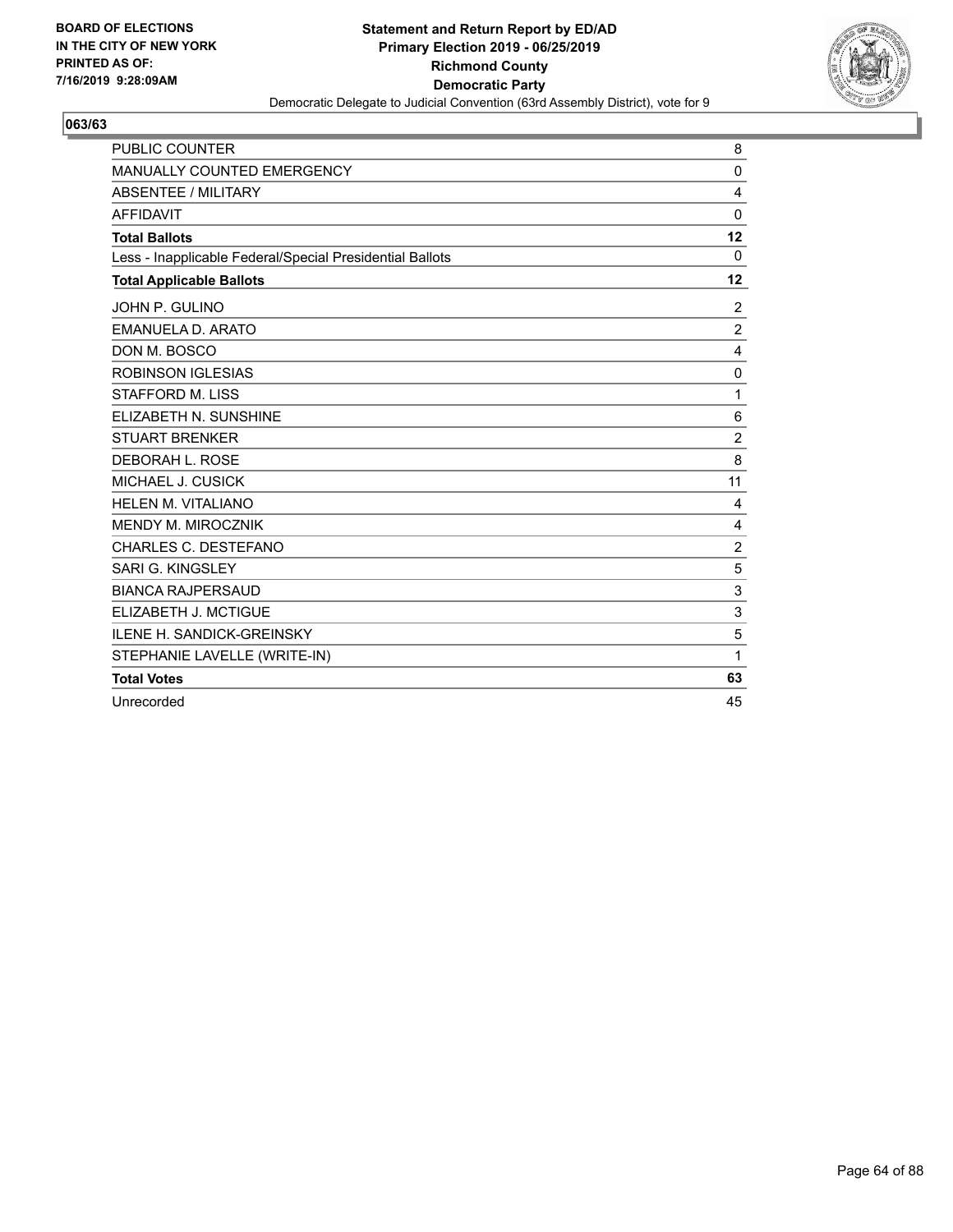BOARD OF ELECTIONS
IN THE CITY OF NEW YORK
PRINTED AS OF:
7/16/2019 9:28:09AM

**Statement and Return Report by ED/AD**
**Primary Election 2019 - 06/25/2019**
**Richmond County**
**Democratic Party**
Democratic Delegate to Judicial Convention (63rd Assembly District), vote for 9

## 063/63

| | |
|---|---|
| PUBLIC COUNTER | 8 |
| MANUALLY COUNTED EMERGENCY | 0 |
| ABSENTEE / MILITARY | 4 |
| AFFIDAVIT | 0 |
| **Total Ballots** | **12** |
| Less - Inapplicable Federal/Special Presidential Ballots | 0 |
| **Total Applicable Ballots** | **12** |
| JOHN P. GULINO | 2 |
| EMANUELA D. ARATO | 2 |
| DON M. BOSCO | 4 |
| ROBINSON IGLESIAS | 0 |
| STAFFORD M. LISS | 1 |
| ELIZABETH N. SUNSHINE | 6 |
| STUART BRENKER | 2 |
| DEBORAH L. ROSE | 8 |
| MICHAEL J. CUSICK | 11 |
| HELEN M. VITALIANO | 4 |
| MENDY M. MIROCZNIK | 4 |
| CHARLES C. DESTEFANO | 2 |
| SARI G. KINGSLEY | 5 |
| BIANCA RAJPERSAUD | 3 |
| ELIZABETH J. MCTIGUE | 3 |
| ILENE H. SANDICK-GREINSKY | 5 |
| STEPHANIE LAVELLE (WRITE-IN) | 1 |
| **Total Votes** | **63** |
| Unrecorded | 45 |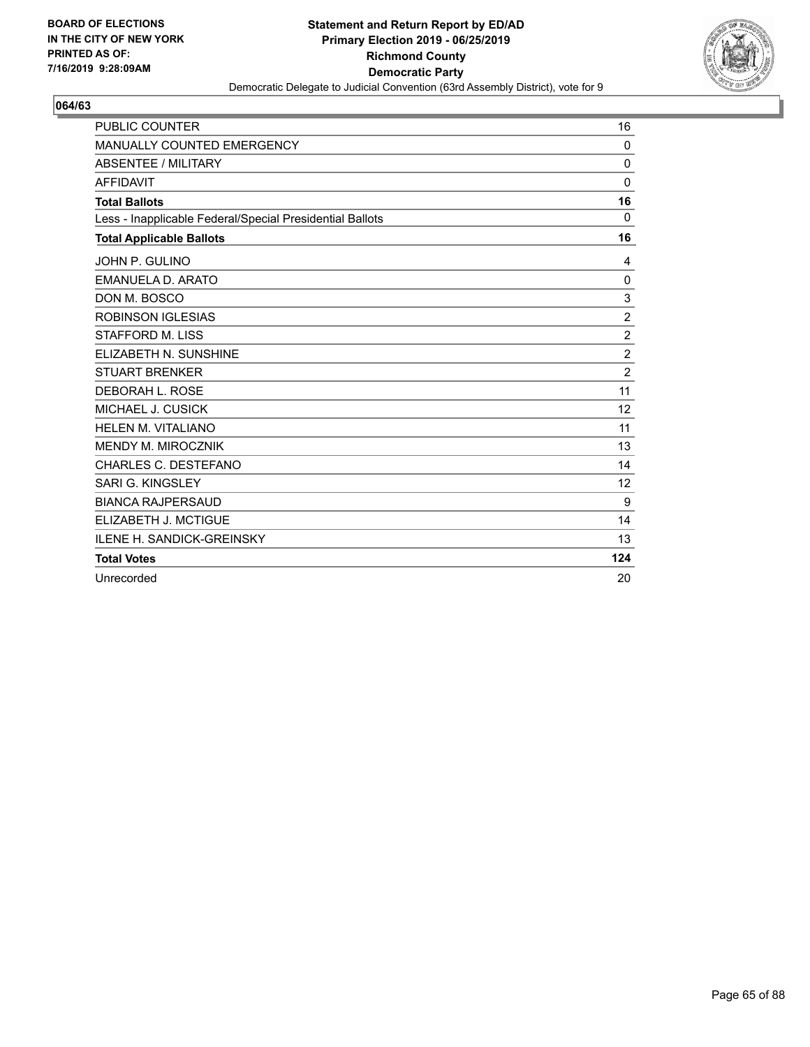**BOARD OF ELECTIONS IN THE CITY OF NEW YORK PRINTED AS OF: 7/16/2019 9:28:09AM**

**Statement and Return Report by ED/AD Primary Election 2019 - 06/25/2019 Richmond County Democratic Party**

Democratic Delegate to Judicial Convention (63rd Assembly District), vote for 9

## 064/63

| | |
|---|---|
| PUBLIC COUNTER | 16 |
| MANUALLY COUNTED EMERGENCY | 0 |
| ABSENTEE / MILITARY | 0 |
| AFFIDAVIT | 0 |
| **Total Ballots** | **16** |
| Less - Inapplicable Federal/Special Presidential Ballots | 0 |
| **Total Applicable Ballots** | **16** |
| JOHN P. GULINO | 4 |
| EMANUELA D. ARATO | 0 |
| DON M. BOSCO | 3 |
| ROBINSON IGLESIAS | 2 |
| STAFFORD M. LISS | 2 |
| ELIZABETH N. SUNSHINE | 2 |
| STUART BRENKER | 2 |
| DEBORAH L. ROSE | 11 |
| MICHAEL J. CUSICK | 12 |
| HELEN M. VITALIANO | 11 |
| MENDY M. MIROCZNIK | 13 |
| CHARLES C. DESTEFANO | 14 |
| SARI G. KINGSLEY | 12 |
| BIANCA RAJPERSAUD | 9 |
| ELIZABETH J. MCTIGUE | 14 |
| ILENE H. SANDICK-GREINSKY | 13 |
| **Total Votes** | **124** |
| Unrecorded | 20 |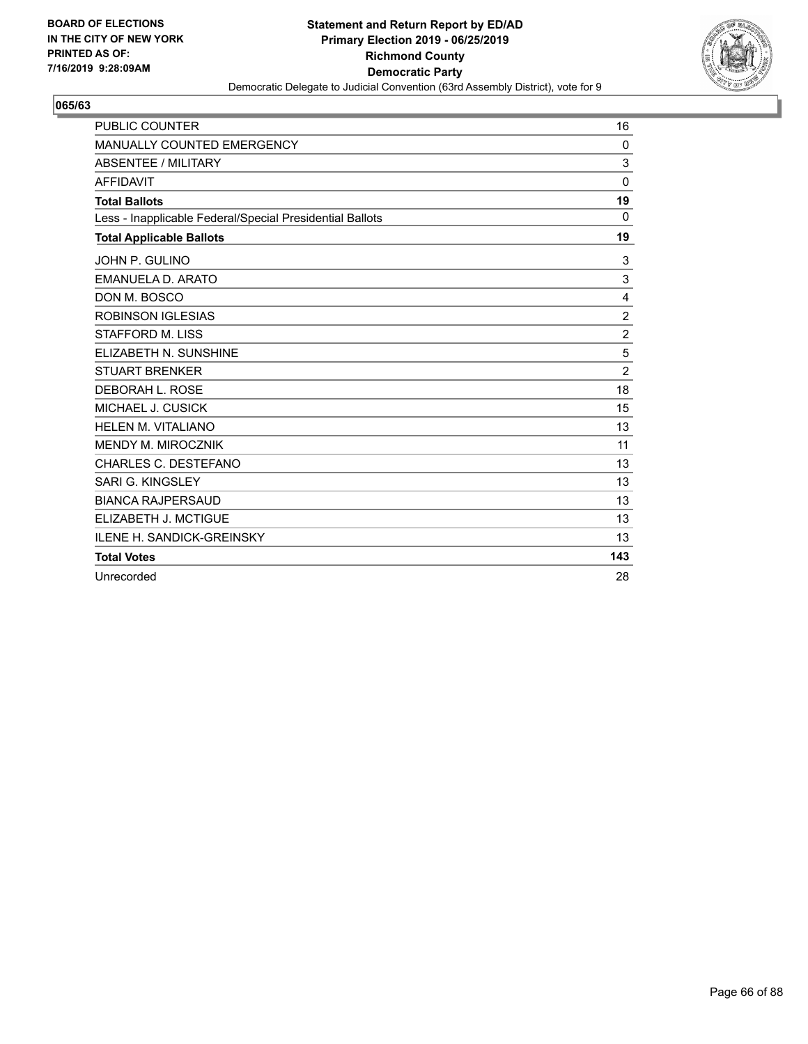**BOARD OF ELECTIONS IN THE CITY OF NEW YORK PRINTED AS OF: 7/16/2019 9:28:09AM**

**Statement and Return Report by ED/AD**
**Primary Election 2019 - 06/25/2019**
**Richmond County**
**Democratic Party**
Democratic Delegate to Judicial Convention (63rd Assembly District), vote for 9

**065/63**

| | |
|---|---|
| PUBLIC COUNTER | 16 |
| MANUALLY COUNTED EMERGENCY | 0 |
| ABSENTEE / MILITARY | 3 |
| AFFIDAVIT | 0 |
| **Total Ballots** | **19** |
| Less - Inapplicable Federal/Special Presidential Ballots | 0 |
| **Total Applicable Ballots** | **19** |
| JOHN P. GULINO | 3 |
| EMANUELA D. ARATO | 3 |
| DON M. BOSCO | 4 |
| ROBINSON IGLESIAS | 2 |
| STAFFORD M. LISS | 2 |
| ELIZABETH N. SUNSHINE | 5 |
| STUART BRENKER | 2 |
| DEBORAH L. ROSE | 18 |
| MICHAEL J. CUSICK | 15 |
| HELEN M. VITALIANO | 13 |
| MENDY M. MIROCZNIK | 11 |
| CHARLES C. DESTEFANO | 13 |
| SARI G. KINGSLEY | 13 |
| BIANCA RAJPERSAUD | 13 |
| ELIZABETH J. MCTIGUE | 13 |
| ILENE H. SANDICK-GREINSKY | 13 |
| **Total Votes** | **143** |
| Unrecorded | 28 |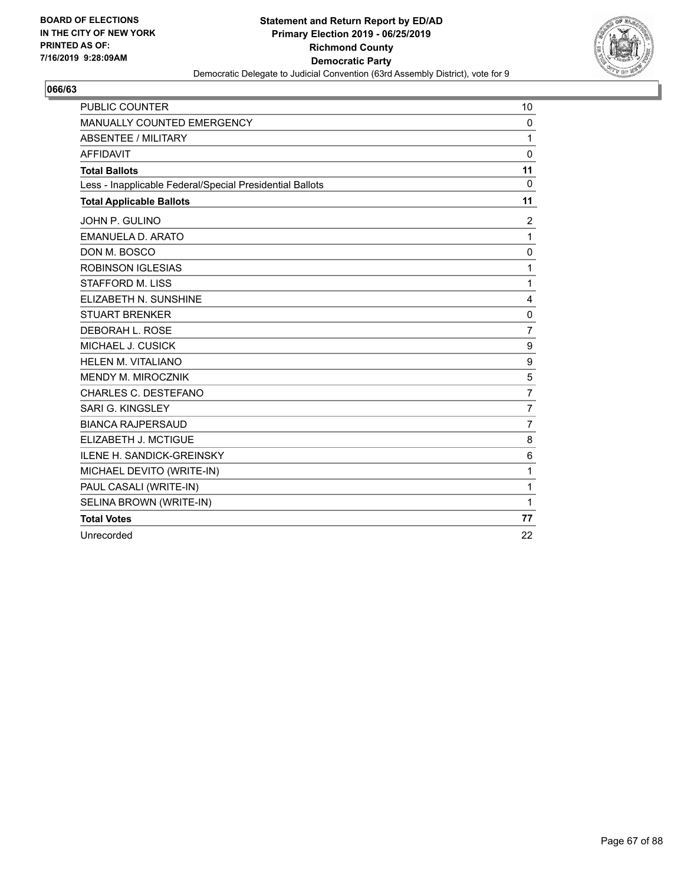BOARD OF ELECTIONS
IN THE CITY OF NEW YORK
PRINTED AS OF:
7/16/2019 9:28:09AM

**Statement and Return Report by ED/AD**
**Primary Election 2019 - 06/25/2019**
**Richmond County**
**Democratic Party**
Democratic Delegate to Judicial Convention (63rd Assembly District), vote for 9

## 066/63

| | |
|---|---|
| PUBLIC COUNTER | 10 |
| MANUALLY COUNTED EMERGENCY | 0 |
| ABSENTEE / MILITARY | 1 |
| AFFIDAVIT | 0 |
| **Total Ballots** | **11** |
| Less - Inapplicable Federal/Special Presidential Ballots | 0 |
| **Total Applicable Ballots** | **11** |
| JOHN P. GULINO | 2 |
| EMANUELA D. ARATO | 1 |
| DON M. BOSCO | 0 |
| ROBINSON IGLESIAS | 1 |
| STAFFORD M. LISS | 1 |
| ELIZABETH N. SUNSHINE | 4 |
| STUART BRENKER | 0 |
| DEBORAH L. ROSE | 7 |
| MICHAEL J. CUSICK | 9 |
| HELEN M. VITALIANO | 9 |
| MENDY M. MIROCZNIK | 5 |
| CHARLES C. DESTEFANO | 7 |
| SARI G. KINGSLEY | 7 |
| BIANCA RAJPERSAUD | 7 |
| ELIZABETH J. MCTIGUE | 8 |
| ILENE H. SANDICK-GREINSKY | 6 |
| MICHAEL DEVITO (WRITE-IN) | 1 |
| PAUL CASALI (WRITE-IN) | 1 |
| SELINA BROWN (WRITE-IN) | 1 |
| **Total Votes** | **77** |
| Unrecorded | 22 |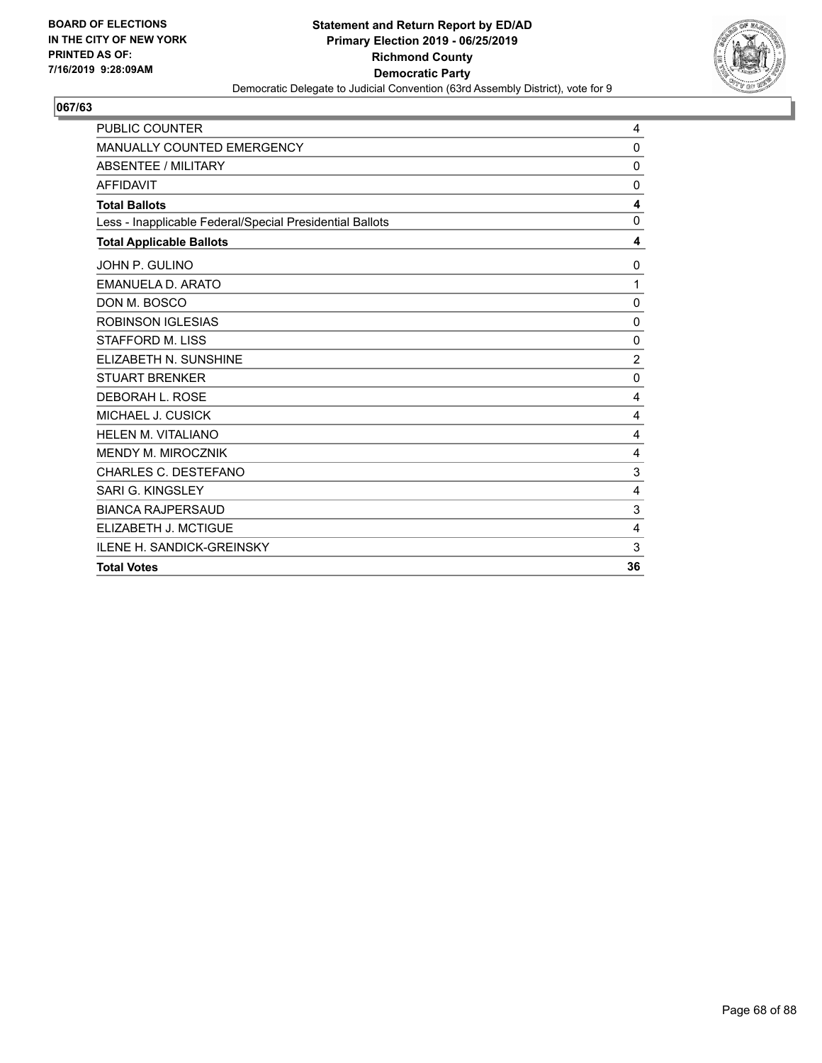BOARD OF ELECTIONS
IN THE CITY OF NEW YORK
PRINTED AS OF:
7/16/2019 9:28:09AM

**Statement and Return Report by ED/AD**
**Primary Election 2019 - 06/25/2019**
**Richmond County**
**Democratic Party**
Democratic Delegate to Judicial Convention (63rd Assembly District), vote for 9

## 067/63

| | |
|---|---|
| PUBLIC COUNTER | 4 |
| MANUALLY COUNTED EMERGENCY | 0 |
| ABSENTEE / MILITARY | 0 |
| AFFIDAVIT | 0 |
| **Total Ballots** | **4** |
| Less - Inapplicable Federal/Special Presidential Ballots | 0 |
| **Total Applicable Ballots** | **4** |
| JOHN P. GULINO | 0 |
| EMANUELA D. ARATO | 1 |
| DON M. BOSCO | 0 |
| ROBINSON IGLESIAS | 0 |
| STAFFORD M. LISS | 0 |
| ELIZABETH N. SUNSHINE | 2 |
| STUART BRENKER | 0 |
| DEBORAH L. ROSE | 4 |
| MICHAEL J. CUSICK | 4 |
| HELEN M. VITALIANO | 4 |
| MENDY M. MIROCZNIK | 4 |
| CHARLES C. DESTEFANO | 3 |
| SARI G. KINGSLEY | 4 |
| BIANCA RAJPERSAUD | 3 |
| ELIZABETH J. MCTIGUE | 4 |
| ILENE H. SANDICK-GREINSKY | 3 |
| **Total Votes** | **36** |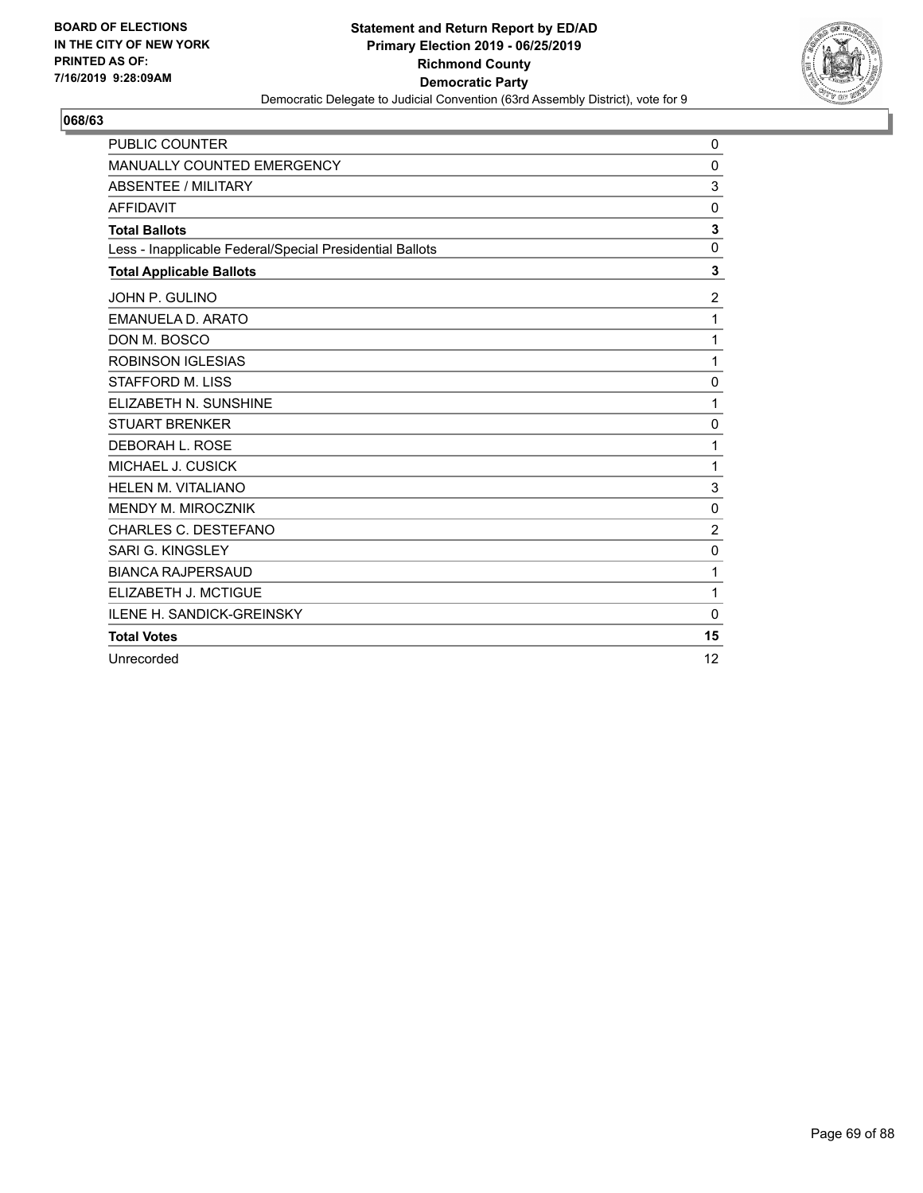BOARD OF ELECTIONS
IN THE CITY OF NEW YORK
PRINTED AS OF:
7/16/2019 9:28:09AM

**Statement and Return Report by ED/AD**
**Primary Election 2019 - 06/25/2019**
**Richmond County**
**Democratic Party**
Democratic Delegate to Judicial Convention (63rd Assembly District), vote for 9

## 068/63

| | |
|---|---|
| PUBLIC COUNTER | 0 |
| MANUALLY COUNTED EMERGENCY | 0 |
| ABSENTEE / MILITARY | 3 |
| AFFIDAVIT | 0 |
| **Total Ballots** | **3** |
| Less - Inapplicable Federal/Special Presidential Ballots | 0 |
| **Total Applicable Ballots** | **3** |
| JOHN P. GULINO | 2 |
| EMANUELA D. ARATO | 1 |
| DON M. BOSCO | 1 |
| ROBINSON IGLESIAS | 1 |
| STAFFORD M. LISS | 0 |
| ELIZABETH N. SUNSHINE | 1 |
| STUART BRENKER | 0 |
| DEBORAH L. ROSE | 1 |
| MICHAEL J. CUSICK | 1 |
| HELEN M. VITALIANO | 3 |
| MENDY M. MIROCZNIK | 0 |
| CHARLES C. DESTEFANO | 2 |
| SARI G. KINGSLEY | 0 |
| BIANCA RAJPERSAUD | 1 |
| ELIZABETH J. MCTIGUE | 1 |
| ILENE H. SANDICK-GREINSKY | 0 |
| **Total Votes** | **15** |
| Unrecorded | 12 |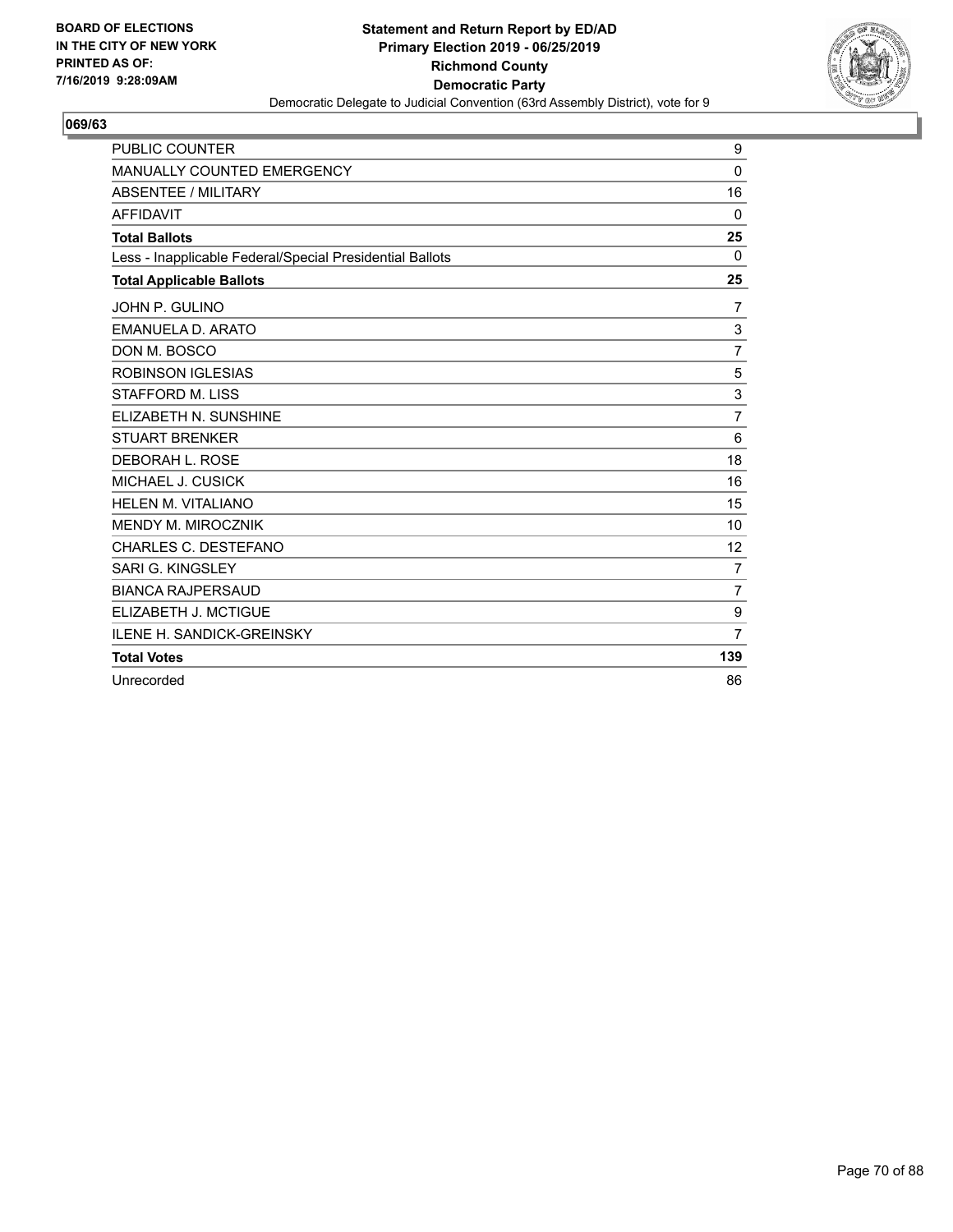BOARD OF ELECTIONS
IN THE CITY OF NEW YORK
PRINTED AS OF:
7/16/2019 9:28:09AM

**Statement and Return Report by ED/AD**
**Primary Election 2019 - 06/25/2019**
**Richmond County**
**Democratic Party**
Democratic Delegate to Judicial Convention (63rd Assembly District), vote for 9

**069/63**

| | |
|---|---|
| PUBLIC COUNTER | 9 |
| MANUALLY COUNTED EMERGENCY | 0 |
| ABSENTEE / MILITARY | 16 |
| AFFIDAVIT | 0 |
| **Total Ballots** | **25** |
| Less - Inapplicable Federal/Special Presidential Ballots | 0 |
| **Total Applicable Ballots** | **25** |
| JOHN P. GULINO | 7 |
| EMANUELA D. ARATO | 3 |
| DON M. BOSCO | 7 |
| ROBINSON IGLESIAS | 5 |
| STAFFORD M. LISS | 3 |
| ELIZABETH N. SUNSHINE | 7 |
| STUART BRENKER | 6 |
| DEBORAH L. ROSE | 18 |
| MICHAEL J. CUSICK | 16 |
| HELEN M. VITALIANO | 15 |
| MENDY M. MIROCZNIK | 10 |
| CHARLES C. DESTEFANO | 12 |
| SARI G. KINGSLEY | 7 |
| BIANCA RAJPERSAUD | 7 |
| ELIZABETH J. MCTIGUE | 9 |
| ILENE H. SANDICK-GREINSKY | 7 |
| **Total Votes** | **139** |
| Unrecorded | 86 |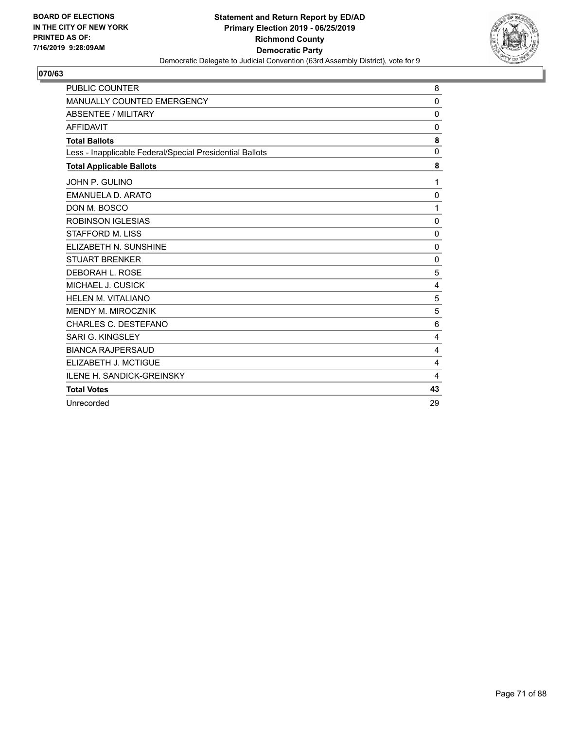BOARD OF ELECTIONS
IN THE CITY OF NEW YORK
PRINTED AS OF:
7/16/2019 9:28:09AM

**Statement and Return Report by ED/AD**
**Primary Election 2019 - 06/25/2019**
**Richmond County**
**Democratic Party**
Democratic Delegate to Judicial Convention (63rd Assembly District), vote for 9

**070/63**

| | |
|---|---|
| PUBLIC COUNTER | 8 |
| MANUALLY COUNTED EMERGENCY | 0 |
| ABSENTEE / MILITARY | 0 |
| AFFIDAVIT | 0 |
| **Total Ballots** | **8** |
| Less - Inapplicable Federal/Special Presidential Ballots | 0 |
| **Total Applicable Ballots** | **8** |
| JOHN P. GULINO | 1 |
| EMANUELA D. ARATO | 0 |
| DON M. BOSCO | 1 |
| ROBINSON IGLESIAS | 0 |
| STAFFORD M. LISS | 0 |
| ELIZABETH N. SUNSHINE | 0 |
| STUART BRENKER | 0 |
| DEBORAH L. ROSE | 5 |
| MICHAEL J. CUSICK | 4 |
| HELEN M. VITALIANO | 5 |
| MENDY M. MIROCZNIK | 5 |
| CHARLES C. DESTEFANO | 6 |
| SARI G. KINGSLEY | 4 |
| BIANCA RAJPERSAUD | 4 |
| ELIZABETH J. MCTIGUE | 4 |
| ILENE H. SANDICK-GREINSKY | 4 |
| **Total Votes** | **43** |
| Unrecorded | 29 |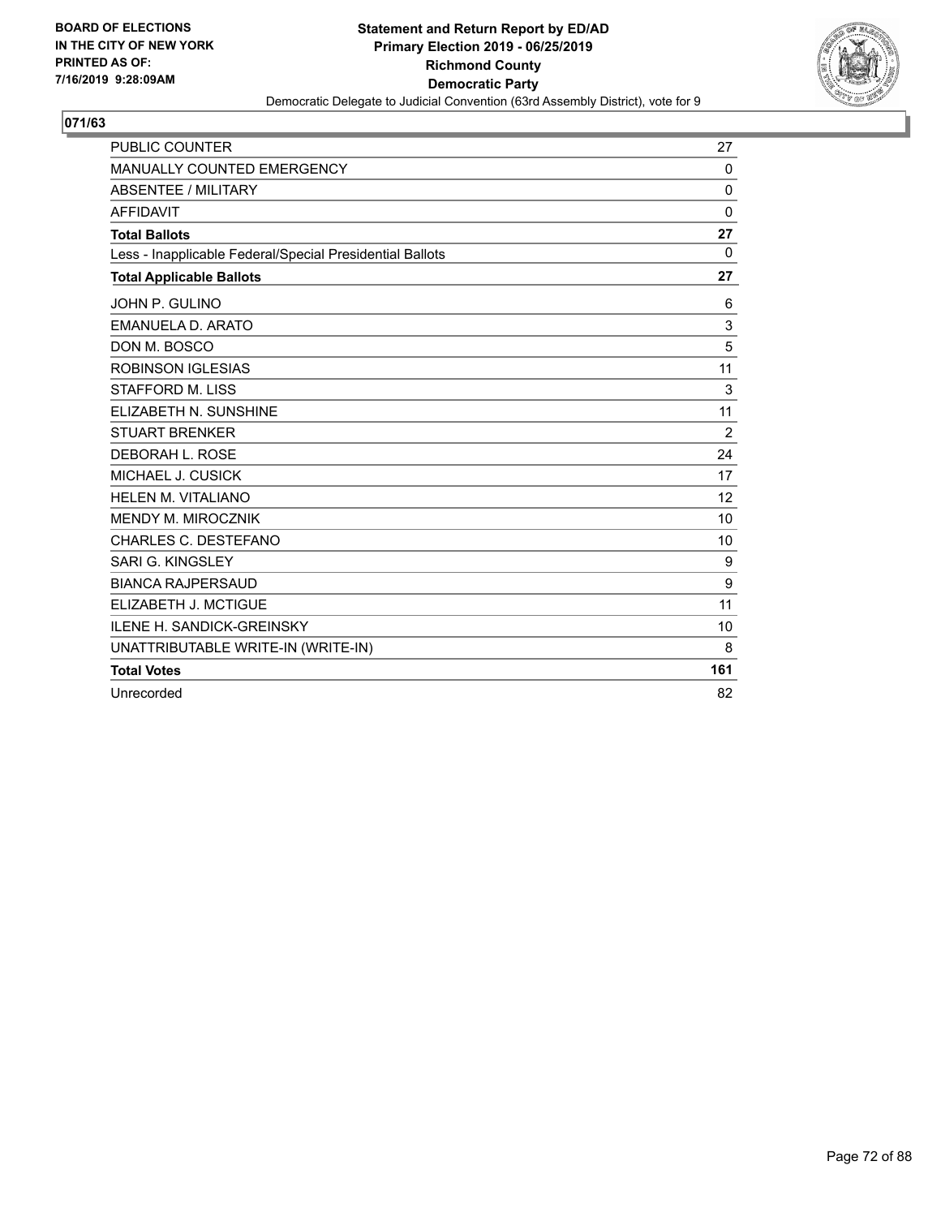**BOARD OF ELECTIONS IN THE CITY OF NEW YORK PRINTED AS OF: 7/16/2019 9:28:09AM**

**Statement and Return Report by ED/AD**
**Primary Election 2019 - 06/25/2019**
**Richmond County**
**Democratic Party**
Democratic Delegate to Judicial Convention (63rd Assembly District), vote for 9

**071/63**

| | |
|---|---|
| PUBLIC COUNTER | 27 |
| MANUALLY COUNTED EMERGENCY | 0 |
| ABSENTEE / MILITARY | 0 |
| AFFIDAVIT | 0 |
| **Total Ballots** | **27** |
| Less - Inapplicable Federal/Special Presidential Ballots | 0 |
| **Total Applicable Ballots** | **27** |
| JOHN P. GULINO | 6 |
| EMANUELA D. ARATO | 3 |
| DON M. BOSCO | 5 |
| ROBINSON IGLESIAS | 11 |
| STAFFORD M. LISS | 3 |
| ELIZABETH N. SUNSHINE | 11 |
| STUART BRENKER | 2 |
| DEBORAH L. ROSE | 24 |
| MICHAEL J. CUSICK | 17 |
| HELEN M. VITALIANO | 12 |
| MENDY M. MIROCZNIK | 10 |
| CHARLES C. DESTEFANO | 10 |
| SARI G. KINGSLEY | 9 |
| BIANCA RAJPERSAUD | 9 |
| ELIZABETH J. MCTIGUE | 11 |
| ILENE H. SANDICK-GREINSKY | 10 |
| UNATTRIBUTABLE WRITE-IN (WRITE-IN) | 8 |
| **Total Votes** | **161** |
| Unrecorded | 82 |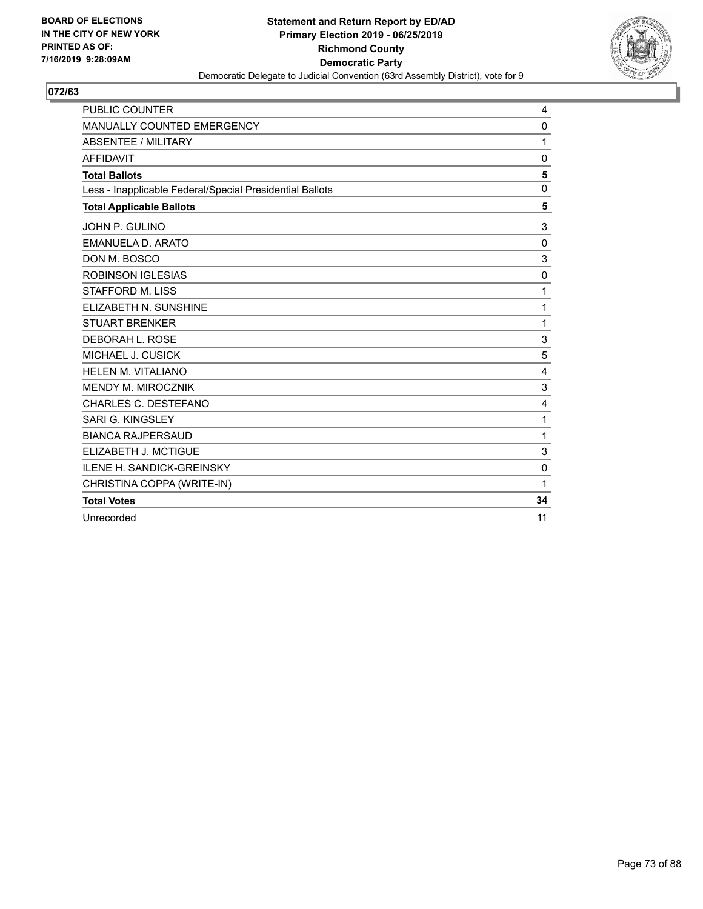**BOARD OF ELECTIONS IN THE CITY OF NEW YORK PRINTED AS OF: 7/16/2019 9:28:09AM**

**Statement and Return Report by ED/AD**
**Primary Election 2019 - 06/25/2019**
**Richmond County**
**Democratic Party**
Democratic Delegate to Judicial Convention (63rd Assembly District), vote for 9

**072/63**

| | |
|---|---|
| PUBLIC COUNTER | 4 |
| MANUALLY COUNTED EMERGENCY | 0 |
| ABSENTEE / MILITARY | 1 |
| AFFIDAVIT | 0 |
| **Total Ballots** | **5** |
| Less - Inapplicable Federal/Special Presidential Ballots | 0 |
| **Total Applicable Ballots** | **5** |
| JOHN P. GULINO | 3 |
| EMANUELA D. ARATO | 0 |
| DON M. BOSCO | 3 |
| ROBINSON IGLESIAS | 0 |
| STAFFORD M. LISS | 1 |
| ELIZABETH N. SUNSHINE | 1 |
| STUART BRENKER | 1 |
| DEBORAH L. ROSE | 3 |
| MICHAEL J. CUSICK | 5 |
| HELEN M. VITALIANO | 4 |
| MENDY M. MIROCZNIK | 3 |
| CHARLES C. DESTEFANO | 4 |
| SARI G. KINGSLEY | 1 |
| BIANCA RAJPERSAUD | 1 |
| ELIZABETH J. MCTIGUE | 3 |
| ILENE H. SANDICK-GREINSKY | 0 |
| CHRISTINA COPPA (WRITE-IN) | 1 |
| **Total Votes** | **34** |
| Unrecorded | 11 |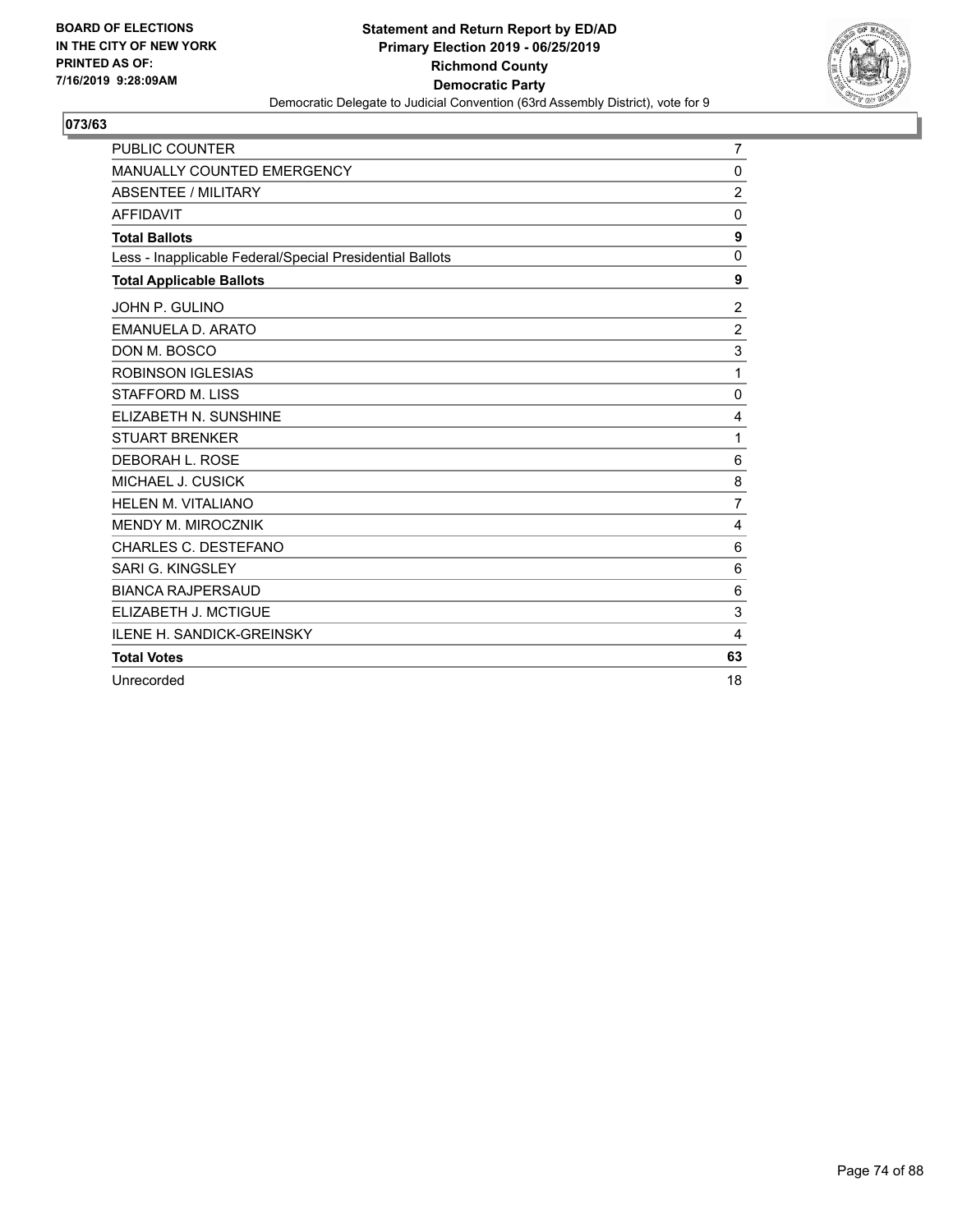**BOARD OF ELECTIONS IN THE CITY OF NEW YORK PRINTED AS OF: 7/16/2019 9:28:09AM**

**Statement and Return Report by ED/AD**
**Primary Election 2019 - 06/25/2019**
**Richmond County**
**Democratic Party**
Democratic Delegate to Judicial Convention (63rd Assembly District), vote for 9

**073/63**

| | |
|---|---|
| PUBLIC COUNTER | 7 |
| MANUALLY COUNTED EMERGENCY | 0 |
| ABSENTEE / MILITARY | 2 |
| AFFIDAVIT | 0 |
| **Total Ballots** | **9** |
| Less - Inapplicable Federal/Special Presidential Ballots | 0 |
| **Total Applicable Ballots** | **9** |
| JOHN P. GULINO | 2 |
| EMANUELA D. ARATO | 2 |
| DON M. BOSCO | 3 |
| ROBINSON IGLESIAS | 1 |
| STAFFORD M. LISS | 0 |
| ELIZABETH N. SUNSHINE | 4 |
| STUART BRENKER | 1 |
| DEBORAH L. ROSE | 6 |
| MICHAEL J. CUSICK | 8 |
| HELEN M. VITALIANO | 7 |
| MENDY M. MIROCZNIK | 4 |
| CHARLES C. DESTEFANO | 6 |
| SARI G. KINGSLEY | 6 |
| BIANCA RAJPERSAUD | 6 |
| ELIZABETH J. MCTIGUE | 3 |
| ILENE H. SANDICK-GREINSKY | 4 |
| **Total Votes** | **63** |
| Unrecorded | 18 |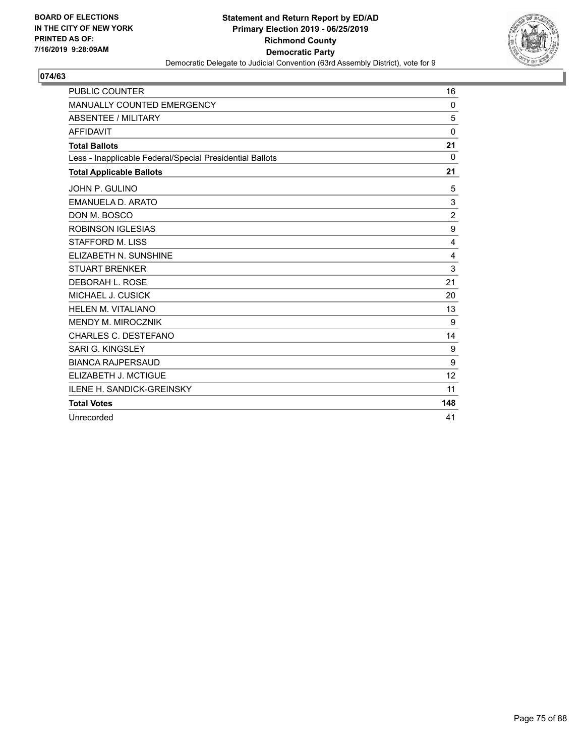BOARD OF ELECTIONS
IN THE CITY OF NEW YORK
PRINTED AS OF:
7/16/2019 9:28:09AM

**Statement and Return Report by ED/AD**
**Primary Election 2019 - 06/25/2019**
**Richmond County**
**Democratic Party**
Democratic Delegate to Judicial Convention (63rd Assembly District), vote for 9

**074/63**

| | |
|---|---|
| PUBLIC COUNTER | 16 |
| MANUALLY COUNTED EMERGENCY | 0 |
| ABSENTEE / MILITARY | 5 |
| AFFIDAVIT | 0 |
| **Total Ballots** | **21** |
| Less - Inapplicable Federal/Special Presidential Ballots | 0 |
| **Total Applicable Ballots** | **21** |
| JOHN P. GULINO | 5 |
| EMANUELA D. ARATO | 3 |
| DON M. BOSCO | 2 |
| ROBINSON IGLESIAS | 9 |
| STAFFORD M. LISS | 4 |
| ELIZABETH N. SUNSHINE | 4 |
| STUART BRENKER | 3 |
| DEBORAH L. ROSE | 21 |
| MICHAEL J. CUSICK | 20 |
| HELEN M. VITALIANO | 13 |
| MENDY M. MIROCZNIK | 9 |
| CHARLES C. DESTEFANO | 14 |
| SARI G. KINGSLEY | 9 |
| BIANCA RAJPERSAUD | 9 |
| ELIZABETH J. MCTIGUE | 12 |
| ILENE H. SANDICK-GREINSKY | 11 |
| **Total Votes** | **148** |
| Unrecorded | 41 |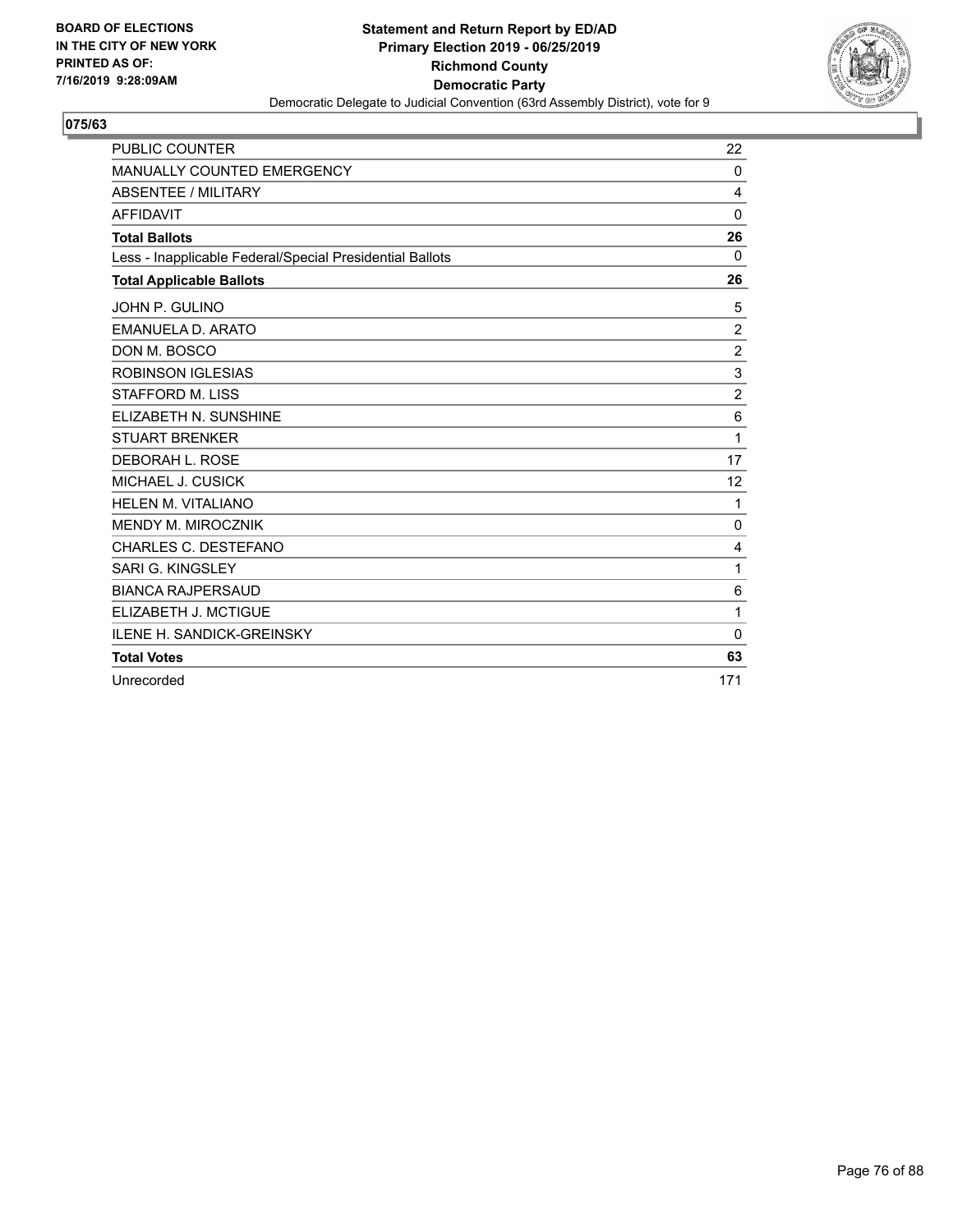BOARD OF ELECTIONS
IN THE CITY OF NEW YORK
PRINTED AS OF:
7/16/2019 9:28:09AM

**Statement and Return Report by ED/AD**
**Primary Election 2019 - 06/25/2019**
**Richmond County**
**Democratic Party**
Democratic Delegate to Judicial Convention (63rd Assembly District), vote for 9

## 075/63

| | |
|---|---|
| PUBLIC COUNTER | 22 |
| MANUALLY COUNTED EMERGENCY | 0 |
| ABSENTEE / MILITARY | 4 |
| AFFIDAVIT | 0 |
| **Total Ballots** | **26** |
| Less - Inapplicable Federal/Special Presidential Ballots | 0 |
| **Total Applicable Ballots** | **26** |
| JOHN P. GULINO | 5 |
| EMANUELA D. ARATO | 2 |
| DON M. BOSCO | 2 |
| ROBINSON IGLESIAS | 3 |
| STAFFORD M. LISS | 2 |
| ELIZABETH N. SUNSHINE | 6 |
| STUART BRENKER | 1 |
| DEBORAH L. ROSE | 17 |
| MICHAEL J. CUSICK | 12 |
| HELEN M. VITALIANO | 1 |
| MENDY M. MIROCZNIK | 0 |
| CHARLES C. DESTEFANO | 4 |
| SARI G. KINGSLEY | 1 |
| BIANCA RAJPERSAUD | 6 |
| ELIZABETH J. MCTIGUE | 1 |
| ILENE H. SANDICK-GREINSKY | 0 |
| **Total Votes** | **63** |
| Unrecorded | 171 |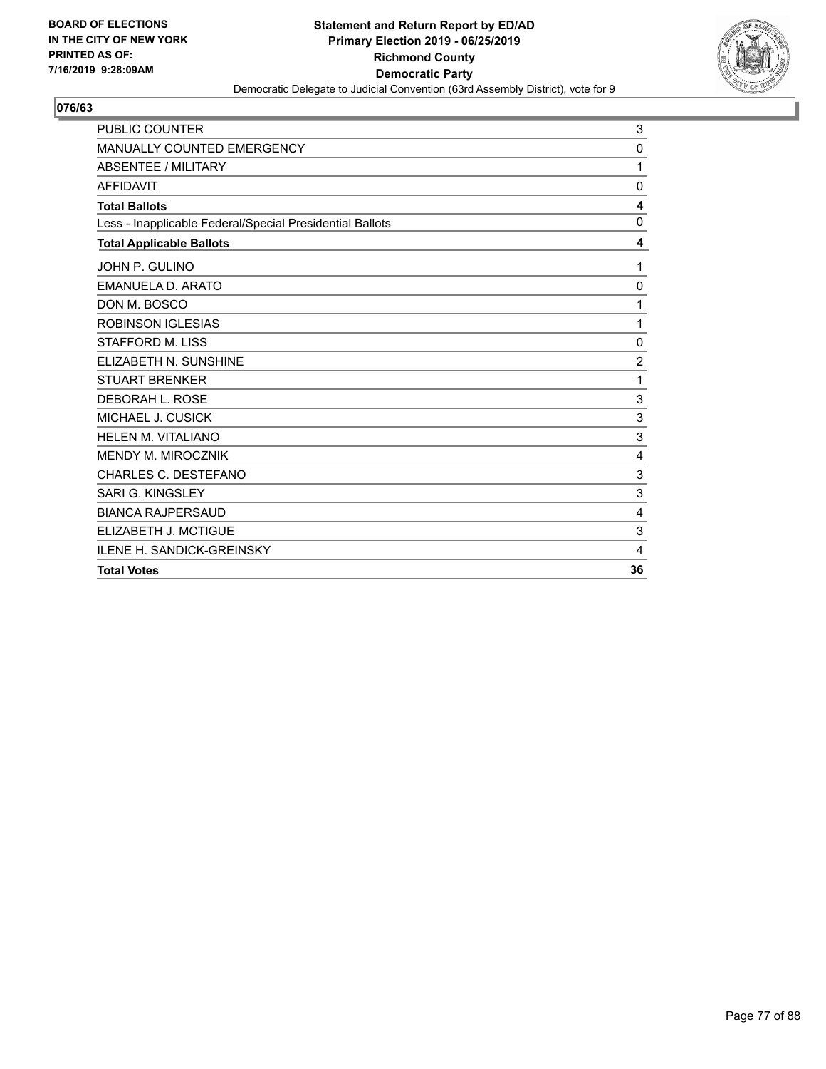**BOARD OF ELECTIONS IN THE CITY OF NEW YORK PRINTED AS OF: 7/16/2019 9:28:09AM**

**Statement and Return Report by ED/AD**
**Primary Election 2019 - 06/25/2019**
**Richmond County**
**Democratic Party**
Democratic Delegate to Judicial Convention (63rd Assembly District), vote for 9

## 076/63

| | |
|---|---|
| PUBLIC COUNTER | 3 |
| MANUALLY COUNTED EMERGENCY | 0 |
| ABSENTEE / MILITARY | 1 |
| AFFIDAVIT | 0 |
| **Total Ballots** | **4** |
| Less - Inapplicable Federal/Special Presidential Ballots | 0 |
| **Total Applicable Ballots** | **4** |
| JOHN P. GULINO | 1 |
| EMANUELA D. ARATO | 0 |
| DON M. BOSCO | 1 |
| ROBINSON IGLESIAS | 1 |
| STAFFORD M. LISS | 0 |
| ELIZABETH N. SUNSHINE | 2 |
| STUART BRENKER | 1 |
| DEBORAH L. ROSE | 3 |
| MICHAEL J. CUSICK | 3 |
| HELEN M. VITALIANO | 3 |
| MENDY M. MIROCZNIK | 4 |
| CHARLES C. DESTEFANO | 3 |
| SARI G. KINGSLEY | 3 |
| BIANCA RAJPERSAUD | 4 |
| ELIZABETH J. MCTIGUE | 3 |
| ILENE H. SANDICK-GREINSKY | 4 |
| **Total Votes** | **36** |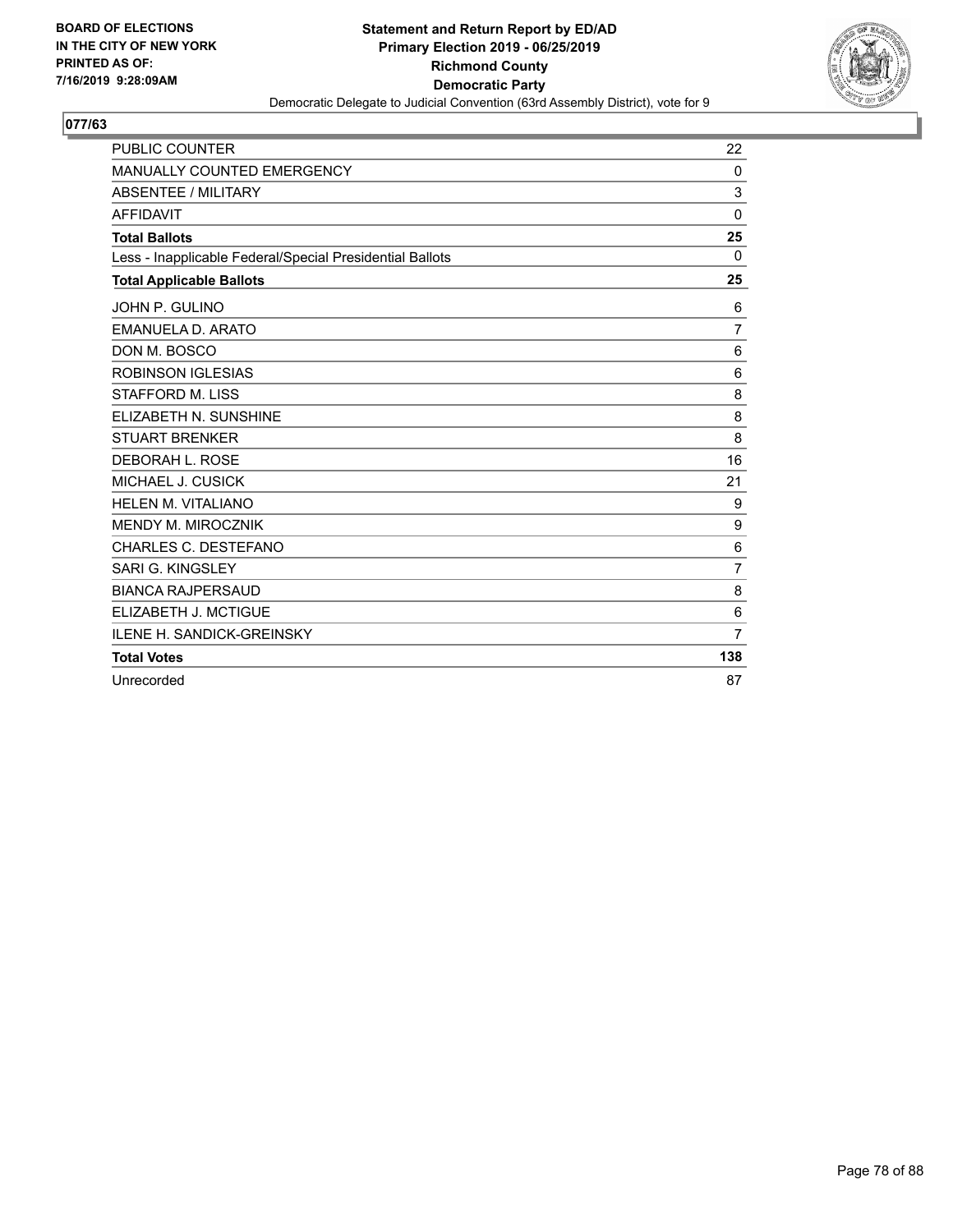**BOARD OF ELECTIONS IN THE CITY OF NEW YORK PRINTED AS OF: 7/16/2019 9:28:09AM**

**Statement and Return Report by ED/AD**
**Primary Election 2019 - 06/25/2019**
**Richmond County**
**Democratic Party**
Democratic Delegate to Judicial Convention (63rd Assembly District), vote for 9

## 077/63

| | |
|---|---|
| PUBLIC COUNTER | 22 |
| MANUALLY COUNTED EMERGENCY | 0 |
| ABSENTEE / MILITARY | 3 |
| AFFIDAVIT | 0 |
| **Total Ballots** | **25** |
| Less - Inapplicable Federal/Special Presidential Ballots | 0 |
| **Total Applicable Ballots** | **25** |
| JOHN P. GULINO | 6 |
| EMANUELA D. ARATO | 7 |
| DON M. BOSCO | 6 |
| ROBINSON IGLESIAS | 6 |
| STAFFORD M. LISS | 8 |
| ELIZABETH N. SUNSHINE | 8 |
| STUART BRENKER | 8 |
| DEBORAH L. ROSE | 16 |
| MICHAEL J. CUSICK | 21 |
| HELEN M. VITALIANO | 9 |
| MENDY M. MIROCZNIK | 9 |
| CHARLES C. DESTEFANO | 6 |
| SARI G. KINGSLEY | 7 |
| BIANCA RAJPERSAUD | 8 |
| ELIZABETH J. MCTIGUE | 6 |
| ILENE H. SANDICK-GREINSKY | 7 |
| **Total Votes** | **138** |
| Unrecorded | 87 |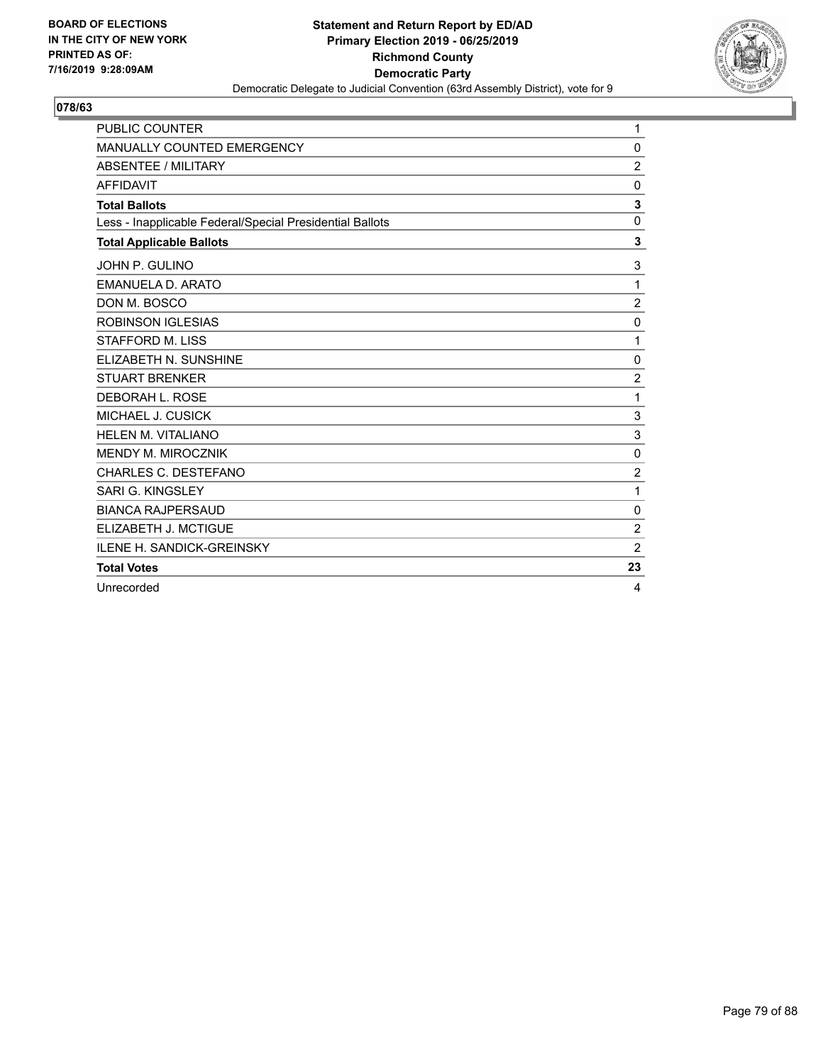BOARD OF ELECTIONS
IN THE CITY OF NEW YORK
PRINTED AS OF:
7/16/2019 9:28:09AM

**Statement and Return Report by ED/AD**
**Primary Election 2019 - 06/25/2019**
**Richmond County**
**Democratic Party**
Democratic Delegate to Judicial Convention (63rd Assembly District), vote for 9

**078/63**

| | |
|---|---|
| PUBLIC COUNTER | 1 |
| MANUALLY COUNTED EMERGENCY | 0 |
| ABSENTEE / MILITARY | 2 |
| AFFIDAVIT | 0 |
| **Total Ballots** | **3** |
| Less - Inapplicable Federal/Special Presidential Ballots | 0 |
| **Total Applicable Ballots** | **3** |
| JOHN P. GULINO | 3 |
| EMANUELA D. ARATO | 1 |
| DON M. BOSCO | 2 |
| ROBINSON IGLESIAS | 0 |
| STAFFORD M. LISS | 1 |
| ELIZABETH N. SUNSHINE | 0 |
| STUART BRENKER | 2 |
| DEBORAH L. ROSE | 1 |
| MICHAEL J. CUSICK | 3 |
| HELEN M. VITALIANO | 3 |
| MENDY M. MIROCZNIK | 0 |
| CHARLES C. DESTEFANO | 2 |
| SARI G. KINGSLEY | 1 |
| BIANCA RAJPERSAUD | 0 |
| ELIZABETH J. MCTIGUE | 2 |
| ILENE H. SANDICK-GREINSKY | 2 |
| **Total Votes** | **23** |
| Unrecorded | 4 |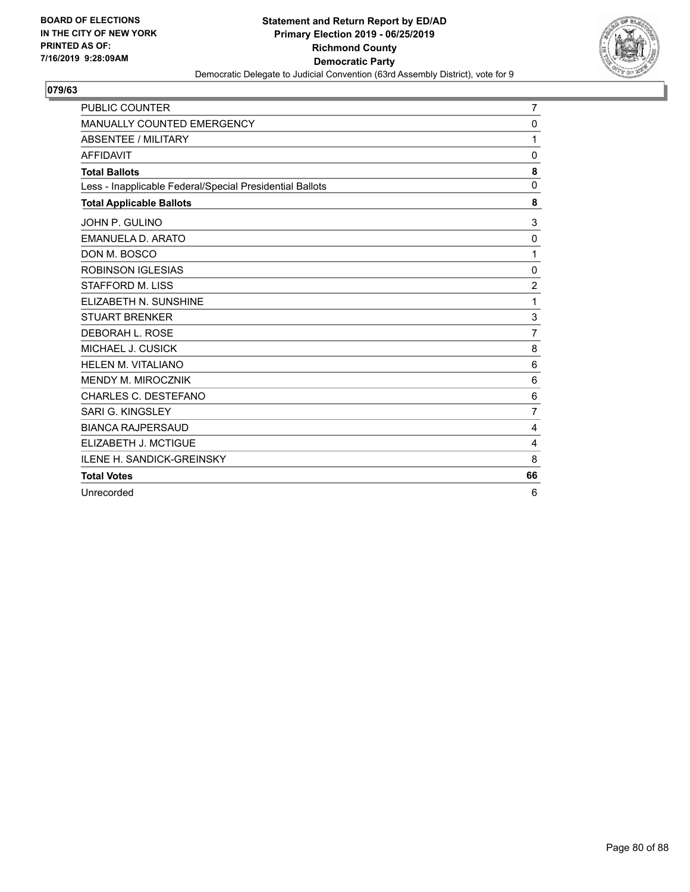BOARD OF ELECTIONS IN THE CITY OF NEW YORK PRINTED AS OF: 7/16/2019 9:28:09AM

**Statement and Return Report by ED/AD**
**Primary Election 2019 - 06/25/2019**
**Richmond County**
**Democratic Party**
Democratic Delegate to Judicial Convention (63rd Assembly District), vote for 9

## 079/63

| | |
|---|---|
| PUBLIC COUNTER | 7 |
| MANUALLY COUNTED EMERGENCY | 0 |
| ABSENTEE / MILITARY | 1 |
| AFFIDAVIT | 0 |
| **Total Ballots** | **8** |
| Less - Inapplicable Federal/Special Presidential Ballots | 0 |
| **Total Applicable Ballots** | **8** |
| JOHN P. GULINO | 3 |
| EMANUELA D. ARATO | 0 |
| DON M. BOSCO | 1 |
| ROBINSON IGLESIAS | 0 |
| STAFFORD M. LISS | 2 |
| ELIZABETH N. SUNSHINE | 1 |
| STUART BRENKER | 3 |
| DEBORAH L. ROSE | 7 |
| MICHAEL J. CUSICK | 8 |
| HELEN M. VITALIANO | 6 |
| MENDY M. MIROCZNIK | 6 |
| CHARLES C. DESTEFANO | 6 |
| SARI G. KINGSLEY | 7 |
| BIANCA RAJPERSAUD | 4 |
| ELIZABETH J. MCTIGUE | 4 |
| ILENE H. SANDICK-GREINSKY | 8 |
| **Total Votes** | **66** |
| Unrecorded | 6 |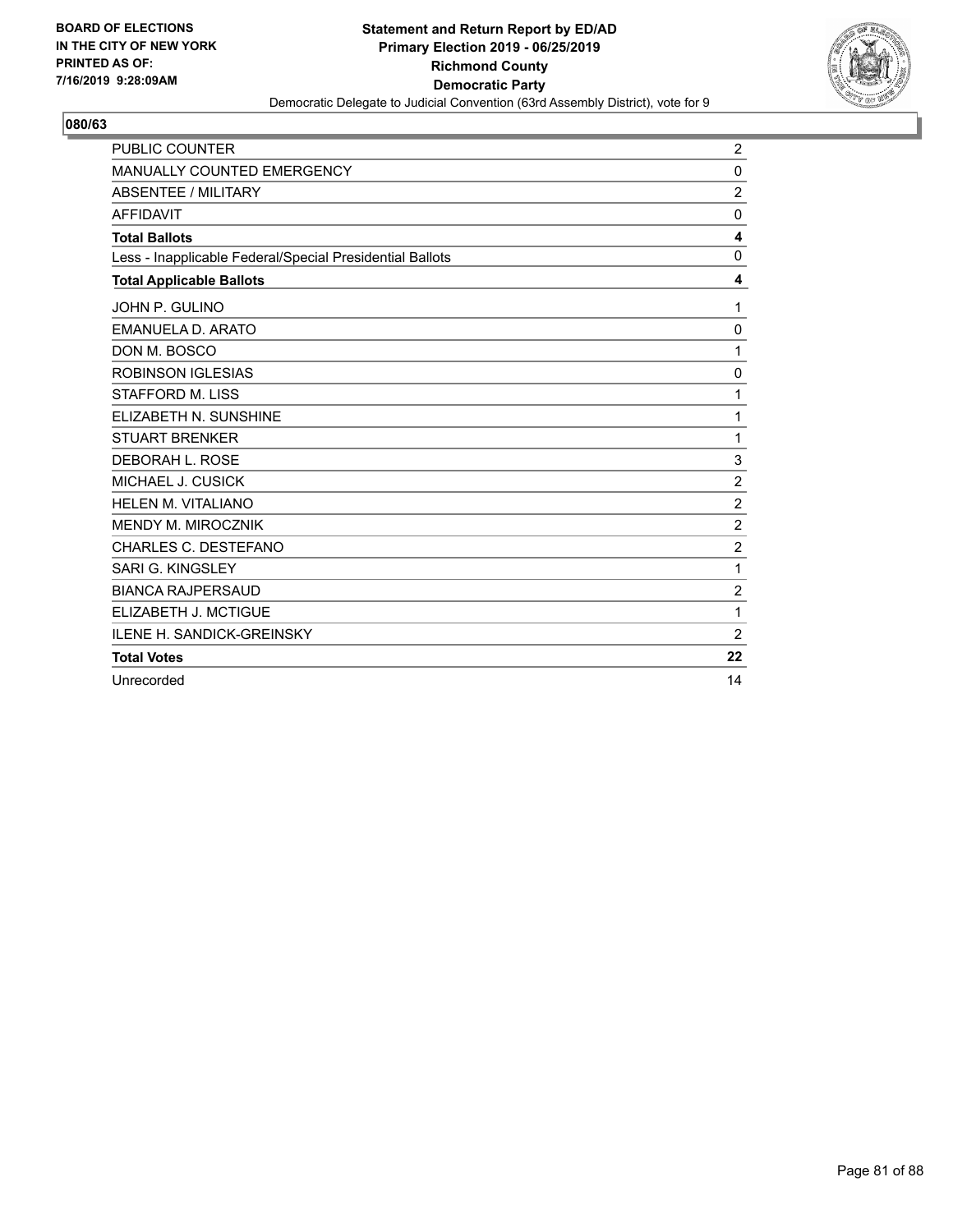**BOARD OF ELECTIONS IN THE CITY OF NEW YORK PRINTED AS OF: 7/16/2019 9:28:09AM**

**Statement and Return Report by ED/AD**
**Primary Election 2019 - 06/25/2019**
**Richmond County**
**Democratic Party**
Democratic Delegate to Judicial Convention (63rd Assembly District), vote for 9

**080/63**

| | |
|---|---|
| PUBLIC COUNTER | 2 |
| MANUALLY COUNTED EMERGENCY | 0 |
| ABSENTEE / MILITARY | 2 |
| AFFIDAVIT | 0 |
| **Total Ballots** | **4** |
| Less - Inapplicable Federal/Special Presidential Ballots | 0 |
| **Total Applicable Ballots** | **4** |
| JOHN P. GULINO | 1 |
| EMANUELA D. ARATO | 0 |
| DON M. BOSCO | 1 |
| ROBINSON IGLESIAS | 0 |
| STAFFORD M. LISS | 1 |
| ELIZABETH N. SUNSHINE | 1 |
| STUART BRENKER | 1 |
| DEBORAH L. ROSE | 3 |
| MICHAEL J. CUSICK | 2 |
| HELEN M. VITALIANO | 2 |
| MENDY M. MIROCZNIK | 2 |
| CHARLES C. DESTEFANO | 2 |
| SARI G. KINGSLEY | 1 |
| BIANCA RAJPERSAUD | 2 |
| ELIZABETH J. MCTIGUE | 1 |
| ILENE H. SANDICK-GREINSKY | 2 |
| **Total Votes** | **22** |
| Unrecorded | 14 |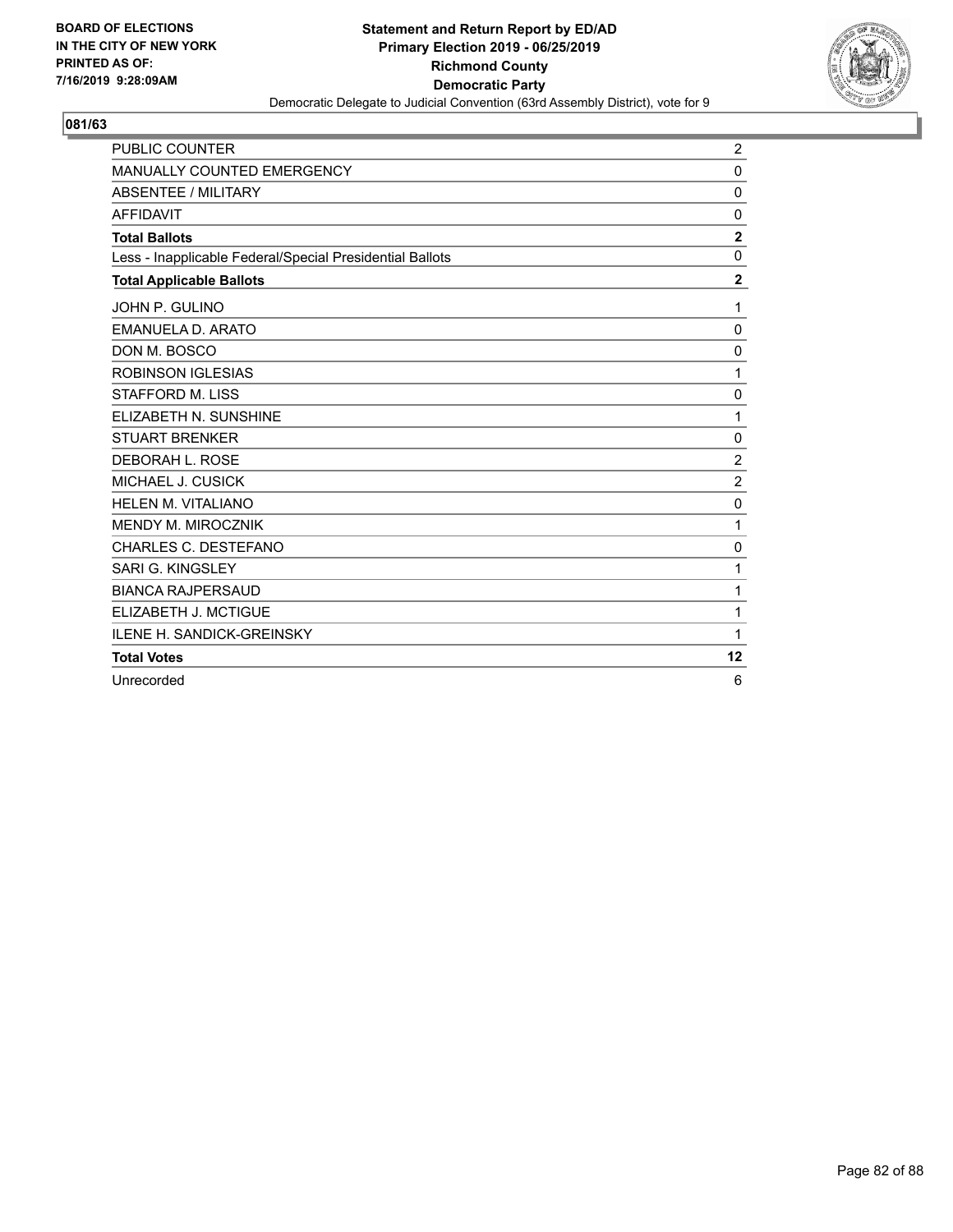BOARD OF ELECTIONS
IN THE CITY OF NEW YORK
PRINTED AS OF:
7/16/2019 9:28:09AM

**Statement and Return Report by ED/AD**
**Primary Election 2019 - 06/25/2019**
**Richmond County**
**Democratic Party**
Democratic Delegate to Judicial Convention (63rd Assembly District), vote for 9

## 081/63

| | |
|---|---|
| PUBLIC COUNTER | 2 |
| MANUALLY COUNTED EMERGENCY | 0 |
| ABSENTEE / MILITARY | 0 |
| AFFIDAVIT | 0 |
| **Total Ballots** | **2** |
| Less - Inapplicable Federal/Special Presidential Ballots | 0 |
| **Total Applicable Ballots** | **2** |
| JOHN P. GULINO | 1 |
| EMANUELA D. ARATO | 0 |
| DON M. BOSCO | 0 |
| ROBINSON IGLESIAS | 1 |
| STAFFORD M. LISS | 0 |
| ELIZABETH N. SUNSHINE | 1 |
| STUART BRENKER | 0 |
| DEBORAH L. ROSE | 2 |
| MICHAEL J. CUSICK | 2 |
| HELEN M. VITALIANO | 0 |
| MENDY M. MIROCZNIK | 1 |
| CHARLES C. DESTEFANO | 0 |
| SARI G. KINGSLEY | 1 |
| BIANCA RAJPERSAUD | 1 |
| ELIZABETH J. MCTIGUE | 1 |
| ILENE H. SANDICK-GREINSKY | 1 |
| **Total Votes** | **12** |
| Unrecorded | 6 |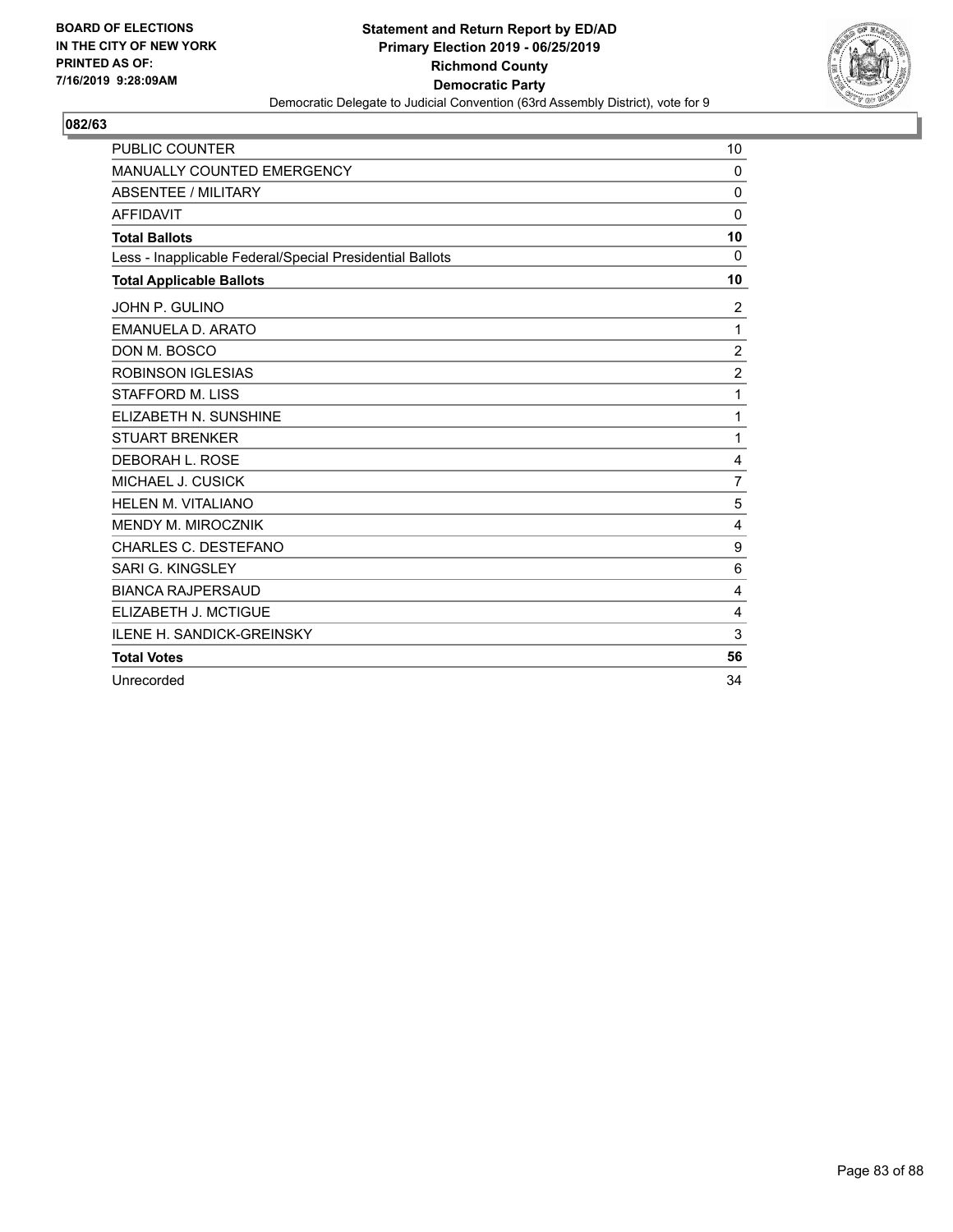BOARD OF ELECTIONS
IN THE CITY OF NEW YORK
PRINTED AS OF:
7/16/2019 9:28:09AM

**Statement and Return Report by ED/AD**
**Primary Election 2019 - 06/25/2019**
**Richmond County**
**Democratic Party**
Democratic Delegate to Judicial Convention (63rd Assembly District), vote for 9

**082/63**

| | |
|---|---|
| PUBLIC COUNTER | 10 |
| MANUALLY COUNTED EMERGENCY | 0 |
| ABSENTEE / MILITARY | 0 |
| AFFIDAVIT | 0 |
| **Total Ballots** | **10** |
| Less - Inapplicable Federal/Special Presidential Ballots | 0 |
| **Total Applicable Ballots** | **10** |
| JOHN P. GULINO | 2 |
| EMANUELA D. ARATO | 1 |
| DON M. BOSCO | 2 |
| ROBINSON IGLESIAS | 2 |
| STAFFORD M. LISS | 1 |
| ELIZABETH N. SUNSHINE | 1 |
| STUART BRENKER | 1 |
| DEBORAH L. ROSE | 4 |
| MICHAEL J. CUSICK | 7 |
| HELEN M. VITALIANO | 5 |
| MENDY M. MIROCZNIK | 4 |
| CHARLES C. DESTEFANO | 9 |
| SARI G. KINGSLEY | 6 |
| BIANCA RAJPERSAUD | 4 |
| ELIZABETH J. MCTIGUE | 4 |
| ILENE H. SANDICK-GREINSKY | 3 |
| **Total Votes** | **56** |
| Unrecorded | 34 |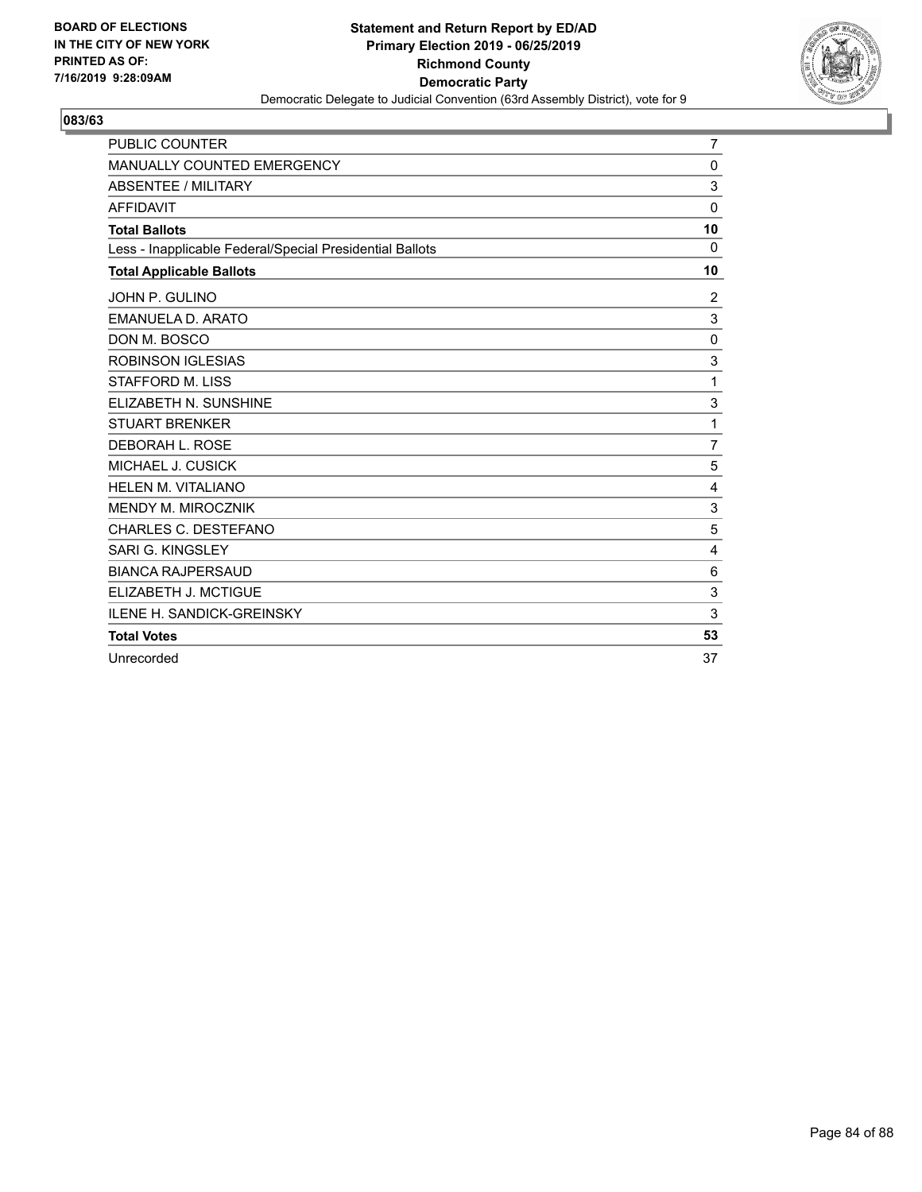BOARD OF ELECTIONS
IN THE CITY OF NEW YORK
PRINTED AS OF:
7/16/2019 9:28:09AM

**Statement and Return Report by ED/AD**
**Primary Election 2019 - 06/25/2019**
**Richmond County**
**Democratic Party**
Democratic Delegate to Judicial Convention (63rd Assembly District), vote for 9

**083/63**

| | |
|---|---|
| PUBLIC COUNTER | 7 |
| MANUALLY COUNTED EMERGENCY | 0 |
| ABSENTEE / MILITARY | 3 |
| AFFIDAVIT | 0 |
| **Total Ballots** | **10** |
| Less - Inapplicable Federal/Special Presidential Ballots | 0 |
| **Total Applicable Ballots** | **10** |
| JOHN P. GULINO | 2 |
| EMANUELA D. ARATO | 3 |
| DON M. BOSCO | 0 |
| ROBINSON IGLESIAS | 3 |
| STAFFORD M. LISS | 1 |
| ELIZABETH N. SUNSHINE | 3 |
| STUART BRENKER | 1 |
| DEBORAH L. ROSE | 7 |
| MICHAEL J. CUSICK | 5 |
| HELEN M. VITALIANO | 4 |
| MENDY M. MIROCZNIK | 3 |
| CHARLES C. DESTEFANO | 5 |
| SARI G. KINGSLEY | 4 |
| BIANCA RAJPERSAUD | 6 |
| ELIZABETH J. MCTIGUE | 3 |
| ILENE H. SANDICK-GREINSKY | 3 |
| **Total Votes** | **53** |
| Unrecorded | 37 |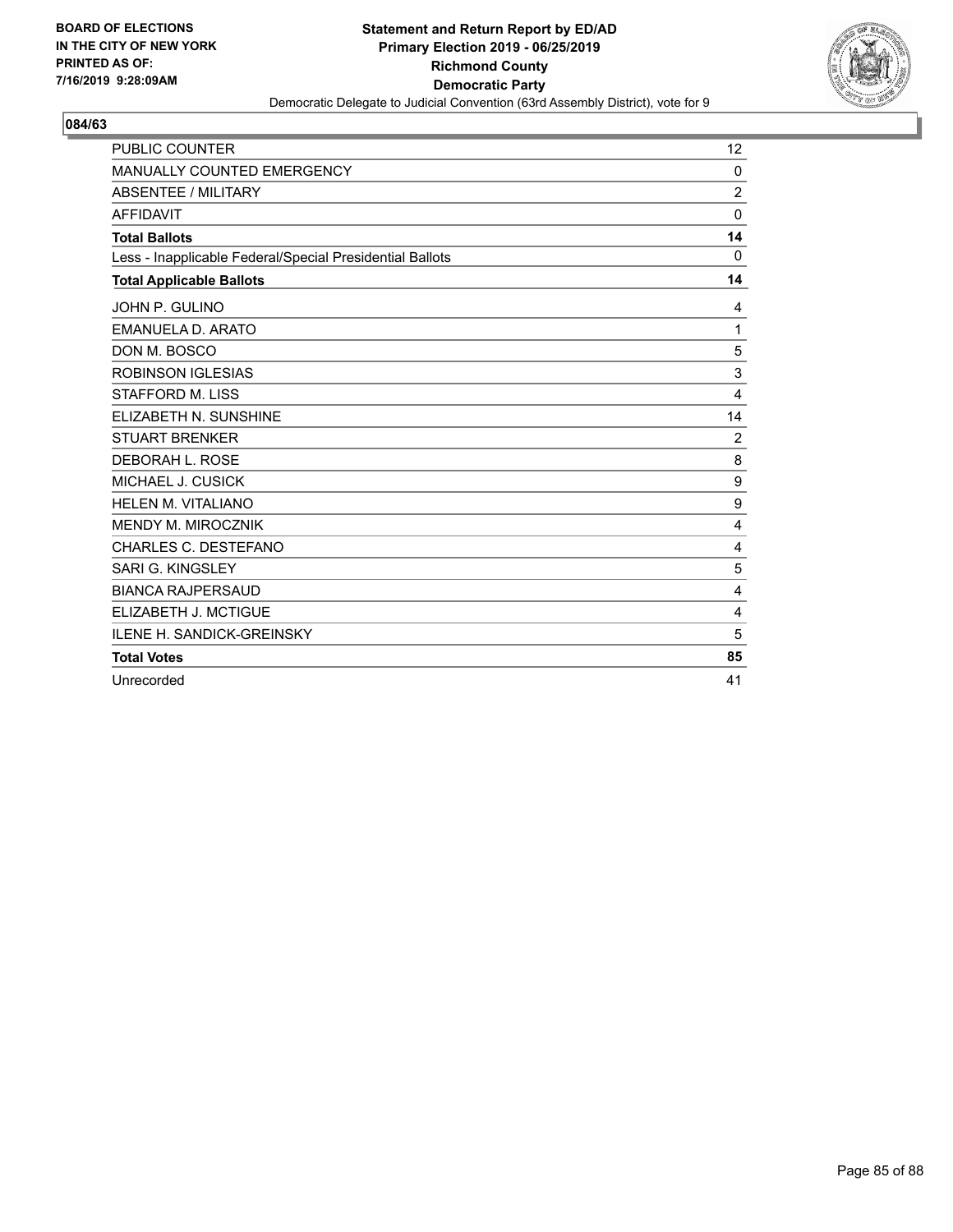BOARD OF ELECTIONS
IN THE CITY OF NEW YORK
PRINTED AS OF:
7/16/2019 9:28:09AM

**Statement and Return Report by ED/AD**
**Primary Election 2019 - 06/25/2019**
**Richmond County**
**Democratic Party**
Democratic Delegate to Judicial Convention (63rd Assembly District), vote for 9

**084/63**

| | |
|---|---|
| PUBLIC COUNTER | 12 |
| MANUALLY COUNTED EMERGENCY | 0 |
| ABSENTEE / MILITARY | 2 |
| AFFIDAVIT | 0 |
| **Total Ballots** | **14** |
| Less - Inapplicable Federal/Special Presidential Ballots | 0 |
| **Total Applicable Ballots** | **14** |
| JOHN P. GULINO | 4 |
| EMANUELA D. ARATO | 1 |
| DON M. BOSCO | 5 |
| ROBINSON IGLESIAS | 3 |
| STAFFORD M. LISS | 4 |
| ELIZABETH N. SUNSHINE | 14 |
| STUART BRENKER | 2 |
| DEBORAH L. ROSE | 8 |
| MICHAEL J. CUSICK | 9 |
| HELEN M. VITALIANO | 9 |
| MENDY M. MIROCZNIK | 4 |
| CHARLES C. DESTEFANO | 4 |
| SARI G. KINGSLEY | 5 |
| BIANCA RAJPERSAUD | 4 |
| ELIZABETH J. MCTIGUE | 4 |
| ILENE H. SANDICK-GREINSKY | 5 |
| **Total Votes** | **85** |
| Unrecorded | 41 |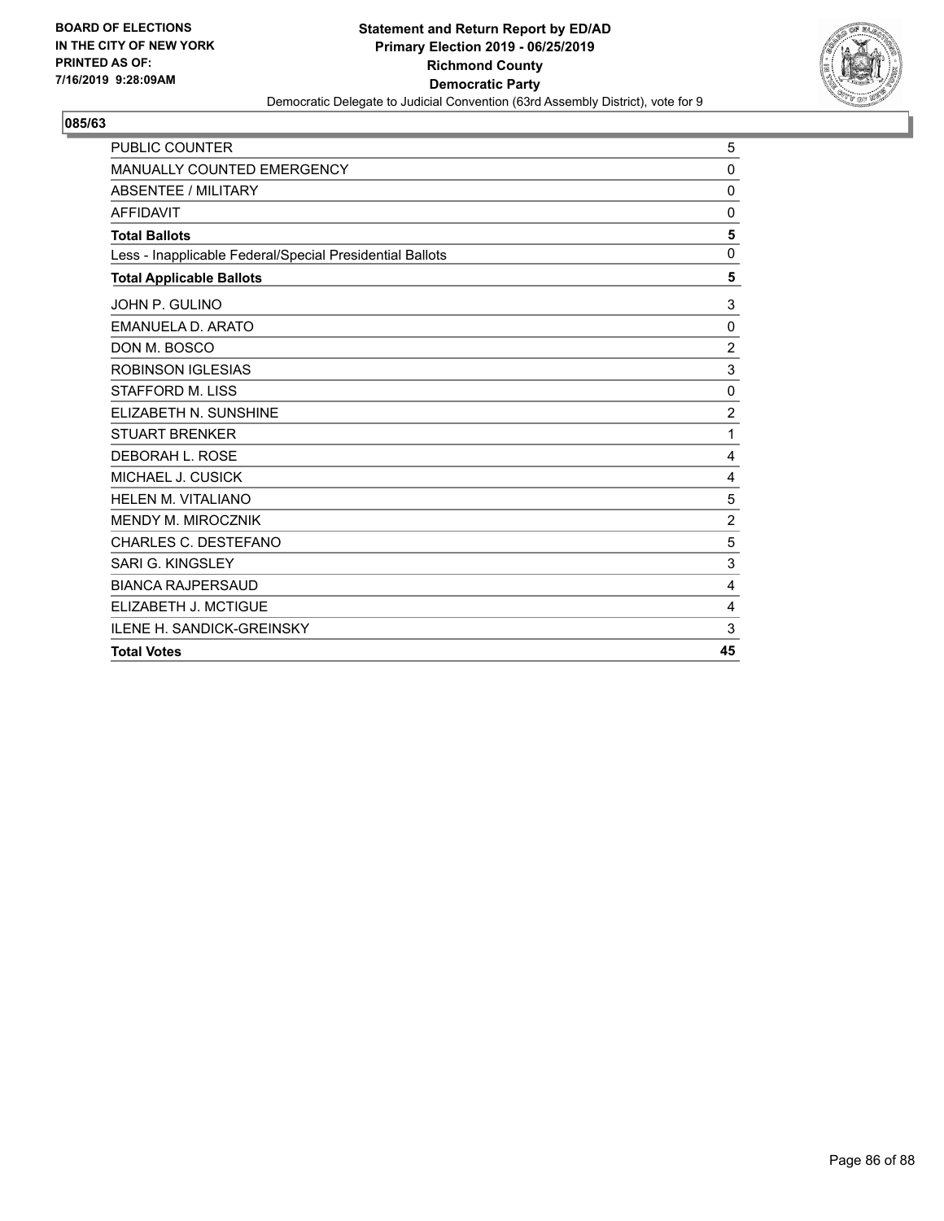BOARD OF ELECTIONS
IN THE CITY OF NEW YORK
PRINTED AS OF:
7/16/2019 9:28:09AM

**Statement and Return Report by ED/AD**
**Primary Election 2019 - 06/25/2019**
**Richmond County**
**Democratic Party**
Democratic Delegate to Judicial Convention (63rd Assembly District), vote for 9

**085/63**

| | |
|---|---|
| PUBLIC COUNTER | 5 |
| MANUALLY COUNTED EMERGENCY | 0 |
| ABSENTEE / MILITARY | 0 |
| AFFIDAVIT | 0 |
| **Total Ballots** | **5** |
| Less - Inapplicable Federal/Special Presidential Ballots | 0 |
| **Total Applicable Ballots** | **5** |
| JOHN P. GULINO | 3 |
| EMANUELA D. ARATO | 0 |
| DON M. BOSCO | 2 |
| ROBINSON IGLESIAS | 3 |
| STAFFORD M. LISS | 0 |
| ELIZABETH N. SUNSHINE | 2 |
| STUART BRENKER | 1 |
| DEBORAH L. ROSE | 4 |
| MICHAEL J. CUSICK | 4 |
| HELEN M. VITALIANO | 5 |
| MENDY M. MIROCZNIK | 2 |
| CHARLES C. DESTEFANO | 5 |
| SARI G. KINGSLEY | 3 |
| BIANCA RAJPERSAUD | 4 |
| ELIZABETH J. MCTIGUE | 4 |
| ILENE H. SANDICK-GREINSKY | 3 |
| **Total Votes** | **45** |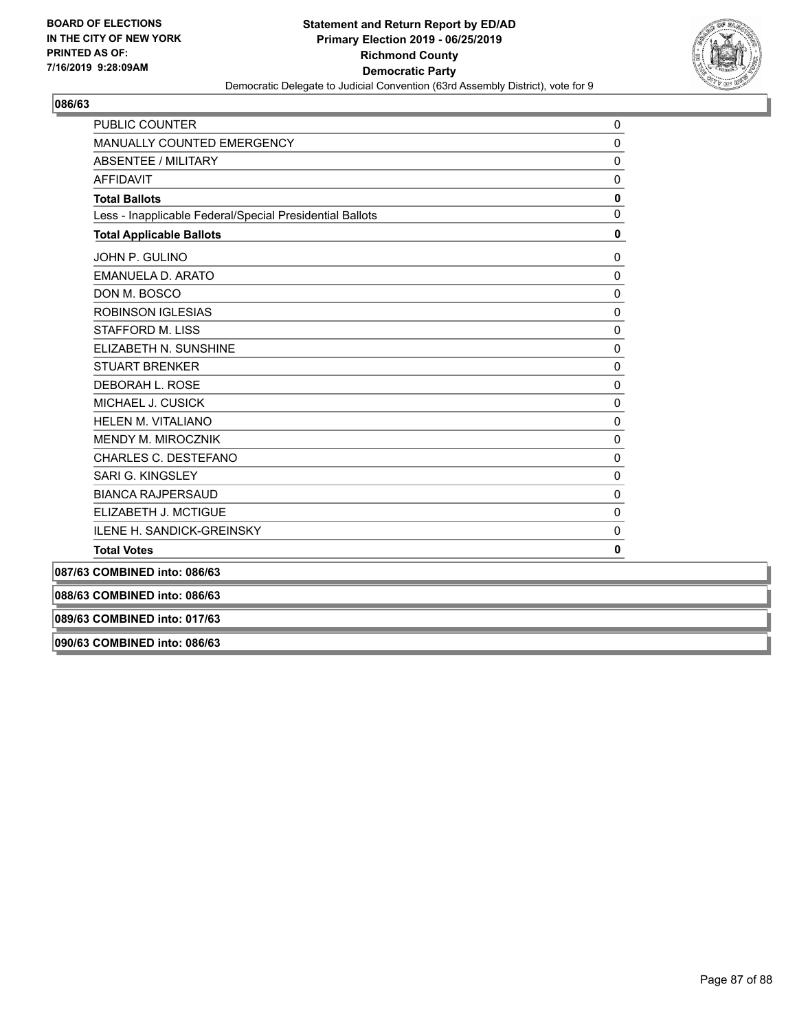## 086/63

| | |
|---|---|
| PUBLIC COUNTER | 0 |
| MANUALLY COUNTED EMERGENCY | 0 |
| ABSENTEE / MILITARY | 0 |
| AFFIDAVIT | 0 |
| **Total Ballots** | **0** |
| Less - Inapplicable Federal/Special Presidential Ballots | 0 |
| **Total Applicable Ballots** | **0** |
| JOHN P. GULINO | 0 |
| EMANUELA D. ARATO | 0 |
| DON M. BOSCO | 0 |
| ROBINSON IGLESIAS | 0 |
| STAFFORD M. LISS | 0 |
| ELIZABETH N. SUNSHINE | 0 |
| STUART BRENKER | 0 |
| DEBORAH L. ROSE | 0 |
| MICHAEL J. CUSICK | 0 |
| HELEN M. VITALIANO | 0 |
| MENDY M. MIROCZNIK | 0 |
| CHARLES C. DESTEFANO | 0 |
| SARI G. KINGSLEY | 0 |
| BIANCA RAJPERSAUD | 0 |
| ELIZABETH J. MCTIGUE | 0 |
| ILENE H. SANDICK-GREINSKY | 0 |
| **Total Votes** | **0** |

**087/63 COMBINED into: 086/63**

**088/63 COMBINED into: 086/63**

**089/63 COMBINED into: 017/63**

**090/63 COMBINED into: 086/63**